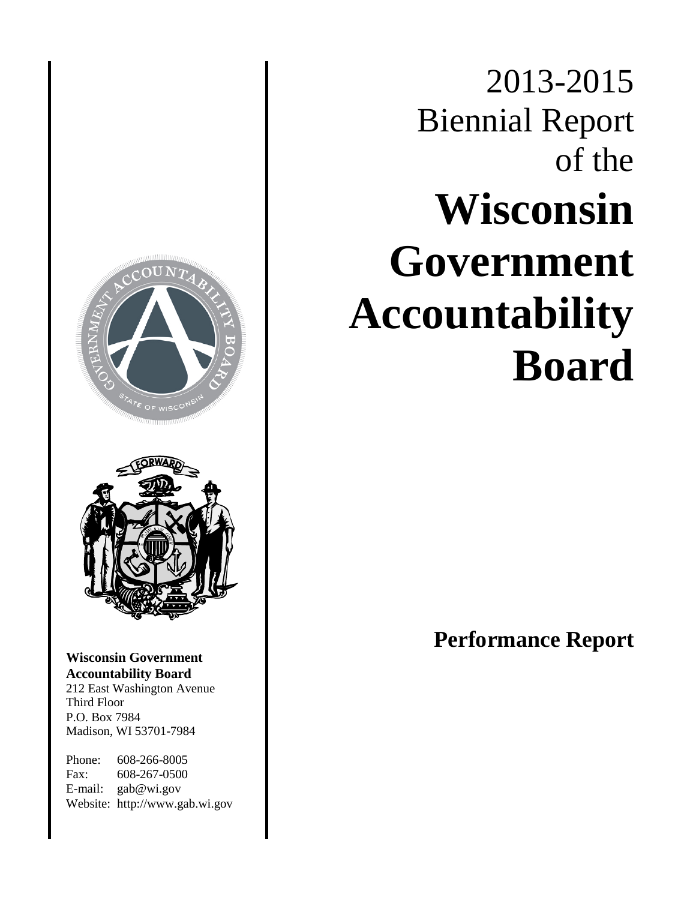# 2013-2015 Biennial Report of the Wisconsin Government Accountability Board

**Performance Report**

**Wisconsin Government Accountability Board**
212 East Washington Avenue
Third Floor
P.O. Box 7984
Madison, WI 53701-7984

Phone: 608-266-8005
Fax: 608-267-0500
E-mail: gab@wi.gov
Website: http://www.gab.wi.gov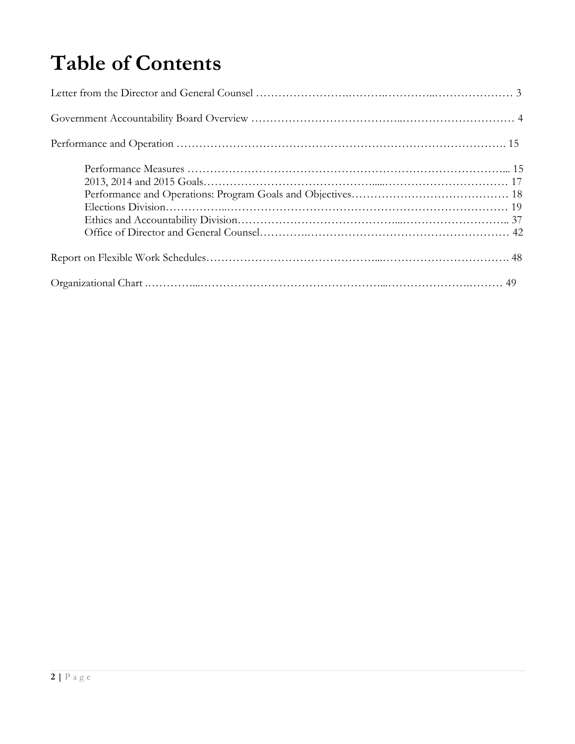# Table of Contents

Letter from the Director and General Counsel …………………………………………………………… 3

Government Accountability Board Overview ………………………………………………………………… 4

Performance and Operation ……………………………………………………………………………………. 15

- Performance Measures ……………………………………………………………………………… 15
- 2013, 2014 and 2015 Goals…………………………………………………………………………… 17
- Performance and Operations: Program Goals and Objectives…………………………………… 18
- Elections Division……………………………………………………………………………………… 19
- Ethics and Accountability Division………………………………………………………………… 37
- Office of Director and General Counsel…………………………………………………………… 42

Report on Flexible Work Schedules……………………………………………………………………… 48

Organizational Chart ……………………………………………………………………………………… 49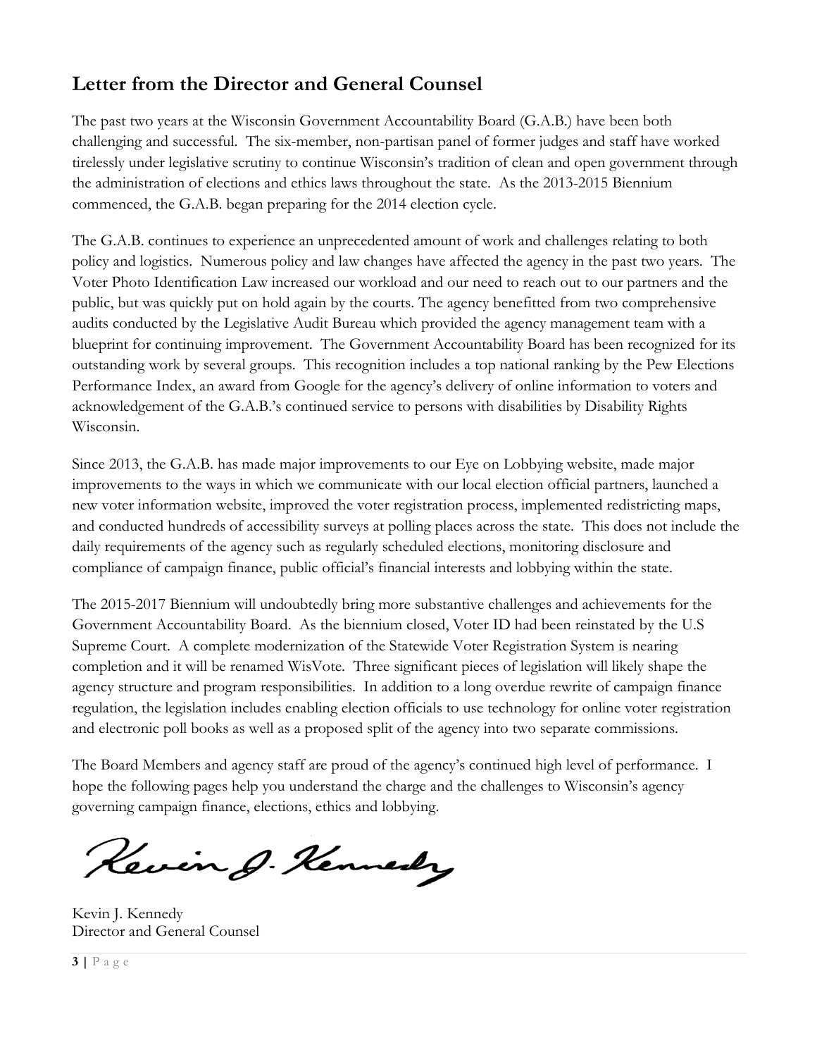## Letter from the Director and General Counsel

The past two years at the Wisconsin Government Accountability Board (G.A.B.) have been both challenging and successful. The six-member, non-partisan panel of former judges and staff have worked tirelessly under legislative scrutiny to continue Wisconsin's tradition of clean and open government through the administration of elections and ethics laws throughout the state. As the 2013-2015 Biennium commenced, the G.A.B. began preparing for the 2014 election cycle.

The G.A.B. continues to experience an unprecedented amount of work and challenges relating to both policy and logistics. Numerous policy and law changes have affected the agency in the past two years. The Voter Photo Identification Law increased our workload and our need to reach out to our partners and the public, but was quickly put on hold again by the courts. The agency benefitted from two comprehensive audits conducted by the Legislative Audit Bureau which provided the agency management team with a blueprint for continuing improvement. The Government Accountability Board has been recognized for its outstanding work by several groups. This recognition includes a top national ranking by the Pew Elections Performance Index, an award from Google for the agency's delivery of online information to voters and acknowledgement of the G.A.B.'s continued service to persons with disabilities by Disability Rights Wisconsin.

Since 2013, the G.A.B. has made major improvements to our Eye on Lobbying website, made major improvements to the ways in which we communicate with our local election official partners, launched a new voter information website, improved the voter registration process, implemented redistricting maps, and conducted hundreds of accessibility surveys at polling places across the state. This does not include the daily requirements of the agency such as regularly scheduled elections, monitoring disclosure and compliance of campaign finance, public official's financial interests and lobbying within the state.

The 2015-2017 Biennium will undoubtedly bring more substantive challenges and achievements for the Government Accountability Board. As the biennium closed, Voter ID had been reinstated by the U.S Supreme Court. A complete modernization of the Statewide Voter Registration System is nearing completion and it will be renamed WisVote. Three significant pieces of legislation will likely shape the agency structure and program responsibilities. In addition to a long overdue rewrite of campaign finance regulation, the legislation includes enabling election officials to use technology for online voter registration and electronic poll books as well as a proposed split of the agency into two separate commissions.

The Board Members and agency staff are proud of the agency's continued high level of performance. I hope the following pages help you understand the charge and the challenges to Wisconsin's agency governing campaign finance, elections, ethics and lobbying.

Kevin J. Kennedy
Director and General Counsel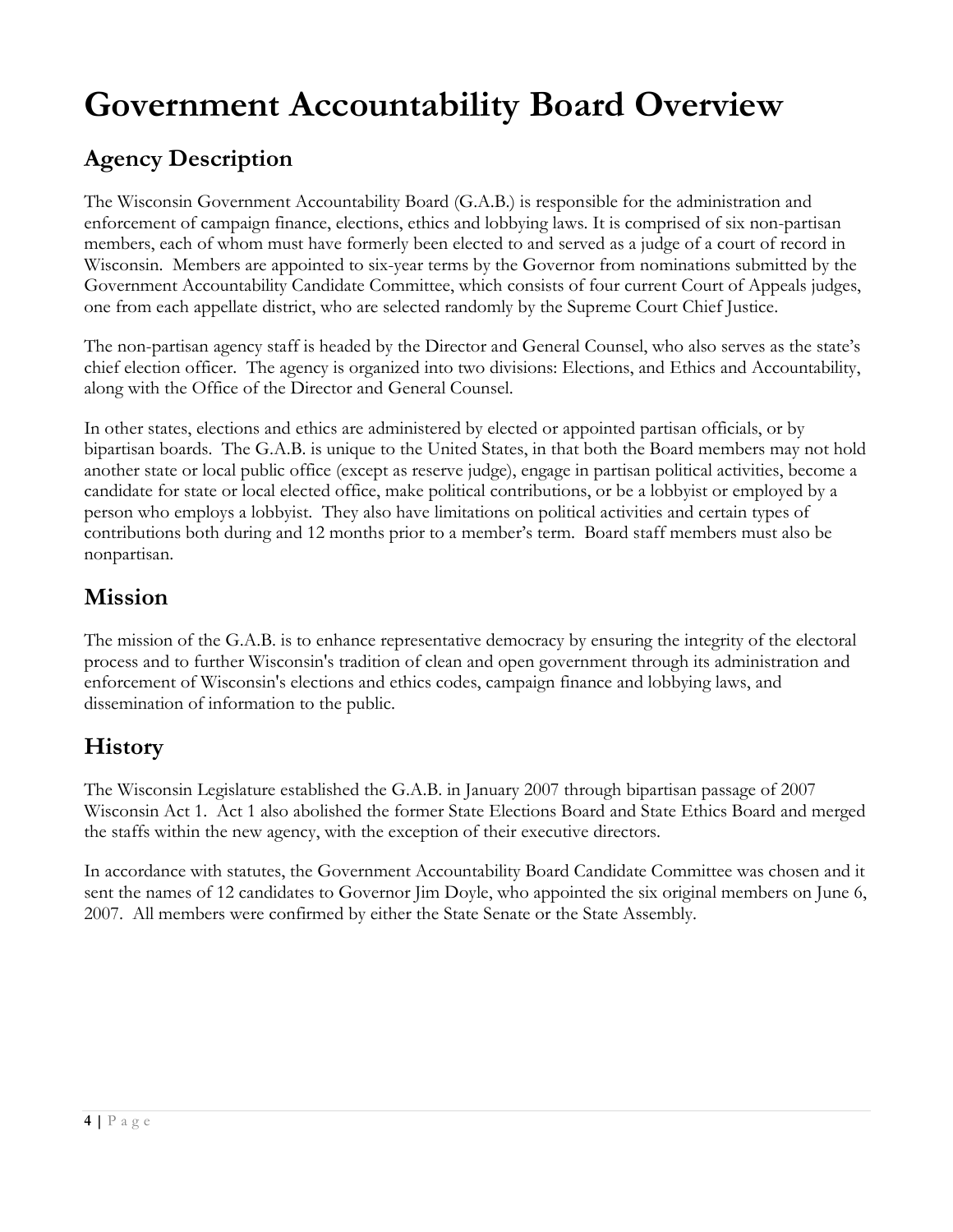# Government Accountability Board Overview

## Agency Description

The Wisconsin Government Accountability Board (G.A.B.) is responsible for the administration and enforcement of campaign finance, elections, ethics and lobbying laws. It is comprised of six non-partisan members, each of whom must have formerly been elected to and served as a judge of a court of record in Wisconsin. Members are appointed to six-year terms by the Governor from nominations submitted by the Government Accountability Candidate Committee, which consists of four current Court of Appeals judges, one from each appellate district, who are selected randomly by the Supreme Court Chief Justice.

The non-partisan agency staff is headed by the Director and General Counsel, who also serves as the state's chief election officer. The agency is organized into two divisions: Elections, and Ethics and Accountability, along with the Office of the Director and General Counsel.

In other states, elections and ethics are administered by elected or appointed partisan officials, or by bipartisan boards. The G.A.B. is unique to the United States, in that both the Board members may not hold another state or local public office (except as reserve judge), engage in partisan political activities, become a candidate for state or local elected office, make political contributions, or be a lobbyist or employed by a person who employs a lobbyist. They also have limitations on political activities and certain types of contributions both during and 12 months prior to a member's term. Board staff members must also be nonpartisan.

## Mission

The mission of the G.A.B. is to enhance representative democracy by ensuring the integrity of the electoral process and to further Wisconsin's tradition of clean and open government through its administration and enforcement of Wisconsin's elections and ethics codes, campaign finance and lobbying laws, and dissemination of information to the public.

## History

The Wisconsin Legislature established the G.A.B. in January 2007 through bipartisan passage of 2007 Wisconsin Act 1. Act 1 also abolished the former State Elections Board and State Ethics Board and merged the staffs within the new agency, with the exception of their executive directors.

In accordance with statutes, the Government Accountability Board Candidate Committee was chosen and it sent the names of 12 candidates to Governor Jim Doyle, who appointed the six original members on June 6, 2007. All members were confirmed by either the State Senate or the State Assembly.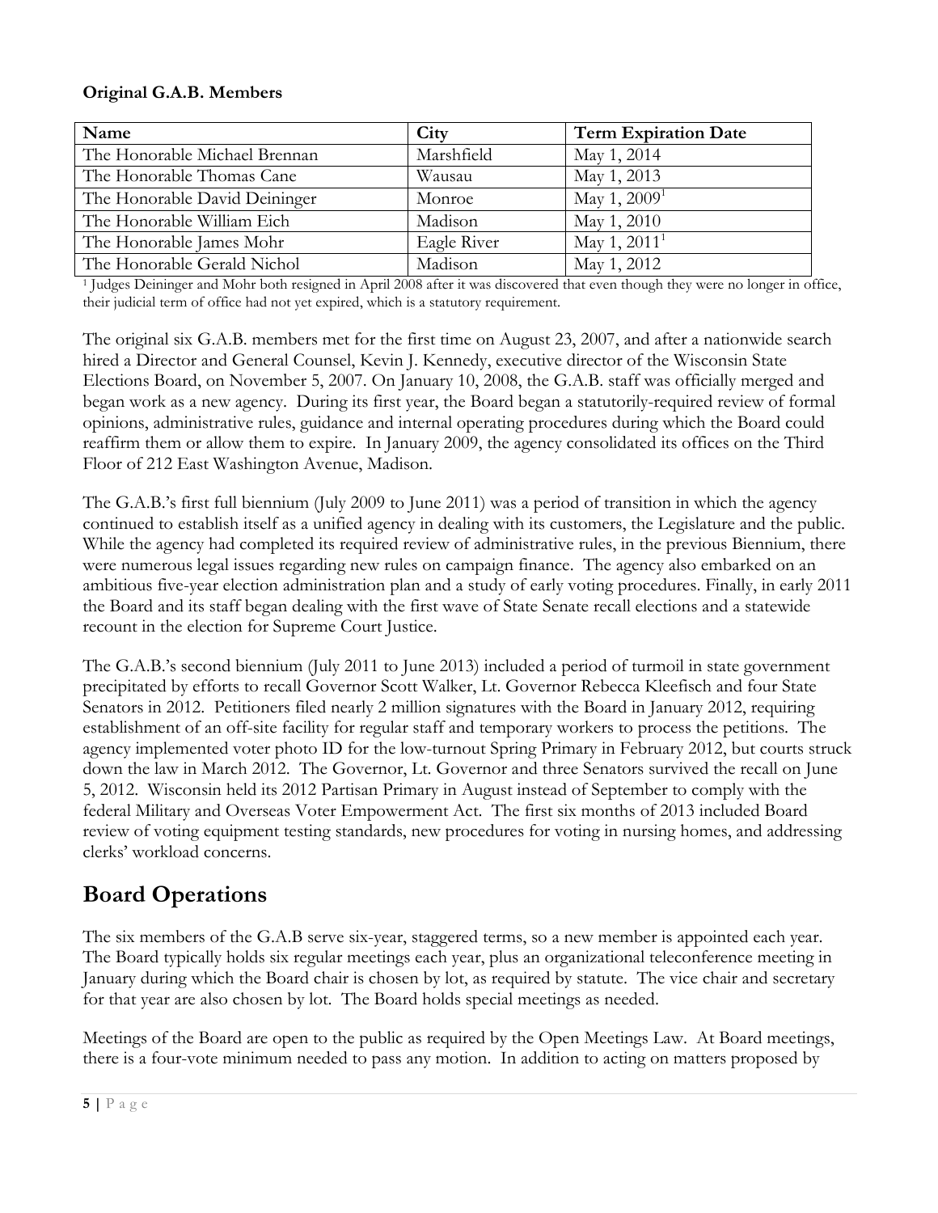**Original G.A.B. Members**

| Name | City | Term Expiration Date |
|---|---|---|
| The Honorable Michael Brennan | Marshfield | May 1, 2014 |
| The Honorable Thomas Cane | Wausau | May 1, 2013 |
| The Honorable David Deininger | Monroe | May 1, 2009[1] |
| The Honorable William Eich | Madison | May 1, 2010 |
| The Honorable James Mohr | Eagle River | May 1, 2011[1] |
| The Honorable Gerald Nichol | Madison | May 1, 2012 |

[1] Judges Deininger and Mohr both resigned in April 2008 after it was discovered that even though they were no longer in office, their judicial term of office had not yet expired, which is a statutory requirement.

The original six G.A.B. members met for the first time on August 23, 2007, and after a nationwide search hired a Director and General Counsel, Kevin J. Kennedy, executive director of the Wisconsin State Elections Board, on November 5, 2007. On January 10, 2008, the G.A.B. staff was officially merged and began work as a new agency. During its first year, the Board began a statutorily-required review of formal opinions, administrative rules, guidance and internal operating procedures during which the Board could reaffirm them or allow them to expire. In January 2009, the agency consolidated its offices on the Third Floor of 212 East Washington Avenue, Madison.

The G.A.B.'s first full biennium (July 2009 to June 2011) was a period of transition in which the agency continued to establish itself as a unified agency in dealing with its customers, the Legislature and the public. While the agency had completed its required review of administrative rules, in the previous Biennium, there were numerous legal issues regarding new rules on campaign finance. The agency also embarked on an ambitious five-year election administration plan and a study of early voting procedures. Finally, in early 2011 the Board and its staff began dealing with the first wave of State Senate recall elections and a statewide recount in the election for Supreme Court Justice.

The G.A.B.'s second biennium (July 2011 to June 2013) included a period of turmoil in state government precipitated by efforts to recall Governor Scott Walker, Lt. Governor Rebecca Kleefisch and four State Senators in 2012. Petitioners filed nearly 2 million signatures with the Board in January 2012, requiring establishment of an off-site facility for regular staff and temporary workers to process the petitions. The agency implemented voter photo ID for the low-turnout Spring Primary in February 2012, but courts struck down the law in March 2012. The Governor, Lt. Governor and three Senators survived the recall on June 5, 2012. Wisconsin held its 2012 Partisan Primary in August instead of September to comply with the federal Military and Overseas Voter Empowerment Act. The first six months of 2013 included Board review of voting equipment testing standards, new procedures for voting in nursing homes, and addressing clerks' workload concerns.

## Board Operations

The six members of the G.A.B serve six-year, staggered terms, so a new member is appointed each year. The Board typically holds six regular meetings each year, plus an organizational teleconference meeting in January during which the Board chair is chosen by lot, as required by statute. The vice chair and secretary for that year are also chosen by lot. The Board holds special meetings as needed.

Meetings of the Board are open to the public as required by the Open Meetings Law. At Board meetings, there is a four-vote minimum needed to pass any motion. In addition to acting on matters proposed by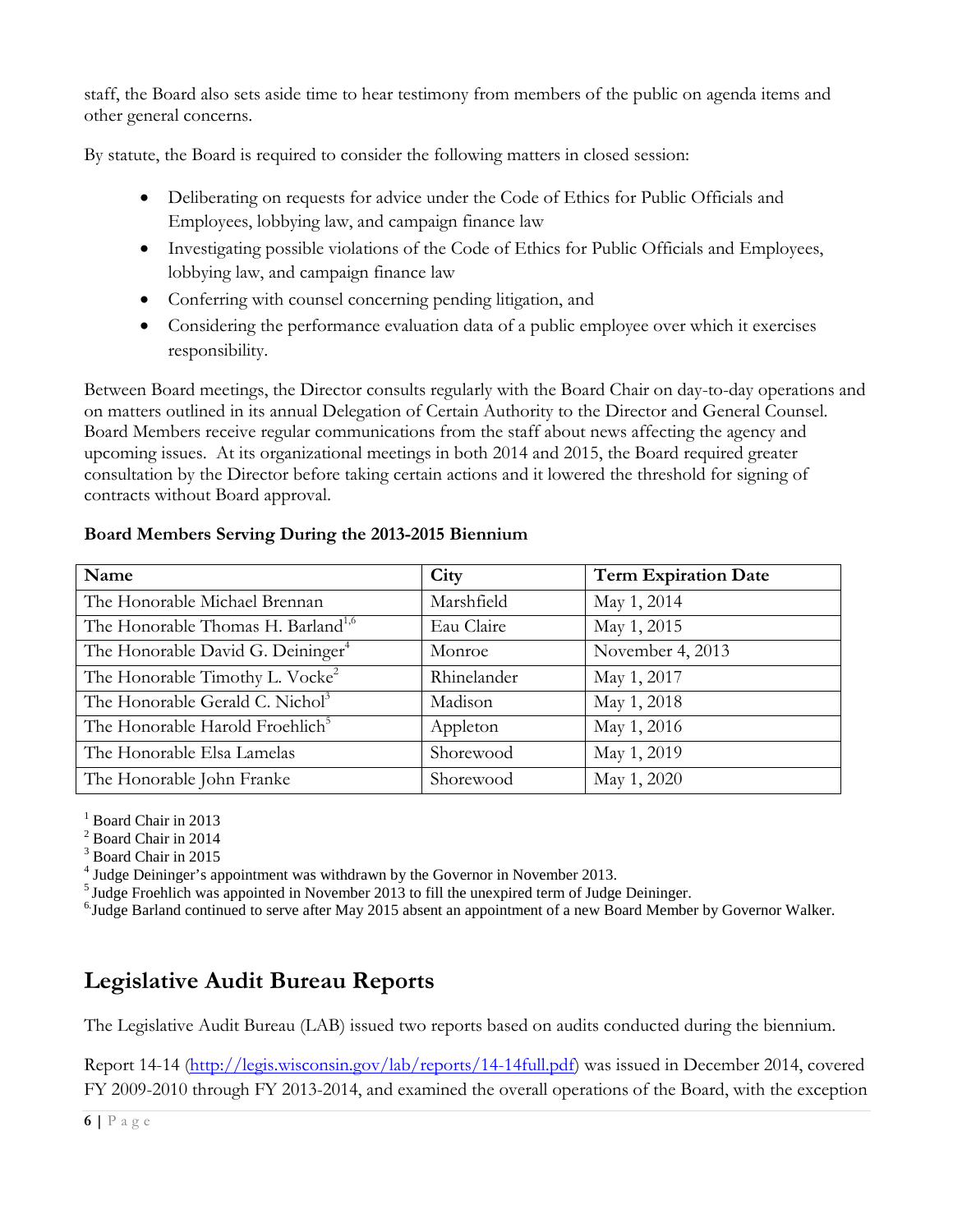staff, the Board also sets aside time to hear testimony from members of the public on agenda items and other general concerns.

By statute, the Board is required to consider the following matters in closed session:

- Deliberating on requests for advice under the Code of Ethics for Public Officials and Employees, lobbying law, and campaign finance law
- Investigating possible violations of the Code of Ethics for Public Officials and Employees, lobbying law, and campaign finance law
- Conferring with counsel concerning pending litigation, and
- Considering the performance evaluation data of a public employee over which it exercises responsibility.

Between Board meetings, the Director consults regularly with the Board Chair on day-to-day operations and on matters outlined in its annual Delegation of Certain Authority to the Director and General Counsel. Board Members receive regular communications from the staff about news affecting the agency and upcoming issues. At its organizational meetings in both 2014 and 2015, the Board required greater consultation by the Director before taking certain actions and it lowered the threshold for signing of contracts without Board approval.

**Board Members Serving During the 2013-2015 Biennium**

| Name | City | Term Expiration Date |
|---|---|---|
| The Honorable Michael Brennan | Marshfield | May 1, 2014 |
| The Honorable Thomas H. Barland[1,6] | Eau Claire | May 1, 2015 |
| The Honorable David G. Deininger[4] | Monroe | November 4, 2013 |
| The Honorable Timothy L. Vocke[2] | Rhinelander | May 1, 2017 |
| The Honorable Gerald C. Nichol[3] | Madison | May 1, 2018 |
| The Honorable Harold Froehlich[5] | Appleton | May 1, 2016 |
| The Honorable Elsa Lamelas | Shorewood | May 1, 2019 |
| The Honorable John Franke | Shorewood | May 1, 2020 |

[1] Board Chair in 2013
[2] Board Chair in 2014
[3] Board Chair in 2015
[4] Judge Deininger's appointment was withdrawn by the Governor in November 2013.
[5] Judge Froehlich was appointed in November 2013 to fill the unexpired term of Judge Deininger.
[6] Judge Barland continued to serve after May 2015 absent an appointment of a new Board Member by Governor Walker.

## Legislative Audit Bureau Reports

The Legislative Audit Bureau (LAB) issued two reports based on audits conducted during the biennium.

Report 14-14 (http://legis.wisconsin.gov/lab/reports/14-14full.pdf) was issued in December 2014, covered FY 2009-2010 through FY 2013-2014, and examined the overall operations of the Board, with the exception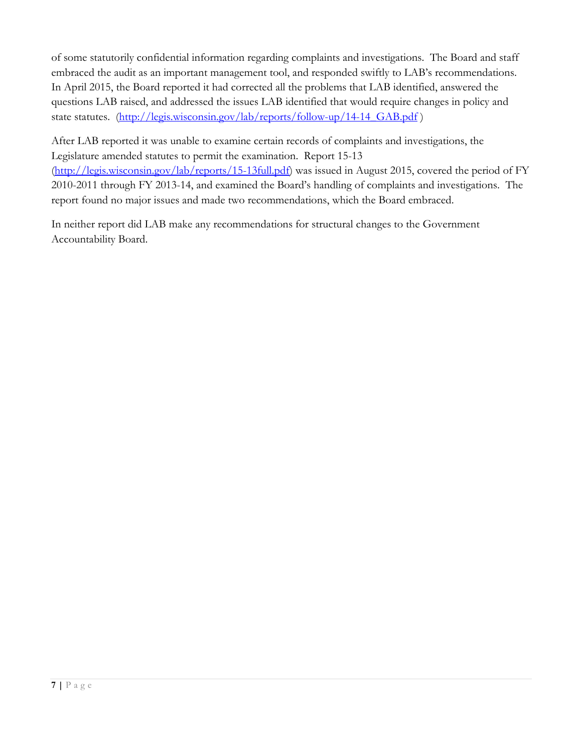of some statutorily confidential information regarding complaints and investigations. The Board and staff embraced the audit as an important management tool, and responded swiftly to LAB's recommendations. In April 2015, the Board reported it had corrected all the problems that LAB identified, answered the questions LAB raised, and addressed the issues LAB identified that would require changes in policy and state statutes. ([http://legis.wisconsin.gov/lab/reports/follow-up/14-14_GAB.pdf](http://legis.wisconsin.gov/lab/reports/follow-up/14-14_GAB.pdf) )

After LAB reported it was unable to examine certain records of complaints and investigations, the Legislature amended statutes to permit the examination. Report 15-13 ([http://legis.wisconsin.gov/lab/reports/15-13full.pdf](http://legis.wisconsin.gov/lab/reports/15-13full.pdf)) was issued in August 2015, covered the period of FY 2010-2011 through FY 2013-14, and examined the Board's handling of complaints and investigations. The report found no major issues and made two recommendations, which the Board embraced.

In neither report did LAB make any recommendations for structural changes to the Government Accountability Board.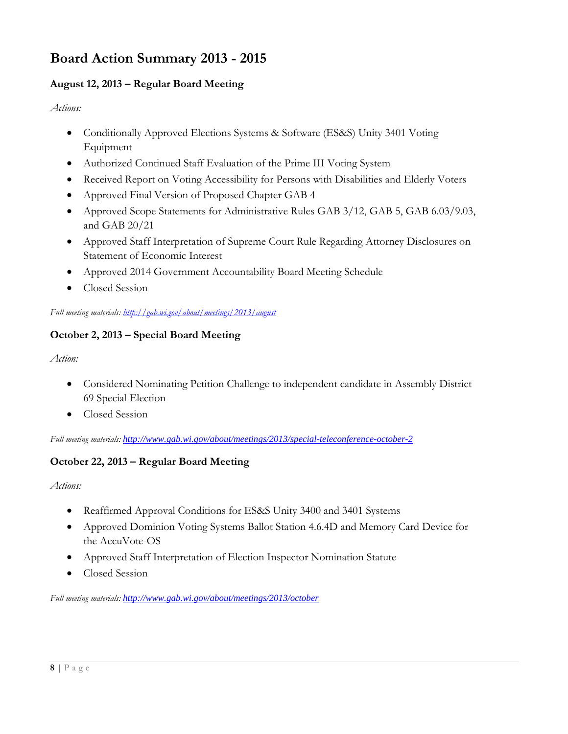## Board Action Summary 2013 - 2015

### August 12, 2013 – Regular Board Meeting

*Actions:*

- Conditionally Approved Elections Systems & Software (ES&S) Unity 3401 Voting Equipment
- Authorized Continued Staff Evaluation of the Prime III Voting System
- Received Report on Voting Accessibility for Persons with Disabilities and Elderly Voters
- Approved Final Version of Proposed Chapter GAB 4
- Approved Scope Statements for Administrative Rules GAB 3/12, GAB 5, GAB 6.03/9.03, and GAB 20/21
- Approved Staff Interpretation of Supreme Court Rule Regarding Attorney Disclosures on Statement of Economic Interest
- Approved 2014 Government Accountability Board Meeting Schedule
- Closed Session

*Full meeting materials: http://gab.wi.gov/about/meetings/2013/august*

### October 2, 2013 – Special Board Meeting

*Action:*

- Considered Nominating Petition Challenge to independent candidate in Assembly District 69 Special Election
- Closed Session

*Full meeting materials:* http://www.gab.wi.gov/about/meetings/2013/special-teleconference-october-2

### October 22, 2013 – Regular Board Meeting

*Actions:*

- Reaffirmed Approval Conditions for ES&S Unity 3400 and 3401 Systems
- Approved Dominion Voting Systems Ballot Station 4.6.4D and Memory Card Device for the AccuVote-OS
- Approved Staff Interpretation of Election Inspector Nomination Statute
- Closed Session

*Full meeting materials:* http://www.gab.wi.gov/about/meetings/2013/october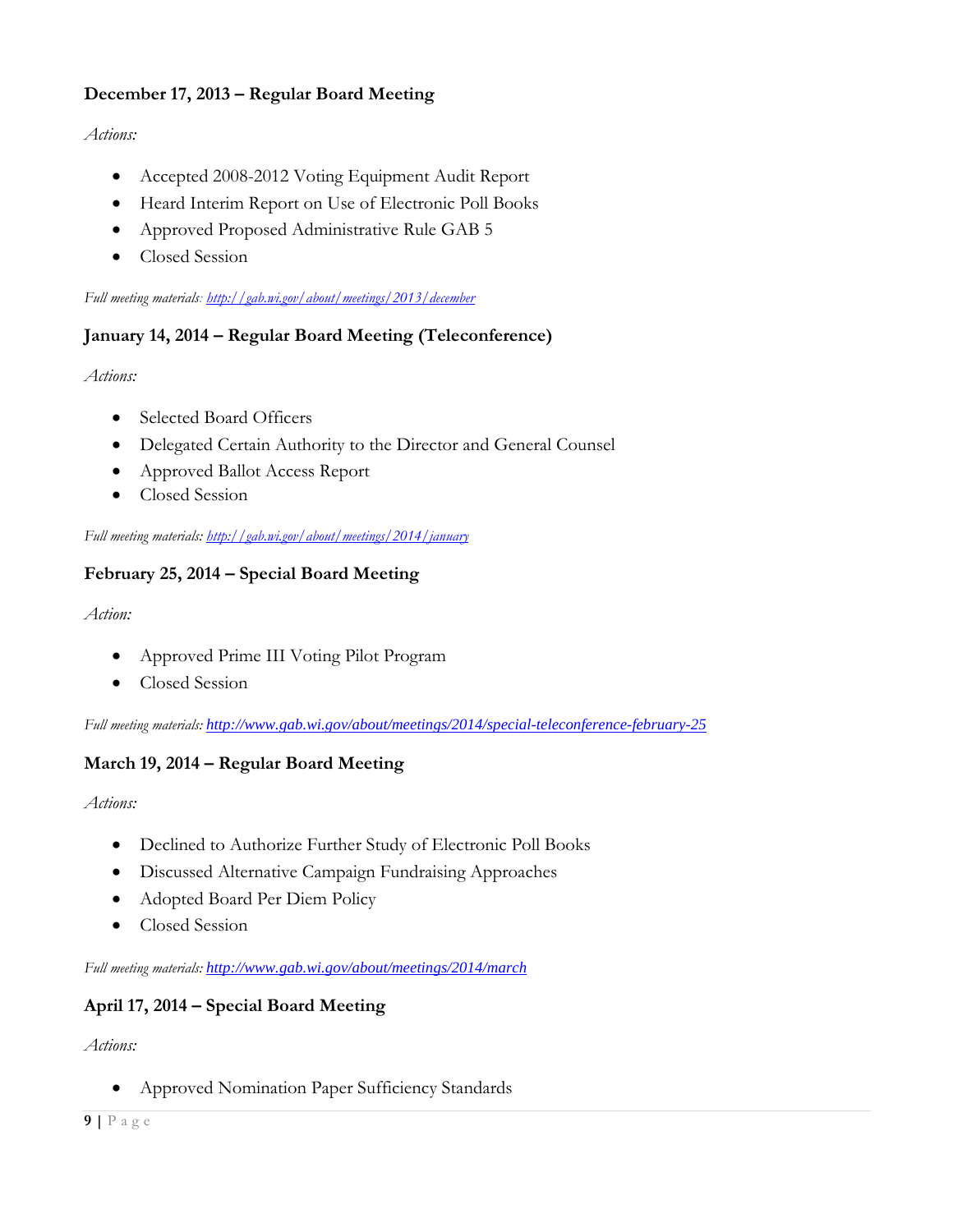**December 17, 2013 – Regular Board Meeting**

*Actions:*

- Accepted 2008-2012 Voting Equipment Audit Report
- Heard Interim Report on Use of Electronic Poll Books
- Approved Proposed Administrative Rule GAB 5
- Closed Session

*Full meeting materials: http://gab.wi.gov/about/meetings/2013/december*

**January 14, 2014 – Regular Board Meeting (Teleconference)**

*Actions:*

- Selected Board Officers
- Delegated Certain Authority to the Director and General Counsel
- Approved Ballot Access Report
- Closed Session

*Full meeting materials: http://gab.wi.gov/about/meetings/2014/january*

**February 25, 2014 – Special Board Meeting**

*Action:*

- Approved Prime III Voting Pilot Program
- Closed Session

*Full meeting materials:* http://www.gab.wi.gov/about/meetings/2014/special-teleconference-february-25

**March 19, 2014 – Regular Board Meeting**

*Actions:*

- Declined to Authorize Further Study of Electronic Poll Books
- Discussed Alternative Campaign Fundraising Approaches
- Adopted Board Per Diem Policy
- Closed Session

*Full meeting materials:* http://www.gab.wi.gov/about/meetings/2014/march

**April 17, 2014 – Special Board Meeting**

*Actions:*

- Approved Nomination Paper Sufficiency Standards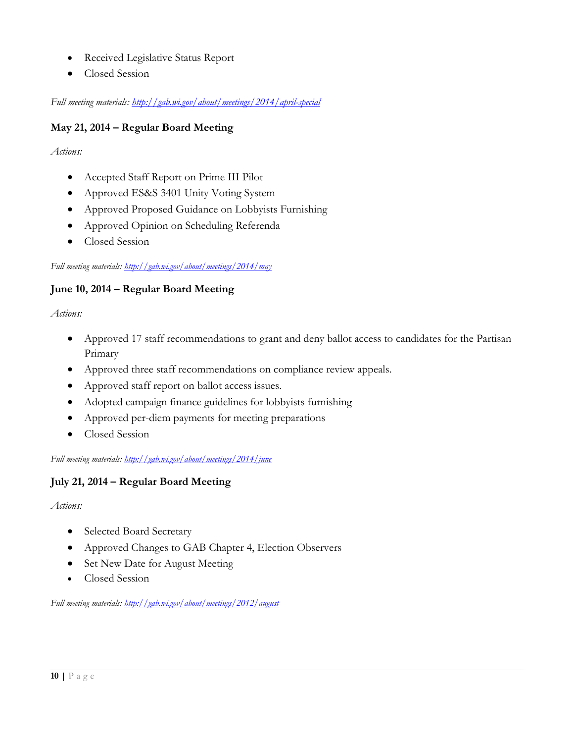- Received Legislative Status Report
- Closed Session

*Full meeting materials: [http://gab.wi.gov/about/meetings/2014/april-special](http://gab.wi.gov/about/meetings/2014/april-special)*

### May 21, 2014 – Regular Board Meeting

*Actions:*

- Accepted Staff Report on Prime III Pilot
- Approved ES&S 3401 Unity Voting System
- Approved Proposed Guidance on Lobbyists Furnishing
- Approved Opinion on Scheduling Referenda
- Closed Session

*Full meeting materials: [http://gab.wi.gov/about/meetings/2014/may](http://gab.wi.gov/about/meetings/2014/may)*

### June 10, 2014 – Regular Board Meeting

*Actions:*

- Approved 17 staff recommendations to grant and deny ballot access to candidates for the Partisan Primary
- Approved three staff recommendations on compliance review appeals.
- Approved staff report on ballot access issues.
- Adopted campaign finance guidelines for lobbyists furnishing
- Approved per-diem payments for meeting preparations
- Closed Session

*Full meeting materials: [http://gab.wi.gov/about/meetings/2014/june](http://gab.wi.gov/about/meetings/2014/june)*

### July 21, 2014 – Regular Board Meeting

*Actions:*

- Selected Board Secretary
- Approved Changes to GAB Chapter 4, Election Observers
- Set New Date for August Meeting
- Closed Session

*Full meeting materials: [http://gab.wi.gov/about/meetings/2012/august](http://gab.wi.gov/about/meetings/2012/august)*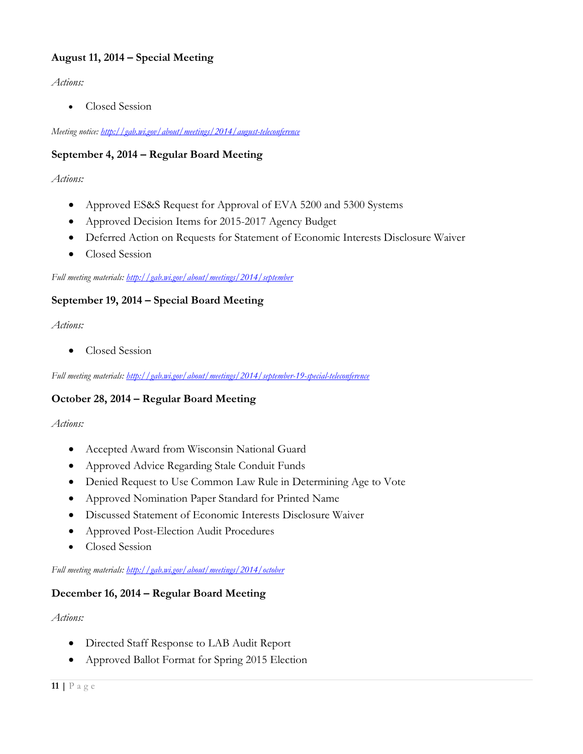**August 11, 2014 – Special Meeting**

*Actions:*

- Closed Session

*Meeting notice: [http://gab.wi.gov/about/meetings/2014/august-teleconference](http://gab.wi.gov/about/meetings/2014/august-teleconference)*

**September 4, 2014 – Regular Board Meeting**

*Actions:*

- Approved ES&S Request for Approval of EVA 5200 and 5300 Systems
- Approved Decision Items for 2015-2017 Agency Budget
- Deferred Action on Requests for Statement of Economic Interests Disclosure Waiver
- Closed Session

*Full meeting materials: [http://gab.wi.gov/about/meetings/2014/september](http://gab.wi.gov/about/meetings/2014/september)*

**September 19, 2014 – Special Board Meeting**

*Actions:*

- Closed Session

*Full meeting materials: [http://gab.wi.gov/about/meetings/2014/september-19-special-teleconference](http://gab.wi.gov/about/meetings/2014/september-19-special-teleconference)*

**October 28, 2014 – Regular Board Meeting**

*Actions:*

- Accepted Award from Wisconsin National Guard
- Approved Advice Regarding Stale Conduit Funds
- Denied Request to Use Common Law Rule in Determining Age to Vote
- Approved Nomination Paper Standard for Printed Name
- Discussed Statement of Economic Interests Disclosure Waiver
- Approved Post-Election Audit Procedures
- Closed Session

*Full meeting materials: [http://gab.wi.gov/about/meetings/2014/october](http://gab.wi.gov/about/meetings/2014/october)*

**December 16, 2014 – Regular Board Meeting**

*Actions:*

- Directed Staff Response to LAB Audit Report
- Approved Ballot Format for Spring 2015 Election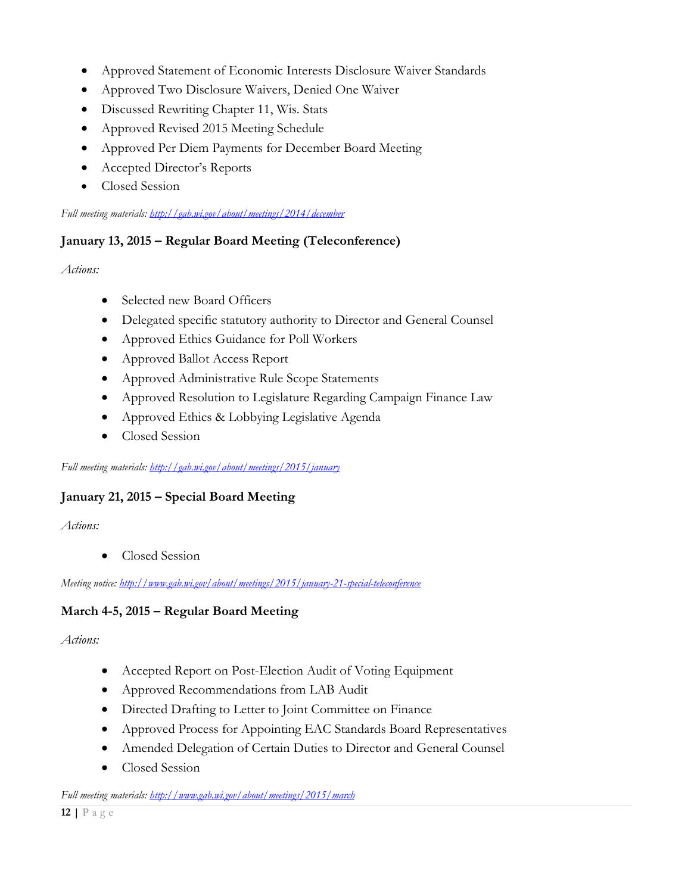- Approved Statement of Economic Interests Disclosure Waiver Standards
- Approved Two Disclosure Waivers, Denied One Waiver
- Discussed Rewriting Chapter 11, Wis. Stats
- Approved Revised 2015 Meeting Schedule
- Approved Per Diem Payments for December Board Meeting
- Accepted Director's Reports
- Closed Session

*Full meeting materials: [http://gab.wi.gov/about/meetings/2014/december](http://gab.wi.gov/about/meetings/2014/december)*

### January 13, 2015 – Regular Board Meeting (Teleconference)

*Actions:*

- Selected new Board Officers
- Delegated specific statutory authority to Director and General Counsel
- Approved Ethics Guidance for Poll Workers
- Approved Ballot Access Report
- Approved Administrative Rule Scope Statements
- Approved Resolution to Legislature Regarding Campaign Finance Law
- Approved Ethics & Lobbying Legislative Agenda
- Closed Session

*Full meeting materials: [http://gab.wi.gov/about/meetings/2015/january](http://gab.wi.gov/about/meetings/2015/january)*

### January 21, 2015 – Special Board Meeting

*Actions:*

- Closed Session

*Meeting notice: [http://www.gab.wi.gov/about/meetings/2015/january-21-special-teleconference](http://www.gab.wi.gov/about/meetings/2015/january-21-special-teleconference)*

### March 4-5, 2015 – Regular Board Meeting

*Actions:*

- Accepted Report on Post-Election Audit of Voting Equipment
- Approved Recommendations from LAB Audit
- Directed Drafting to Letter to Joint Committee on Finance
- Approved Process for Appointing EAC Standards Board Representatives
- Amended Delegation of Certain Duties to Director and General Counsel
- Closed Session

*Full meeting materials: [http://www.gab.wi.gov/about/meetings/2015/march](http://www.gab.wi.gov/about/meetings/2015/march)*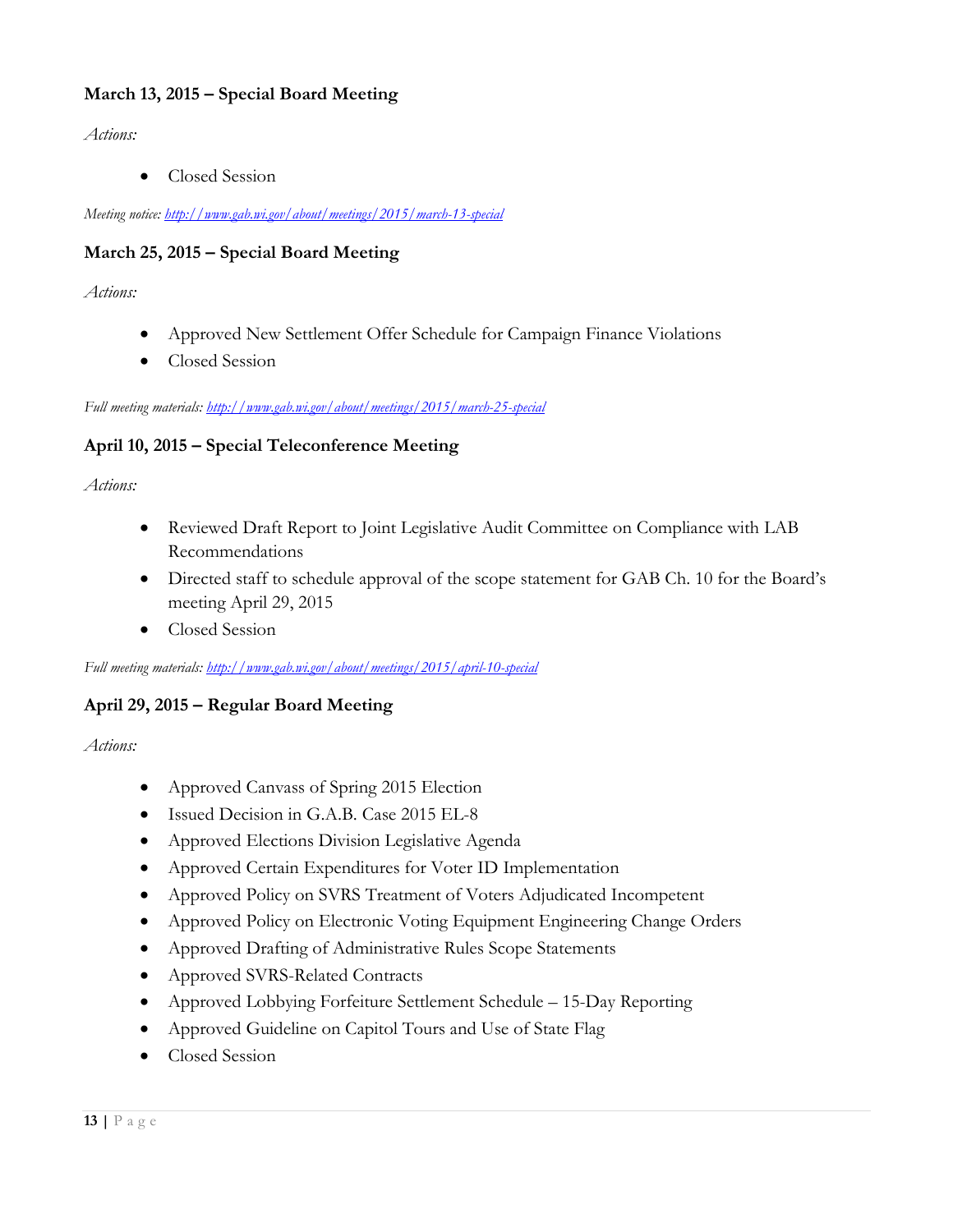**March 13, 2015 – Special Board Meeting**

*Actions:*

- Closed Session

*Meeting notice: [http://www.gab.wi.gov/about/meetings/2015/march-13-special](http://www.gab.wi.gov/about/meetings/2015/march-13-special)*

**March 25, 2015 – Special Board Meeting**

*Actions:*

- Approved New Settlement Offer Schedule for Campaign Finance Violations
- Closed Session

*Full meeting materials: [http://www.gab.wi.gov/about/meetings/2015/march-25-special](http://www.gab.wi.gov/about/meetings/2015/march-25-special)*

**April 10, 2015 – Special Teleconference Meeting**

*Actions:*

- Reviewed Draft Report to Joint Legislative Audit Committee on Compliance with LAB Recommendations
- Directed staff to schedule approval of the scope statement for GAB Ch. 10 for the Board's meeting April 29, 2015
- Closed Session

*Full meeting materials: [http://www.gab.wi.gov/about/meetings/2015/april-10-special](http://www.gab.wi.gov/about/meetings/2015/april-10-special)*

**April 29, 2015 – Regular Board Meeting**

*Actions:*

- Approved Canvass of Spring 2015 Election
- Issued Decision in G.A.B. Case 2015 EL-8
- Approved Elections Division Legislative Agenda
- Approved Certain Expenditures for Voter ID Implementation
- Approved Policy on SVRS Treatment of Voters Adjudicated Incompetent
- Approved Policy on Electronic Voting Equipment Engineering Change Orders
- Approved Drafting of Administrative Rules Scope Statements
- Approved SVRS-Related Contracts
- Approved Lobbying Forfeiture Settlement Schedule – 15-Day Reporting
- Approved Guideline on Capitol Tours and Use of State Flag
- Closed Session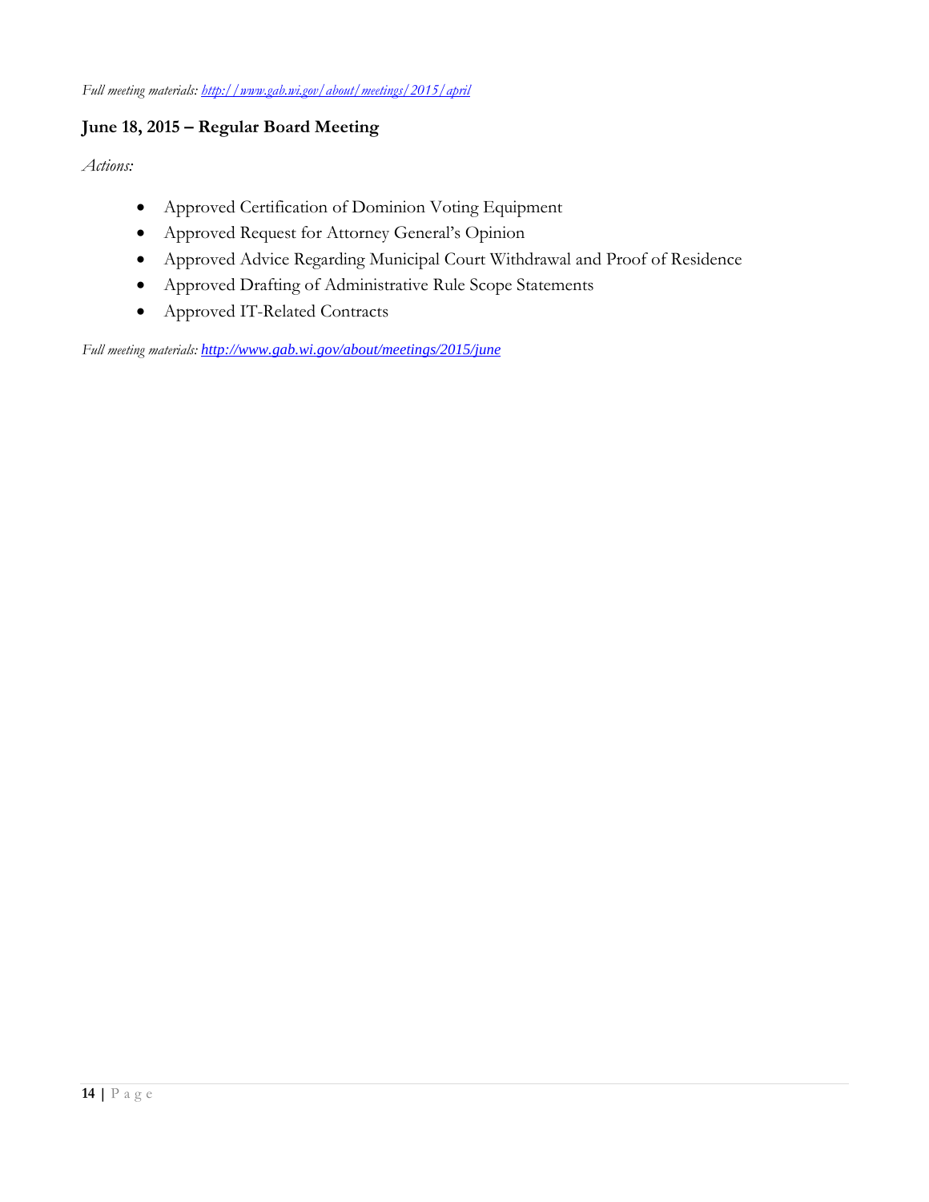*Full meeting materials: [http://www.gab.wi.gov/about/meetings/2015/april](http://www.gab.wi.gov/about/meetings/2015/april)*

**June 18, 2015 – Regular Board Meeting**

*Actions:*

- Approved Certification of Dominion Voting Equipment
- Approved Request for Attorney General's Opinion
- Approved Advice Regarding Municipal Court Withdrawal and Proof of Residence
- Approved Drafting of Administrative Rule Scope Statements
- Approved IT-Related Contracts

*Full meeting materials: [http://www.gab.wi.gov/about/meetings/2015/june](http://www.gab.wi.gov/about/meetings/2015/june)*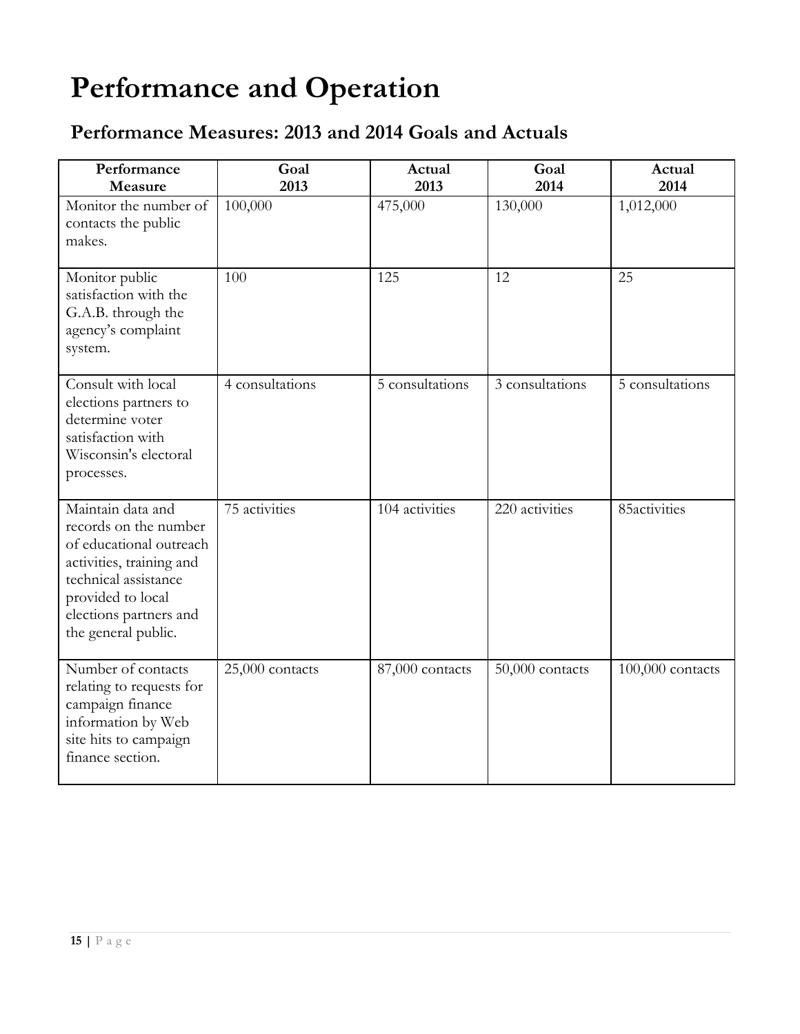# Performance and Operation

## Performance Measures: 2013 and 2014 Goals and Actuals

| Performance Measure | Goal 2013 | Actual 2013 | Goal 2014 | Actual 2014 |
|---|---|---|---|---|
| Monitor the number of contacts the public makes. | 100,000 | 475,000 | 130,000 | 1,012,000 |
| Monitor public satisfaction with the G.A.B. through the agency's complaint system. | 100 | 125 | 12 | 25 |
| Consult with local elections partners to determine voter satisfaction with Wisconsin's electoral processes. | 4 consultations | 5 consultations | 3 consultations | 5 consultations |
| Maintain data and records on the number of educational outreach activities, training and technical assistance provided to local elections partners and the general public. | 75 activities | 104 activities | 220 activities | 85activities |
| Number of contacts relating to requests for campaign finance information by Web site hits to campaign finance section. | 25,000 contacts | 87,000 contacts | 50,000 contacts | 100,000 contacts |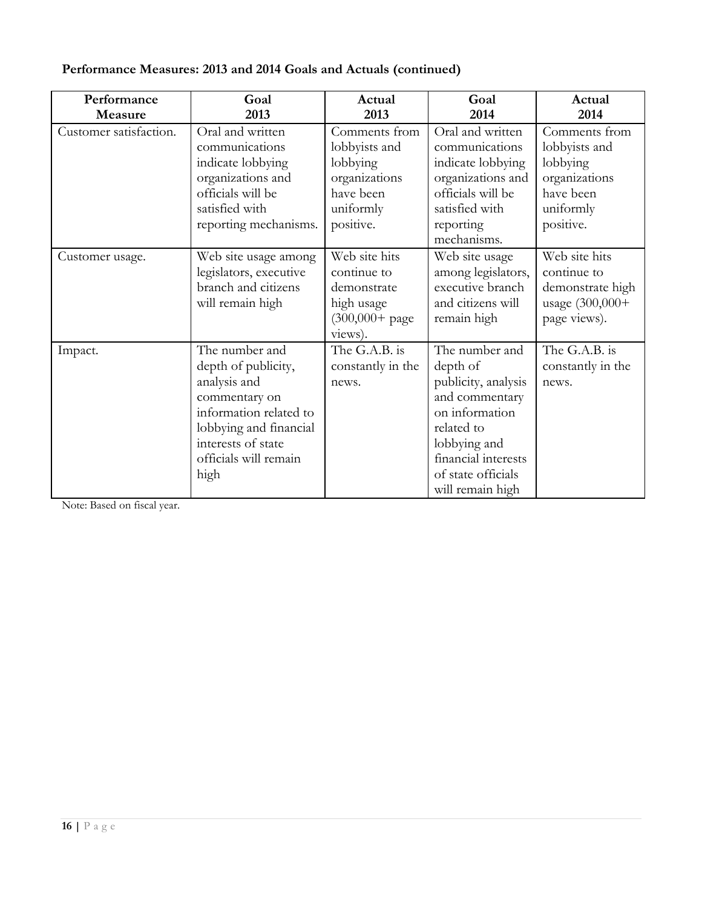**Performance Measures: 2013 and 2014 Goals and Actuals (continued)**

| Performance Measure | Goal 2013 | Actual 2013 | Goal 2014 | Actual 2014 |
|---|---|---|---|---|
| Customer satisfaction. | Oral and written communications indicate lobbying organizations and officials will be satisfied with reporting mechanisms. | Comments from lobbyists and lobbying organizations have been uniformly positive. | Oral and written communications indicate lobbying organizations and officials will be satisfied with reporting mechanisms. | Comments from lobbyists and lobbying organizations have been uniformly positive. |
| Customer usage. | Web site usage among legislators, executive branch and citizens will remain high | Web site hits continue to demonstrate high usage (300,000+ page views). | Web site usage among legislators, executive branch and citizens will remain high | Web site hits continue to demonstrate high usage (300,000+ page views). |
| Impact. | The number and depth of publicity, analysis and commentary on information related to lobbying and financial interests of state officials will remain high | The G.A.B. is constantly in the news. | The number and depth of publicity, analysis and commentary on information related to lobbying and financial interests of state officials will remain high | The G.A.B. is constantly in the news. |

Note: Based on fiscal year.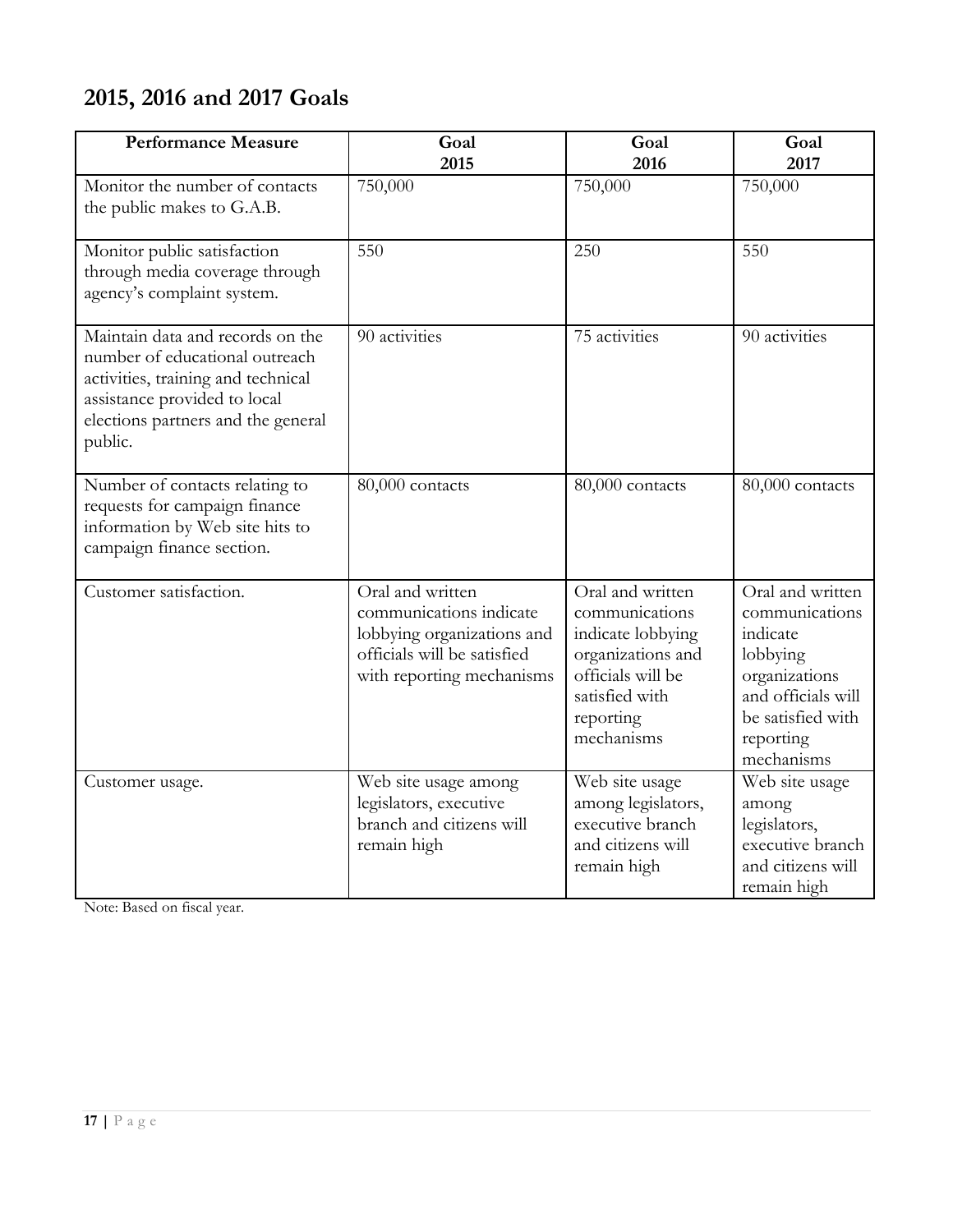## 2015, 2016 and 2017 Goals

| Performance Measure | Goal 2015 | Goal 2016 | Goal 2017 |
|---|---|---|---|
| Monitor the number of contacts the public makes to G.A.B. | 750,000 | 750,000 | 750,000 |
| Monitor public satisfaction through media coverage through agency's complaint system. | 550 | 250 | 550 |
| Maintain data and records on the number of educational outreach activities, training and technical assistance provided to local elections partners and the general public. | 90 activities | 75 activities | 90 activities |
| Number of contacts relating to requests for campaign finance information by Web site hits to campaign finance section. | 80,000 contacts | 80,000 contacts | 80,000 contacts |
| Customer satisfaction. | Oral and written communications indicate lobbying organizations and officials will be satisfied with reporting mechanisms | Oral and written communications indicate lobbying organizations and officials will be satisfied with reporting mechanisms | Oral and written communications indicate lobbying organizations and officials will be satisfied with reporting mechanisms |
| Customer usage. | Web site usage among legislators, executive branch and citizens will remain high | Web site usage among legislators, executive branch and citizens will remain high | Web site usage among legislators, executive branch and citizens will remain high |

Note: Based on fiscal year.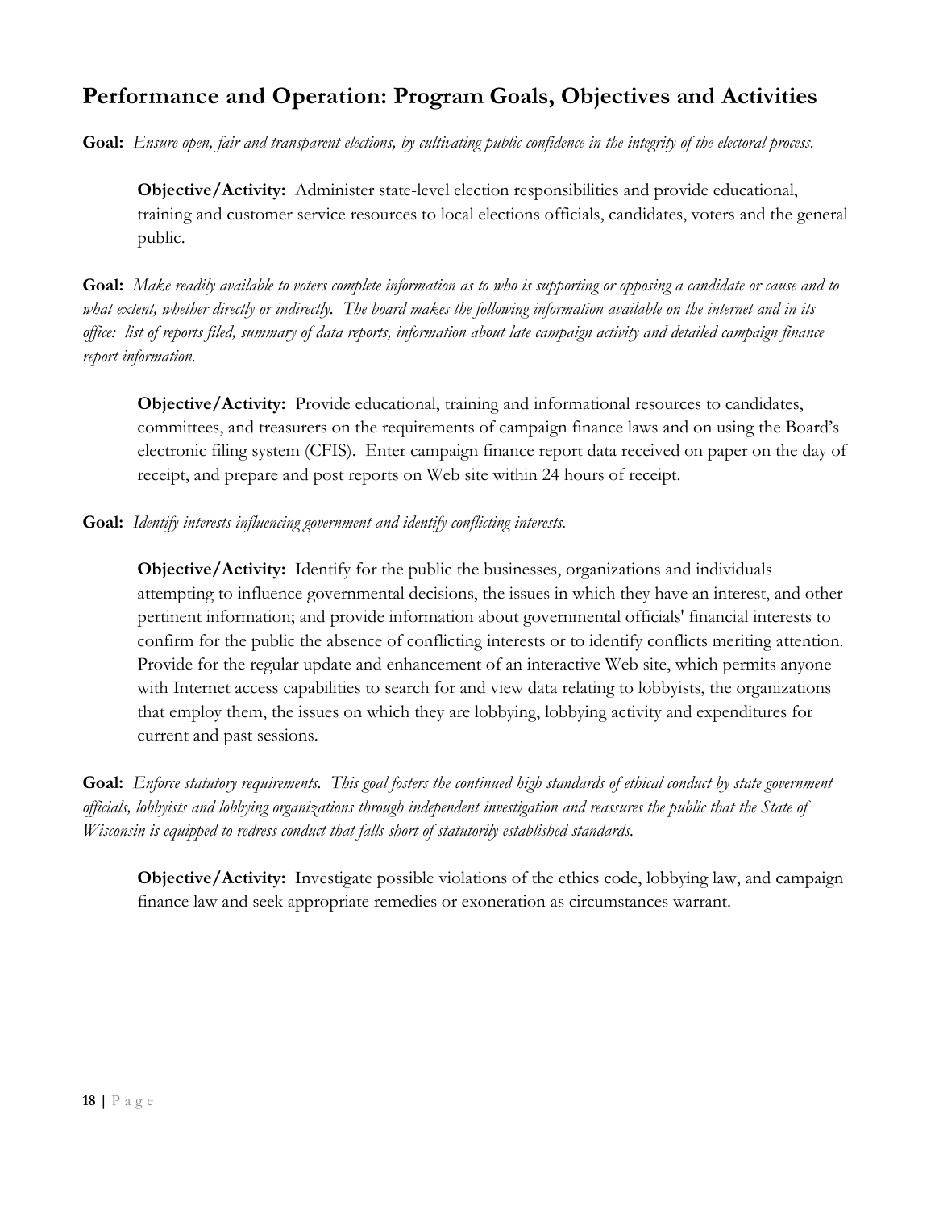## Performance and Operation: Program Goals, Objectives and Activities

**Goal:** *Ensure open, fair and transparent elections, by cultivating public confidence in the integrity of the electoral process.*

> **Objective/Activity:** Administer state-level election responsibilities and provide educational, training and customer service resources to local elections officials, candidates, voters and the general public.

**Goal:** *Make readily available to voters complete information as to who is supporting or opposing a candidate or cause and to what extent, whether directly or indirectly. The board makes the following information available on the internet and in its office: list of reports filed, summary of data reports, information about late campaign activity and detailed campaign finance report information.*

> **Objective/Activity:** Provide educational, training and informational resources to candidates, committees, and treasurers on the requirements of campaign finance laws and on using the Board's electronic filing system (CFIS). Enter campaign finance report data received on paper on the day of receipt, and prepare and post reports on Web site within 24 hours of receipt.

**Goal:** *Identify interests influencing government and identify conflicting interests.*

> **Objective/Activity:** Identify for the public the businesses, organizations and individuals attempting to influence governmental decisions, the issues in which they have an interest, and other pertinent information; and provide information about governmental officials' financial interests to confirm for the public the absence of conflicting interests or to identify conflicts meriting attention. Provide for the regular update and enhancement of an interactive Web site, which permits anyone with Internet access capabilities to search for and view data relating to lobbyists, the organizations that employ them, the issues on which they are lobbying, lobbying activity and expenditures for current and past sessions.

**Goal:** *Enforce statutory requirements. This goal fosters the continued high standards of ethical conduct by state government officials, lobbyists and lobbying organizations through independent investigation and reassures the public that the State of Wisconsin is equipped to redress conduct that falls short of statutorily established standards.*

> **Objective/Activity:** Investigate possible violations of the ethics code, lobbying law, and campaign finance law and seek appropriate remedies or exoneration as circumstances warrant.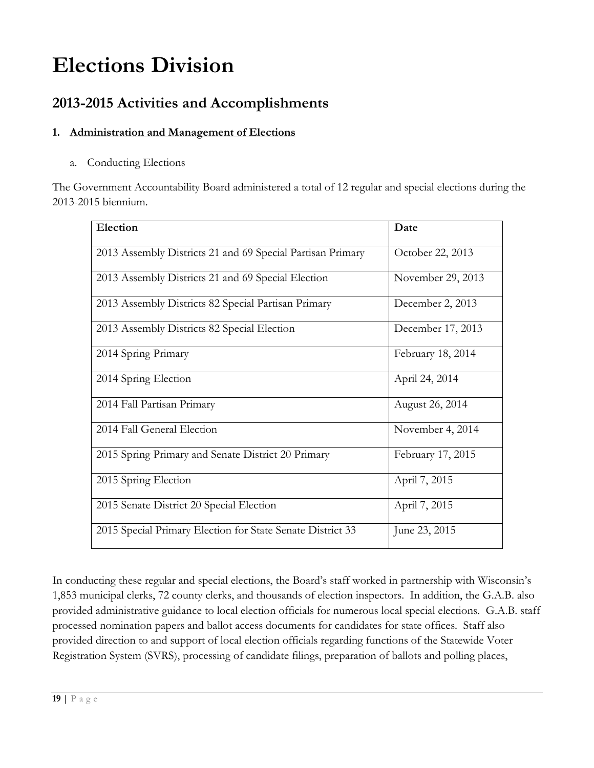# Elections Division

## 2013-2015 Activities and Accomplishments

### 1. Administration and Management of Elections

a. Conducting Elections

The Government Accountability Board administered a total of 12 regular and special elections during the 2013-2015 biennium.

| Election | Date |
|---|---|
| 2013 Assembly Districts 21 and 69 Special Partisan Primary | October 22, 2013 |
| 2013 Assembly Districts 21 and 69 Special Election | November 29, 2013 |
| 2013 Assembly Districts 82 Special Partisan Primary | December 2, 2013 |
| 2013 Assembly Districts 82 Special Election | December 17, 2013 |
| 2014 Spring Primary | February 18, 2014 |
| 2014 Spring Election | April 24, 2014 |
| 2014 Fall Partisan Primary | August 26, 2014 |
| 2014 Fall General Election | November 4, 2014 |
| 2015 Spring Primary and Senate District 20 Primary | February 17, 2015 |
| 2015 Spring Election | April 7, 2015 |
| 2015 Senate District 20 Special Election | April 7, 2015 |
| 2015 Special Primary Election for State Senate District 33 | June 23, 2015 |

In conducting these regular and special elections, the Board's staff worked in partnership with Wisconsin's 1,853 municipal clerks, 72 county clerks, and thousands of election inspectors. In addition, the G.A.B. also provided administrative guidance to local election officials for numerous local special elections. G.A.B. staff processed nomination papers and ballot access documents for candidates for state offices. Staff also provided direction to and support of local election officials regarding functions of the Statewide Voter Registration System (SVRS), processing of candidate filings, preparation of ballots and polling places,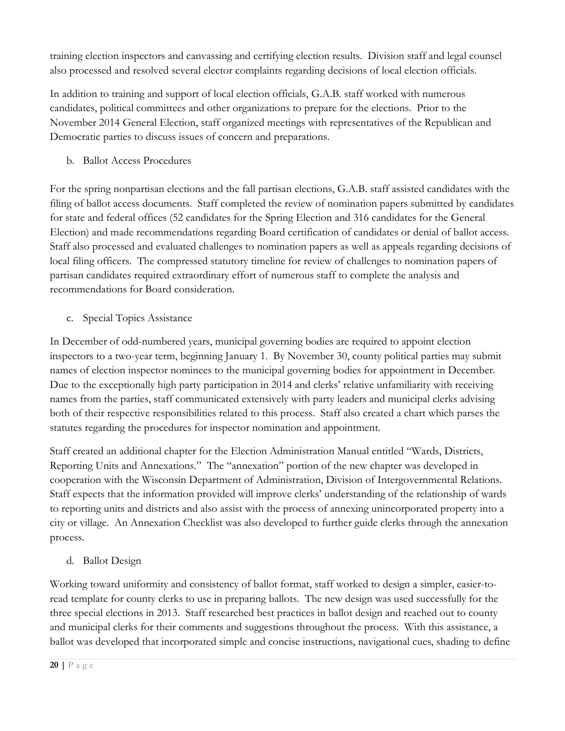training election inspectors and canvassing and certifying election results. Division staff and legal counsel also processed and resolved several elector complaints regarding decisions of local election officials.

In addition to training and support of local election officials, G.A.B. staff worked with numerous candidates, political committees and other organizations to prepare for the elections. Prior to the November 2014 General Election, staff organized meetings with representatives of the Republican and Democratic parties to discuss issues of concern and preparations.

b. Ballot Access Procedures

For the spring nonpartisan elections and the fall partisan elections, G.A.B. staff assisted candidates with the filing of ballot access documents. Staff completed the review of nomination papers submitted by candidates for state and federal offices (52 candidates for the Spring Election and 316 candidates for the General Election) and made recommendations regarding Board certification of candidates or denial of ballot access. Staff also processed and evaluated challenges to nomination papers as well as appeals regarding decisions of local filing officers. The compressed statutory timeline for review of challenges to nomination papers of partisan candidates required extraordinary effort of numerous staff to complete the analysis and recommendations for Board consideration.

c. Special Topics Assistance

In December of odd-numbered years, municipal governing bodies are required to appoint election inspectors to a two-year term, beginning January 1. By November 30, county political parties may submit names of election inspector nominees to the municipal governing bodies for appointment in December. Due to the exceptionally high party participation in 2014 and clerks' relative unfamiliarity with receiving names from the parties, staff communicated extensively with party leaders and municipal clerks advising both of their respective responsibilities related to this process. Staff also created a chart which parses the statutes regarding the procedures for inspector nomination and appointment.

Staff created an additional chapter for the Election Administration Manual entitled "Wards, Districts, Reporting Units and Annexations." The "annexation" portion of the new chapter was developed in cooperation with the Wisconsin Department of Administration, Division of Intergovernmental Relations. Staff expects that the information provided will improve clerks' understanding of the relationship of wards to reporting units and districts and also assist with the process of annexing unincorporated property into a city or village. An Annexation Checklist was also developed to further guide clerks through the annexation process.

d. Ballot Design

Working toward uniformity and consistency of ballot format, staff worked to design a simpler, easier-to-read template for county clerks to use in preparing ballots. The new design was used successfully for the three special elections in 2013. Staff researched best practices in ballot design and reached out to county and municipal clerks for their comments and suggestions throughout the process. With this assistance, a ballot was developed that incorporated simple and concise instructions, navigational cues, shading to define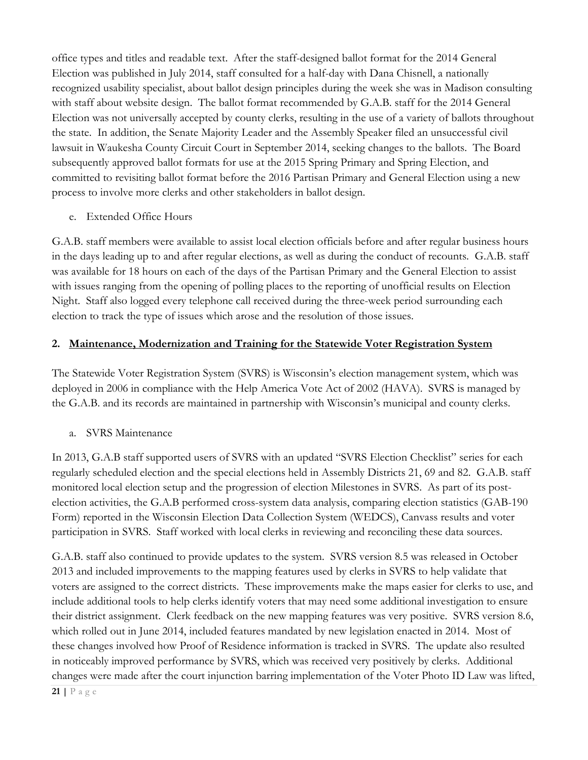office types and titles and readable text. After the staff-designed ballot format for the 2014 General Election was published in July 2014, staff consulted for a half-day with Dana Chisnell, a nationally recognized usability specialist, about ballot design principles during the week she was in Madison consulting with staff about website design. The ballot format recommended by G.A.B. staff for the 2014 General Election was not universally accepted by county clerks, resulting in the use of a variety of ballots throughout the state. In addition, the Senate Majority Leader and the Assembly Speaker filed an unsuccessful civil lawsuit in Waukesha County Circuit Court in September 2014, seeking changes to the ballots. The Board subsequently approved ballot formats for use at the 2015 Spring Primary and Spring Election, and committed to revisiting ballot format before the 2016 Partisan Primary and General Election using a new process to involve more clerks and other stakeholders in ballot design.

e. Extended Office Hours

G.A.B. staff members were available to assist local election officials before and after regular business hours in the days leading up to and after regular elections, as well as during the conduct of recounts. G.A.B. staff was available for 18 hours on each of the days of the Partisan Primary and the General Election to assist with issues ranging from the opening of polling places to the reporting of unofficial results on Election Night. Staff also logged every telephone call received during the three-week period surrounding each election to track the type of issues which arose and the resolution of those issues.

## 2. <u>Maintenance, Modernization and Training for the Statewide Voter Registration System</u>

The Statewide Voter Registration System (SVRS) is Wisconsin's election management system, which was deployed in 2006 in compliance with the Help America Vote Act of 2002 (HAVA). SVRS is managed by the G.A.B. and its records are maintained in partnership with Wisconsin's municipal and county clerks.

a. SVRS Maintenance

In 2013, G.A.B staff supported users of SVRS with an updated "SVRS Election Checklist" series for each regularly scheduled election and the special elections held in Assembly Districts 21, 69 and 82. G.A.B. staff monitored local election setup and the progression of election Milestones in SVRS. As part of its post-election activities, the G.A.B performed cross-system data analysis, comparing election statistics (GAB-190 Form) reported in the Wisconsin Election Data Collection System (WEDCS), Canvass results and voter participation in SVRS. Staff worked with local clerks in reviewing and reconciling these data sources.

G.A.B. staff also continued to provide updates to the system. SVRS version 8.5 was released in October 2013 and included improvements to the mapping features used by clerks in SVRS to help validate that voters are assigned to the correct districts. These improvements make the maps easier for clerks to use, and include additional tools to help clerks identify voters that may need some additional investigation to ensure their district assignment. Clerk feedback on the new mapping features was very positive. SVRS version 8.6, which rolled out in June 2014, included features mandated by new legislation enacted in 2014. Most of these changes involved how Proof of Residence information is tracked in SVRS. The update also resulted in noticeably improved performance by SVRS, which was received very positively by clerks. Additional changes were made after the court injunction barring implementation of the Voter Photo ID Law was lifted,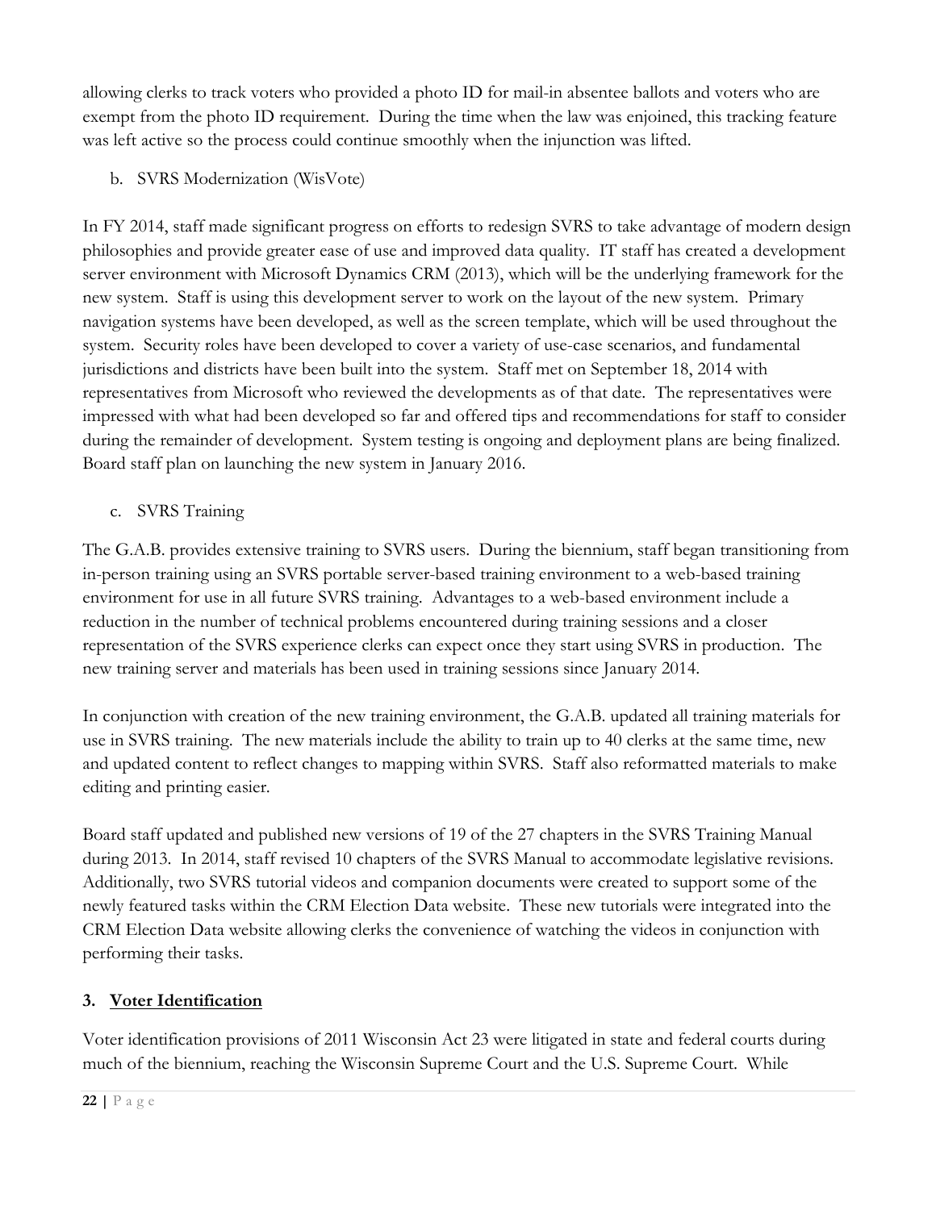allowing clerks to track voters who provided a photo ID for mail-in absentee ballots and voters who are exempt from the photo ID requirement. During the time when the law was enjoined, this tracking feature was left active so the process could continue smoothly when the injunction was lifted.

b. SVRS Modernization (WisVote)

In FY 2014, staff made significant progress on efforts to redesign SVRS to take advantage of modern design philosophies and provide greater ease of use and improved data quality. IT staff has created a development server environment with Microsoft Dynamics CRM (2013), which will be the underlying framework for the new system. Staff is using this development server to work on the layout of the new system. Primary navigation systems have been developed, as well as the screen template, which will be used throughout the system. Security roles have been developed to cover a variety of use-case scenarios, and fundamental jurisdictions and districts have been built into the system. Staff met on September 18, 2014 with representatives from Microsoft who reviewed the developments as of that date. The representatives were impressed with what had been developed so far and offered tips and recommendations for staff to consider during the remainder of development. System testing is ongoing and deployment plans are being finalized. Board staff plan on launching the new system in January 2016.

c. SVRS Training

The G.A.B. provides extensive training to SVRS users. During the biennium, staff began transitioning from in-person training using an SVRS portable server-based training environment to a web-based training environment for use in all future SVRS training. Advantages to a web-based environment include a reduction in the number of technical problems encountered during training sessions and a closer representation of the SVRS experience clerks can expect once they start using SVRS in production. The new training server and materials has been used in training sessions since January 2014.

In conjunction with creation of the new training environment, the G.A.B. updated all training materials for use in SVRS training. The new materials include the ability to train up to 40 clerks at the same time, new and updated content to reflect changes to mapping within SVRS. Staff also reformatted materials to make editing and printing easier.

Board staff updated and published new versions of 19 of the 27 chapters in the SVRS Training Manual during 2013. In 2014, staff revised 10 chapters of the SVRS Manual to accommodate legislative revisions. Additionally, two SVRS tutorial videos and companion documents were created to support some of the newly featured tasks within the CRM Election Data website. These new tutorials were integrated into the CRM Election Data website allowing clerks the convenience of watching the videos in conjunction with performing their tasks.

### 3. Voter Identification

Voter identification provisions of 2011 Wisconsin Act 23 were litigated in state and federal courts during much of the biennium, reaching the Wisconsin Supreme Court and the U.S. Supreme Court. While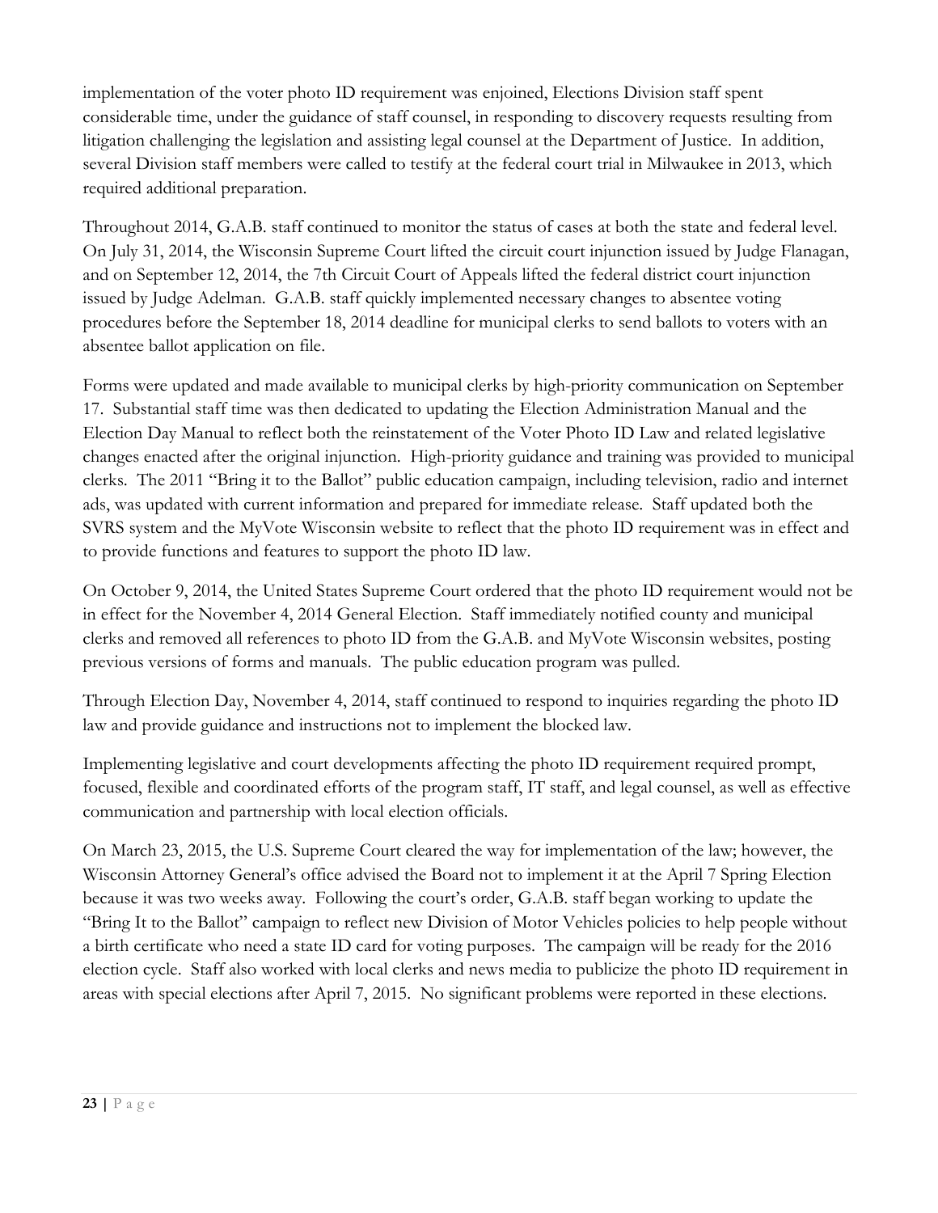implementation of the voter photo ID requirement was enjoined, Elections Division staff spent considerable time, under the guidance of staff counsel, in responding to discovery requests resulting from litigation challenging the legislation and assisting legal counsel at the Department of Justice. In addition, several Division staff members were called to testify at the federal court trial in Milwaukee in 2013, which required additional preparation.

Throughout 2014, G.A.B. staff continued to monitor the status of cases at both the state and federal level. On July 31, 2014, the Wisconsin Supreme Court lifted the circuit court injunction issued by Judge Flanagan, and on September 12, 2014, the 7th Circuit Court of Appeals lifted the federal district court injunction issued by Judge Adelman. G.A.B. staff quickly implemented necessary changes to absentee voting procedures before the September 18, 2014 deadline for municipal clerks to send ballots to voters with an absentee ballot application on file.

Forms were updated and made available to municipal clerks by high-priority communication on September 17. Substantial staff time was then dedicated to updating the Election Administration Manual and the Election Day Manual to reflect both the reinstatement of the Voter Photo ID Law and related legislative changes enacted after the original injunction. High-priority guidance and training was provided to municipal clerks. The 2011 "Bring it to the Ballot" public education campaign, including television, radio and internet ads, was updated with current information and prepared for immediate release. Staff updated both the SVRS system and the MyVote Wisconsin website to reflect that the photo ID requirement was in effect and to provide functions and features to support the photo ID law.

On October 9, 2014, the United States Supreme Court ordered that the photo ID requirement would not be in effect for the November 4, 2014 General Election. Staff immediately notified county and municipal clerks and removed all references to photo ID from the G.A.B. and MyVote Wisconsin websites, posting previous versions of forms and manuals. The public education program was pulled.

Through Election Day, November 4, 2014, staff continued to respond to inquiries regarding the photo ID law and provide guidance and instructions not to implement the blocked law.

Implementing legislative and court developments affecting the photo ID requirement required prompt, focused, flexible and coordinated efforts of the program staff, IT staff, and legal counsel, as well as effective communication and partnership with local election officials.

On March 23, 2015, the U.S. Supreme Court cleared the way for implementation of the law; however, the Wisconsin Attorney General's office advised the Board not to implement it at the April 7 Spring Election because it was two weeks away. Following the court's order, G.A.B. staff began working to update the "Bring It to the Ballot" campaign to reflect new Division of Motor Vehicles policies to help people without a birth certificate who need a state ID card for voting purposes. The campaign will be ready for the 2016 election cycle. Staff also worked with local clerks and news media to publicize the photo ID requirement in areas with special elections after April 7, 2015. No significant problems were reported in these elections.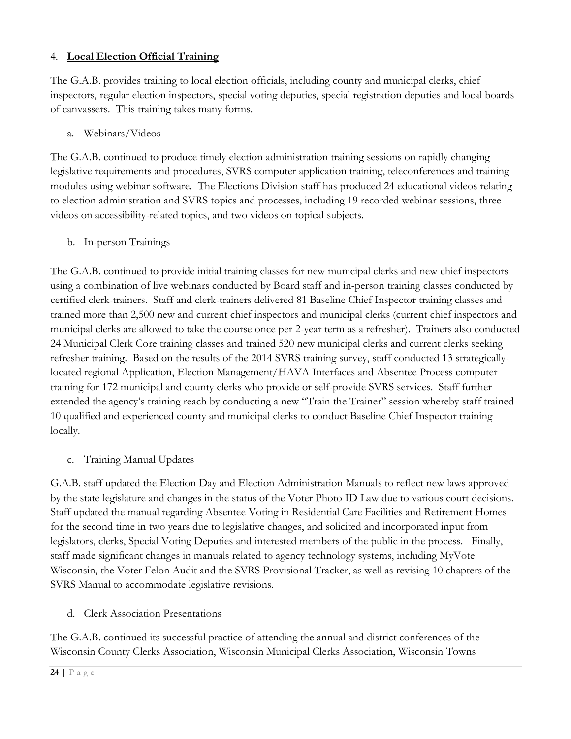## 4. **Local Election Official Training**

The G.A.B. provides training to local election officials, including county and municipal clerks, chief inspectors, regular election inspectors, special voting deputies, special registration deputies and local boards of canvassers. This training takes many forms.

### a. Webinars/Videos

The G.A.B. continued to produce timely election administration training sessions on rapidly changing legislative requirements and procedures, SVRS computer application training, teleconferences and training modules using webinar software. The Elections Division staff has produced 24 educational videos relating to election administration and SVRS topics and processes, including 19 recorded webinar sessions, three videos on accessibility-related topics, and two videos on topical subjects.

### b. In-person Trainings

The G.A.B. continued to provide initial training classes for new municipal clerks and new chief inspectors using a combination of live webinars conducted by Board staff and in-person training classes conducted by certified clerk-trainers. Staff and clerk-trainers delivered 81 Baseline Chief Inspector training classes and trained more than 2,500 new and current chief inspectors and municipal clerks (current chief inspectors and municipal clerks are allowed to take the course once per 2-year term as a refresher). Trainers also conducted 24 Municipal Clerk Core training classes and trained 520 new municipal clerks and current clerks seeking refresher training. Based on the results of the 2014 SVRS training survey, staff conducted 13 strategically-located regional Application, Election Management/HAVA Interfaces and Absentee Process computer training for 172 municipal and county clerks who provide or self-provide SVRS services. Staff further extended the agency's training reach by conducting a new "Train the Trainer" session whereby staff trained 10 qualified and experienced county and municipal clerks to conduct Baseline Chief Inspector training locally.

### c. Training Manual Updates

G.A.B. staff updated the Election Day and Election Administration Manuals to reflect new laws approved by the state legislature and changes in the status of the Voter Photo ID Law due to various court decisions. Staff updated the manual regarding Absentee Voting in Residential Care Facilities and Retirement Homes for the second time in two years due to legislative changes, and solicited and incorporated input from legislators, clerks, Special Voting Deputies and interested members of the public in the process. Finally, staff made significant changes in manuals related to agency technology systems, including MyVote Wisconsin, the Voter Felon Audit and the SVRS Provisional Tracker, as well as revising 10 chapters of the SVRS Manual to accommodate legislative revisions.

### d. Clerk Association Presentations

The G.A.B. continued its successful practice of attending the annual and district conferences of the Wisconsin County Clerks Association, Wisconsin Municipal Clerks Association, Wisconsin Towns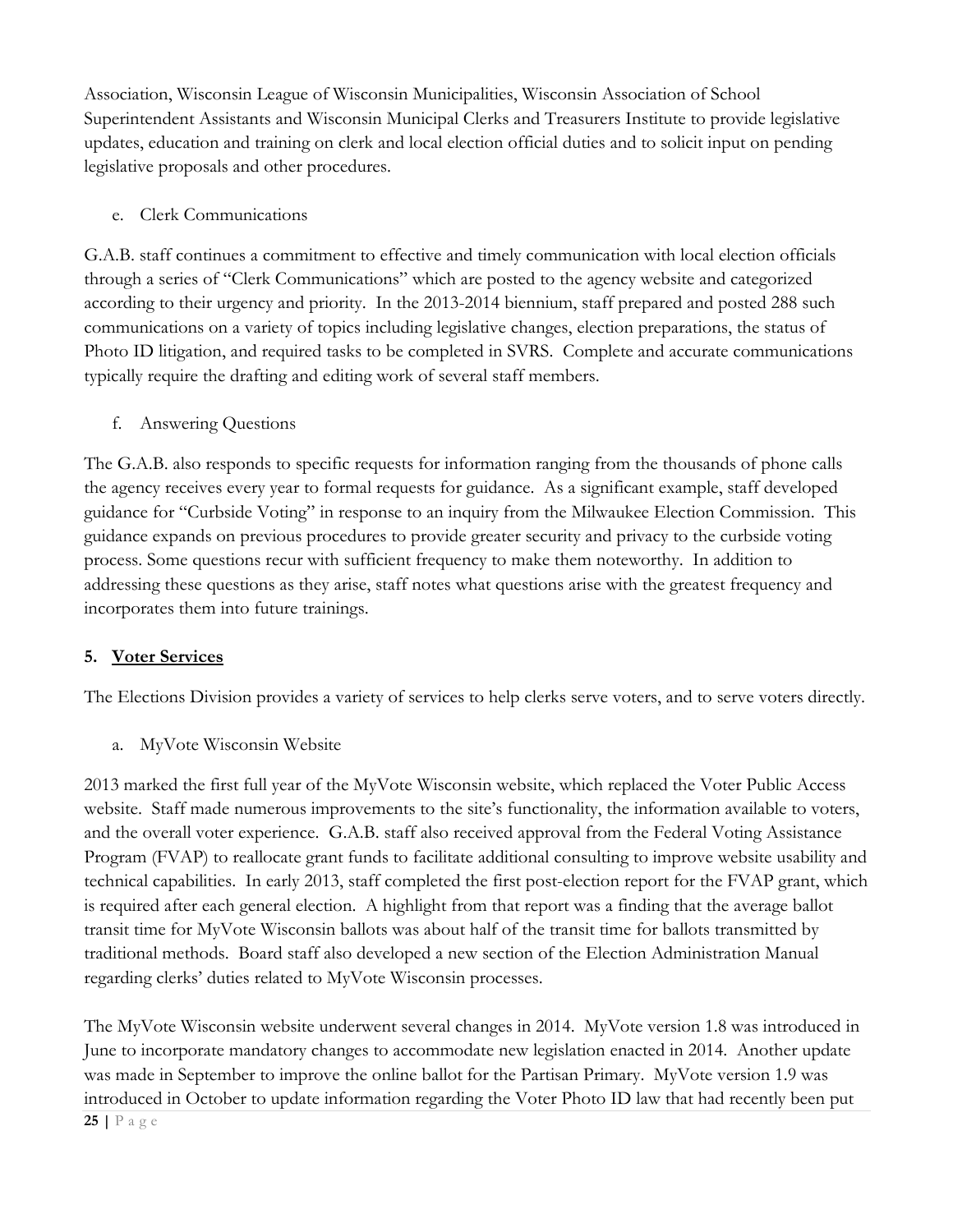Association, Wisconsin League of Wisconsin Municipalities, Wisconsin Association of School Superintendent Assistants and Wisconsin Municipal Clerks and Treasurers Institute to provide legislative updates, education and training on clerk and local election official duties and to solicit input on pending legislative proposals and other procedures.

e. Clerk Communications

G.A.B. staff continues a commitment to effective and timely communication with local election officials through a series of "Clerk Communications" which are posted to the agency website and categorized according to their urgency and priority. In the 2013-2014 biennium, staff prepared and posted 288 such communications on a variety of topics including legislative changes, election preparations, the status of Photo ID litigation, and required tasks to be completed in SVRS. Complete and accurate communications typically require the drafting and editing work of several staff members.

f. Answering Questions

The G.A.B. also responds to specific requests for information ranging from the thousands of phone calls the agency receives every year to formal requests for guidance. As a significant example, staff developed guidance for "Curbside Voting" in response to an inquiry from the Milwaukee Election Commission. This guidance expands on previous procedures to provide greater security and privacy to the curbside voting process. Some questions recur with sufficient frequency to make them noteworthy. In addition to addressing these questions as they arise, staff notes what questions arise with the greatest frequency and incorporates them into future trainings.

**5. <u>Voter Services</u>**

The Elections Division provides a variety of services to help clerks serve voters, and to serve voters directly.

a. MyVote Wisconsin Website

2013 marked the first full year of the MyVote Wisconsin website, which replaced the Voter Public Access website. Staff made numerous improvements to the site's functionality, the information available to voters, and the overall voter experience. G.A.B. staff also received approval from the Federal Voting Assistance Program (FVAP) to reallocate grant funds to facilitate additional consulting to improve website usability and technical capabilities. In early 2013, staff completed the first post-election report for the FVAP grant, which is required after each general election. A highlight from that report was a finding that the average ballot transit time for MyVote Wisconsin ballots was about half of the transit time for ballots transmitted by traditional methods. Board staff also developed a new section of the Election Administration Manual regarding clerks' duties related to MyVote Wisconsin processes.

The MyVote Wisconsin website underwent several changes in 2014. MyVote version 1.8 was introduced in June to incorporate mandatory changes to accommodate new legislation enacted in 2014. Another update was made in September to improve the online ballot for the Partisan Primary. MyVote version 1.9 was introduced in October to update information regarding the Voter Photo ID law that had recently been put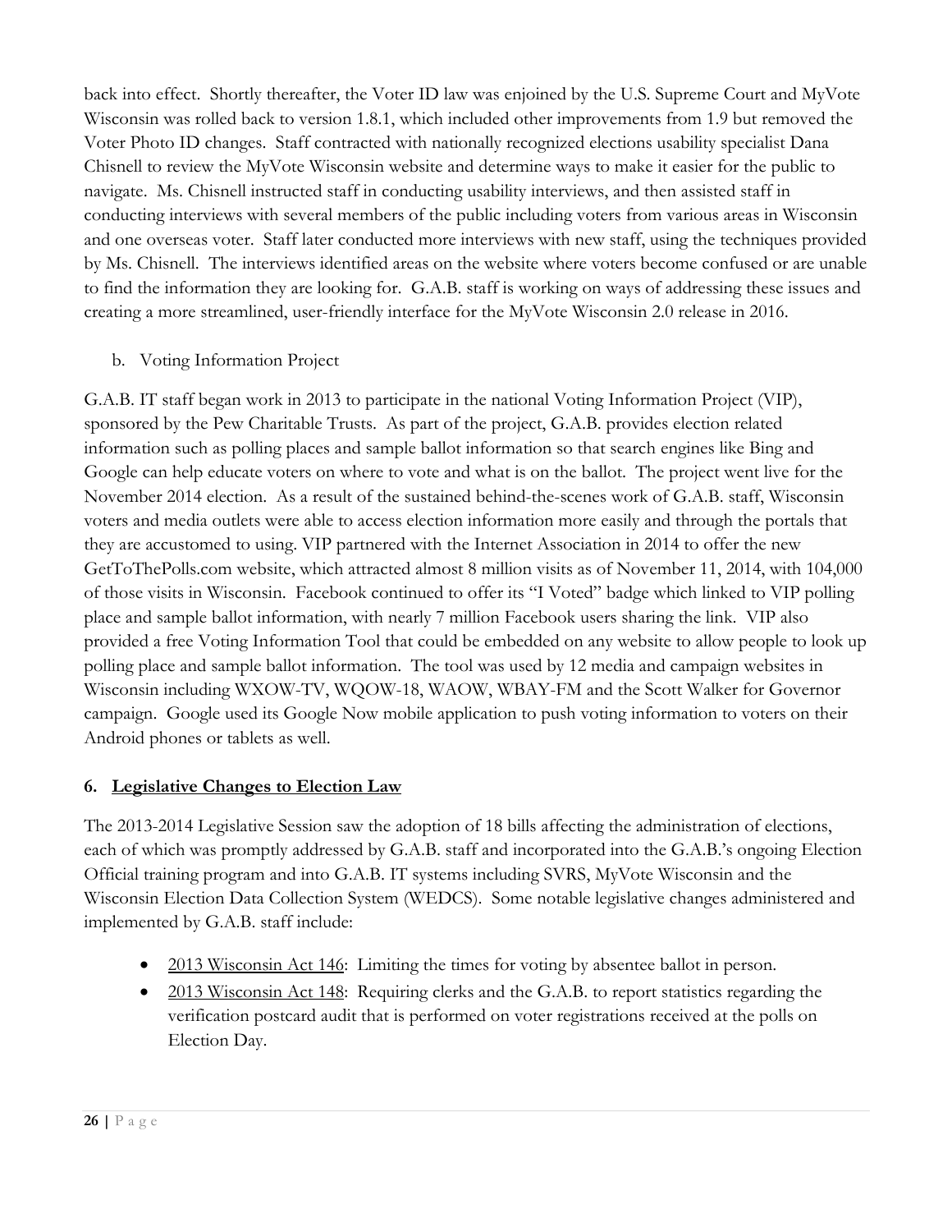back into effect. Shortly thereafter, the Voter ID law was enjoined by the U.S. Supreme Court and MyVote Wisconsin was rolled back to version 1.8.1, which included other improvements from 1.9 but removed the Voter Photo ID changes. Staff contracted with nationally recognized elections usability specialist Dana Chisnell to review the MyVote Wisconsin website and determine ways to make it easier for the public to navigate. Ms. Chisnell instructed staff in conducting usability interviews, and then assisted staff in conducting interviews with several members of the public including voters from various areas in Wisconsin and one overseas voter. Staff later conducted more interviews with new staff, using the techniques provided by Ms. Chisnell. The interviews identified areas on the website where voters become confused or are unable to find the information they are looking for. G.A.B. staff is working on ways of addressing these issues and creating a more streamlined, user-friendly interface for the MyVote Wisconsin 2.0 release in 2016.

b. Voting Information Project

G.A.B. IT staff began work in 2013 to participate in the national Voting Information Project (VIP), sponsored by the Pew Charitable Trusts. As part of the project, G.A.B. provides election related information such as polling places and sample ballot information so that search engines like Bing and Google can help educate voters on where to vote and what is on the ballot. The project went live for the November 2014 election. As a result of the sustained behind-the-scenes work of G.A.B. staff, Wisconsin voters and media outlets were able to access election information more easily and through the portals that they are accustomed to using. VIP partnered with the Internet Association in 2014 to offer the new GetToThePolls.com website, which attracted almost 8 million visits as of November 11, 2014, with 104,000 of those visits in Wisconsin. Facebook continued to offer its "I Voted" badge which linked to VIP polling place and sample ballot information, with nearly 7 million Facebook users sharing the link. VIP also provided a free Voting Information Tool that could be embedded on any website to allow people to look up polling place and sample ballot information. The tool was used by 12 media and campaign websites in Wisconsin including WXOW-TV, WQOW-18, WAOW, WBAY-FM and the Scott Walker for Governor campaign. Google used its Google Now mobile application to push voting information to voters on their Android phones or tablets as well.

### 6. Legislative Changes to Election Law

The 2013-2014 Legislative Session saw the adoption of 18 bills affecting the administration of elections, each of which was promptly addressed by G.A.B. staff and incorporated into the G.A.B.'s ongoing Election Official training program and into G.A.B. IT systems including SVRS, MyVote Wisconsin and the Wisconsin Election Data Collection System (WEDCS). Some notable legislative changes administered and implemented by G.A.B. staff include:

- 2013 Wisconsin Act 146: Limiting the times for voting by absentee ballot in person.
- 2013 Wisconsin Act 148: Requiring clerks and the G.A.B. to report statistics regarding the verification postcard audit that is performed on voter registrations received at the polls on Election Day.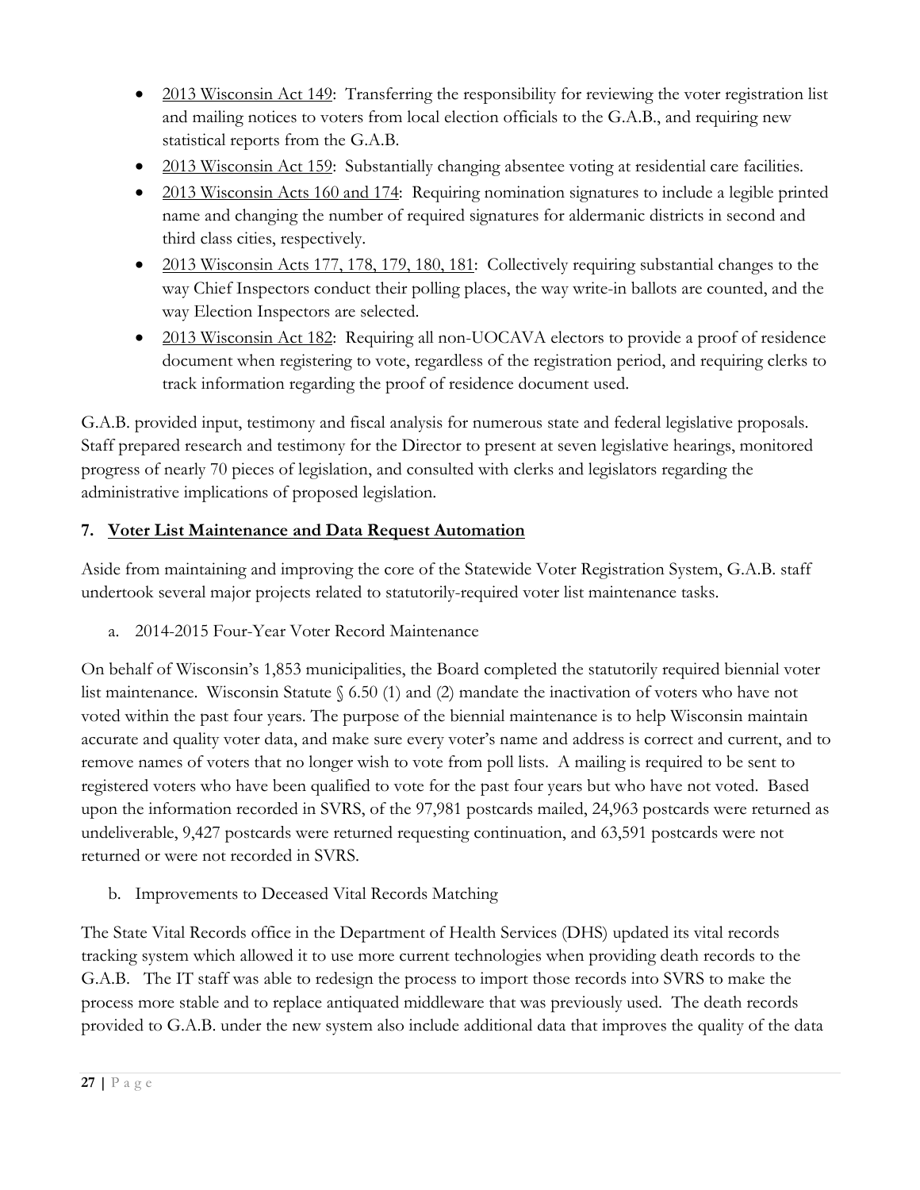- 2013 Wisconsin Act 149: Transferring the responsibility for reviewing the voter registration list and mailing notices to voters from local election officials to the G.A.B., and requiring new statistical reports from the G.A.B.
- 2013 Wisconsin Act 159: Substantially changing absentee voting at residential care facilities.
- 2013 Wisconsin Acts 160 and 174: Requiring nomination signatures to include a legible printed name and changing the number of required signatures for aldermanic districts in second and third class cities, respectively.
- 2013 Wisconsin Acts 177, 178, 179, 180, 181: Collectively requiring substantial changes to the way Chief Inspectors conduct their polling places, the way write-in ballots are counted, and the way Election Inspectors are selected.
- 2013 Wisconsin Act 182: Requiring all non-UOCAVA electors to provide a proof of residence document when registering to vote, regardless of the registration period, and requiring clerks to track information regarding the proof of residence document used.

G.A.B. provided input, testimony and fiscal analysis for numerous state and federal legislative proposals. Staff prepared research and testimony for the Director to present at seven legislative hearings, monitored progress of nearly 70 pieces of legislation, and consulted with clerks and legislators regarding the administrative implications of proposed legislation.

### 7. Voter List Maintenance and Data Request Automation

Aside from maintaining and improving the core of the Statewide Voter Registration System, G.A.B. staff undertook several major projects related to statutorily-required voter list maintenance tasks.

a. 2014-2015 Four-Year Voter Record Maintenance

On behalf of Wisconsin's 1,853 municipalities, the Board completed the statutorily required biennial voter list maintenance. Wisconsin Statute § 6.50 (1) and (2) mandate the inactivation of voters who have not voted within the past four years. The purpose of the biennial maintenance is to help Wisconsin maintain accurate and quality voter data, and make sure every voter's name and address is correct and current, and to remove names of voters that no longer wish to vote from poll lists. A mailing is required to be sent to registered voters who have been qualified to vote for the past four years but who have not voted. Based upon the information recorded in SVRS, of the 97,981 postcards mailed, 24,963 postcards were returned as undeliverable, 9,427 postcards were returned requesting continuation, and 63,591 postcards were not returned or were not recorded in SVRS.

b. Improvements to Deceased Vital Records Matching

The State Vital Records office in the Department of Health Services (DHS) updated its vital records tracking system which allowed it to use more current technologies when providing death records to the G.A.B. The IT staff was able to redesign the process to import those records into SVRS to make the process more stable and to replace antiquated middleware that was previously used. The death records provided to G.A.B. under the new system also include additional data that improves the quality of the data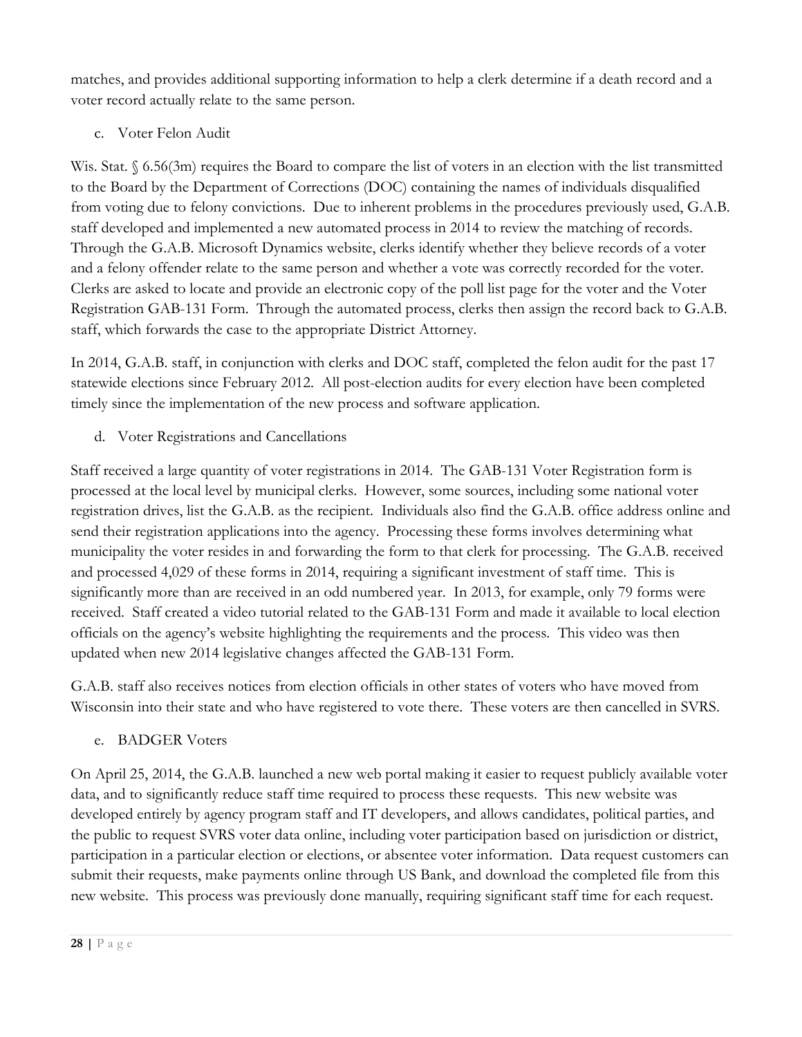matches, and provides additional supporting information to help a clerk determine if a death record and a voter record actually relate to the same person.

c. Voter Felon Audit

Wis. Stat. § 6.56(3m) requires the Board to compare the list of voters in an election with the list transmitted to the Board by the Department of Corrections (DOC) containing the names of individuals disqualified from voting due to felony convictions. Due to inherent problems in the procedures previously used, G.A.B. staff developed and implemented a new automated process in 2014 to review the matching of records. Through the G.A.B. Microsoft Dynamics website, clerks identify whether they believe records of a voter and a felony offender relate to the same person and whether a vote was correctly recorded for the voter. Clerks are asked to locate and provide an electronic copy of the poll list page for the voter and the Voter Registration GAB-131 Form. Through the automated process, clerks then assign the record back to G.A.B. staff, which forwards the case to the appropriate District Attorney.

In 2014, G.A.B. staff, in conjunction with clerks and DOC staff, completed the felon audit for the past 17 statewide elections since February 2012. All post-election audits for every election have been completed timely since the implementation of the new process and software application.

d. Voter Registrations and Cancellations

Staff received a large quantity of voter registrations in 2014. The GAB-131 Voter Registration form is processed at the local level by municipal clerks. However, some sources, including some national voter registration drives, list the G.A.B. as the recipient. Individuals also find the G.A.B. office address online and send their registration applications into the agency. Processing these forms involves determining what municipality the voter resides in and forwarding the form to that clerk for processing. The G.A.B. received and processed 4,029 of these forms in 2014, requiring a significant investment of staff time. This is significantly more than are received in an odd numbered year. In 2013, for example, only 79 forms were received. Staff created a video tutorial related to the GAB-131 Form and made it available to local election officials on the agency's website highlighting the requirements and the process. This video was then updated when new 2014 legislative changes affected the GAB-131 Form.

G.A.B. staff also receives notices from election officials in other states of voters who have moved from Wisconsin into their state and who have registered to vote there. These voters are then cancelled in SVRS.

e. BADGER Voters

On April 25, 2014, the G.A.B. launched a new web portal making it easier to request publicly available voter data, and to significantly reduce staff time required to process these requests. This new website was developed entirely by agency program staff and IT developers, and allows candidates, political parties, and the public to request SVRS voter data online, including voter participation based on jurisdiction or district, participation in a particular election or elections, or absentee voter information. Data request customers can submit their requests, make payments online through US Bank, and download the completed file from this new website. This process was previously done manually, requiring significant staff time for each request.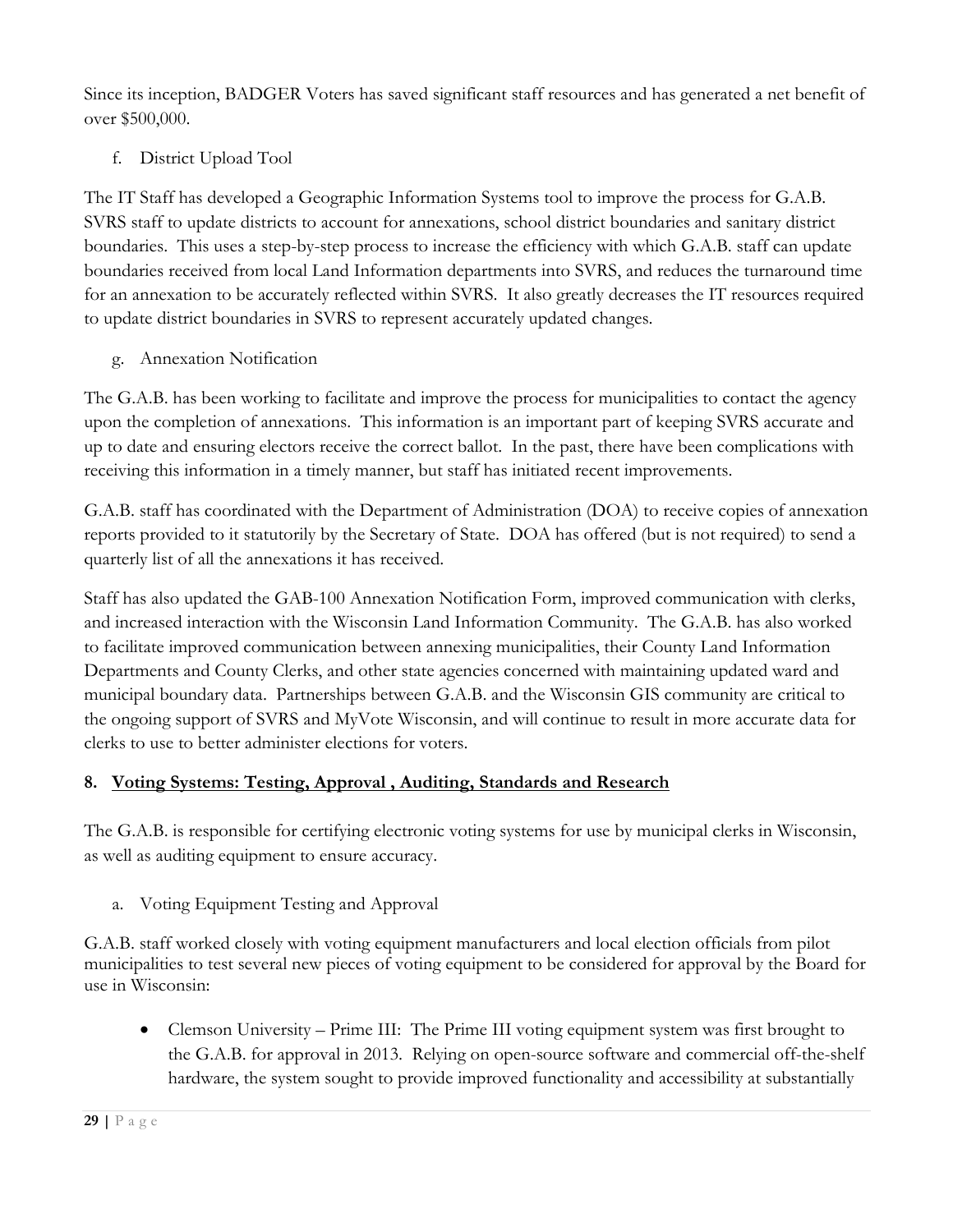Since its inception, BADGER Voters has saved significant staff resources and has generated a net benefit of over $500,000.

f. District Upload Tool

The IT Staff has developed a Geographic Information Systems tool to improve the process for G.A.B. SVRS staff to update districts to account for annexations, school district boundaries and sanitary district boundaries. This uses a step-by-step process to increase the efficiency with which G.A.B. staff can update boundaries received from local Land Information departments into SVRS, and reduces the turnaround time for an annexation to be accurately reflected within SVRS. It also greatly decreases the IT resources required to update district boundaries in SVRS to represent accurately updated changes.

g. Annexation Notification

The G.A.B. has been working to facilitate and improve the process for municipalities to contact the agency upon the completion of annexations. This information is an important part of keeping SVRS accurate and up to date and ensuring electors receive the correct ballot. In the past, there have been complications with receiving this information in a timely manner, but staff has initiated recent improvements.

G.A.B. staff has coordinated with the Department of Administration (DOA) to receive copies of annexation reports provided to it statutorily by the Secretary of State. DOA has offered (but is not required) to send a quarterly list of all the annexations it has received.

Staff has also updated the GAB-100 Annexation Notification Form, improved communication with clerks, and increased interaction with the Wisconsin Land Information Community. The G.A.B. has also worked to facilitate improved communication between annexing municipalities, their County Land Information Departments and County Clerks, and other state agencies concerned with maintaining updated ward and municipal boundary data. Partnerships between G.A.B. and the Wisconsin GIS community are critical to the ongoing support of SVRS and MyVote Wisconsin, and will continue to result in more accurate data for clerks to use to better administer elections for voters.

## 8. Voting Systems: Testing, Approval , Auditing, Standards and Research

The G.A.B. is responsible for certifying electronic voting systems for use by municipal clerks in Wisconsin, as well as auditing equipment to ensure accuracy.

a. Voting Equipment Testing and Approval

G.A.B. staff worked closely with voting equipment manufacturers and local election officials from pilot municipalities to test several new pieces of voting equipment to be considered for approval by the Board for use in Wisconsin:

- Clemson University – Prime III: The Prime III voting equipment system was first brought to the G.A.B. for approval in 2013. Relying on open-source software and commercial off-the-shelf hardware, the system sought to provide improved functionality and accessibility at substantially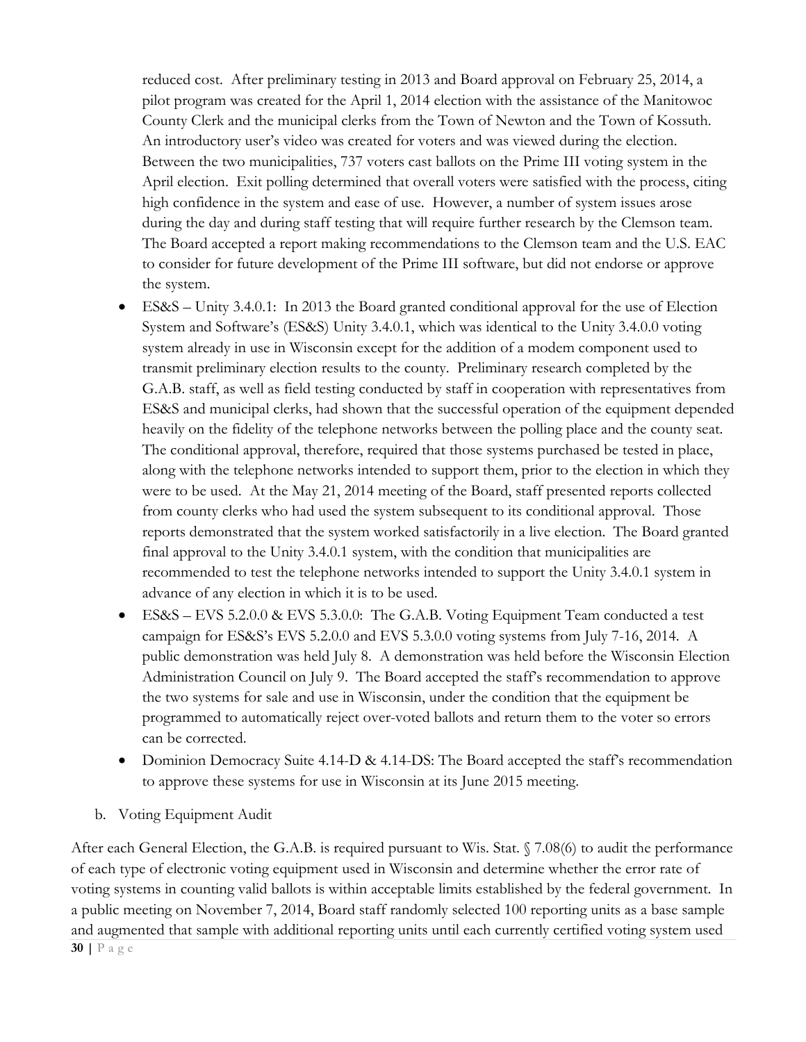reduced cost. After preliminary testing in 2013 and Board approval on February 25, 2014, a pilot program was created for the April 1, 2014 election with the assistance of the Manitowoc County Clerk and the municipal clerks from the Town of Newton and the Town of Kossuth. An introductory user's video was created for voters and was viewed during the election. Between the two municipalities, 737 voters cast ballots on the Prime III voting system in the April election. Exit polling determined that overall voters were satisfied with the process, citing high confidence in the system and ease of use. However, a number of system issues arose during the day and during staff testing that will require further research by the Clemson team. The Board accepted a report making recommendations to the Clemson team and the U.S. EAC to consider for future development of the Prime III software, but did not endorse or approve the system.

- ES&S – Unity 3.4.0.1: In 2013 the Board granted conditional approval for the use of Election System and Software's (ES&S) Unity 3.4.0.1, which was identical to the Unity 3.4.0.0 voting system already in use in Wisconsin except for the addition of a modem component used to transmit preliminary election results to the county. Preliminary research completed by the G.A.B. staff, as well as field testing conducted by staff in cooperation with representatives from ES&S and municipal clerks, had shown that the successful operation of the equipment depended heavily on the fidelity of the telephone networks between the polling place and the county seat. The conditional approval, therefore, required that those systems purchased be tested in place, along with the telephone networks intended to support them, prior to the election in which they were to be used. At the May 21, 2014 meeting of the Board, staff presented reports collected from county clerks who had used the system subsequent to its conditional approval. Those reports demonstrated that the system worked satisfactorily in a live election. The Board granted final approval to the Unity 3.4.0.1 system, with the condition that municipalities are recommended to test the telephone networks intended to support the Unity 3.4.0.1 system in advance of any election in which it is to be used.
- ES&S – EVS 5.2.0.0 & EVS 5.3.0.0: The G.A.B. Voting Equipment Team conducted a test campaign for ES&S's EVS 5.2.0.0 and EVS 5.3.0.0 voting systems from July 7-16, 2014. A public demonstration was held July 8. A demonstration was held before the Wisconsin Election Administration Council on July 9. The Board accepted the staff's recommendation to approve the two systems for sale and use in Wisconsin, under the condition that the equipment be programmed to automatically reject over-voted ballots and return them to the voter so errors can be corrected.
- Dominion Democracy Suite 4.14-D & 4.14-DS: The Board accepted the staff's recommendation to approve these systems for use in Wisconsin at its June 2015 meeting.

b. Voting Equipment Audit

After each General Election, the G.A.B. is required pursuant to Wis. Stat. § 7.08(6) to audit the performance of each type of electronic voting equipment used in Wisconsin and determine whether the error rate of voting systems in counting valid ballots is within acceptable limits established by the federal government. In a public meeting on November 7, 2014, Board staff randomly selected 100 reporting units as a base sample and augmented that sample with additional reporting units until each currently certified voting system used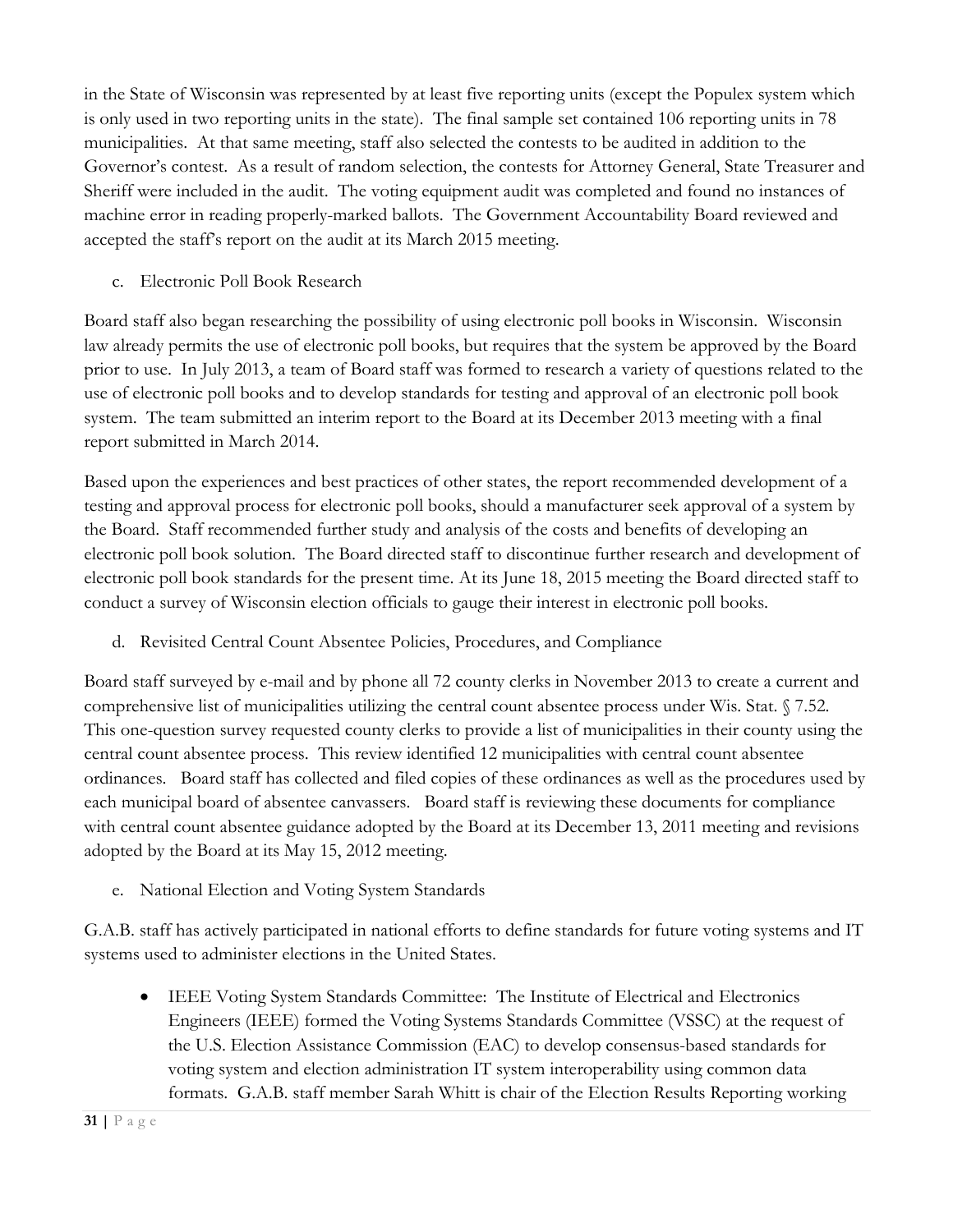in the State of Wisconsin was represented by at least five reporting units (except the Populex system which is only used in two reporting units in the state). The final sample set contained 106 reporting units in 78 municipalities. At that same meeting, staff also selected the contests to be audited in addition to the Governor's contest. As a result of random selection, the contests for Attorney General, State Treasurer and Sheriff were included in the audit. The voting equipment audit was completed and found no instances of machine error in reading properly-marked ballots. The Government Accountability Board reviewed and accepted the staff's report on the audit at its March 2015 meeting.

c. Electronic Poll Book Research

Board staff also began researching the possibility of using electronic poll books in Wisconsin. Wisconsin law already permits the use of electronic poll books, but requires that the system be approved by the Board prior to use. In July 2013, a team of Board staff was formed to research a variety of questions related to the use of electronic poll books and to develop standards for testing and approval of an electronic poll book system. The team submitted an interim report to the Board at its December 2013 meeting with a final report submitted in March 2014.

Based upon the experiences and best practices of other states, the report recommended development of a testing and approval process for electronic poll books, should a manufacturer seek approval of a system by the Board. Staff recommended further study and analysis of the costs and benefits of developing an electronic poll book solution. The Board directed staff to discontinue further research and development of electronic poll book standards for the present time. At its June 18, 2015 meeting the Board directed staff to conduct a survey of Wisconsin election officials to gauge their interest in electronic poll books.

d. Revisited Central Count Absentee Policies, Procedures, and Compliance

Board staff surveyed by e-mail and by phone all 72 county clerks in November 2013 to create a current and comprehensive list of municipalities utilizing the central count absentee process under Wis. Stat. § 7.52. This one-question survey requested county clerks to provide a list of municipalities in their county using the central count absentee process. This review identified 12 municipalities with central count absentee ordinances. Board staff has collected and filed copies of these ordinances as well as the procedures used by each municipal board of absentee canvassers. Board staff is reviewing these documents for compliance with central count absentee guidance adopted by the Board at its December 13, 2011 meeting and revisions adopted by the Board at its May 15, 2012 meeting.

e. National Election and Voting System Standards

G.A.B. staff has actively participated in national efforts to define standards for future voting systems and IT systems used to administer elections in the United States.

- IEEE Voting System Standards Committee: The Institute of Electrical and Electronics Engineers (IEEE) formed the Voting Systems Standards Committee (VSSC) at the request of the U.S. Election Assistance Commission (EAC) to develop consensus-based standards for voting system and election administration IT system interoperability using common data formats. G.A.B. staff member Sarah Whitt is chair of the Election Results Reporting working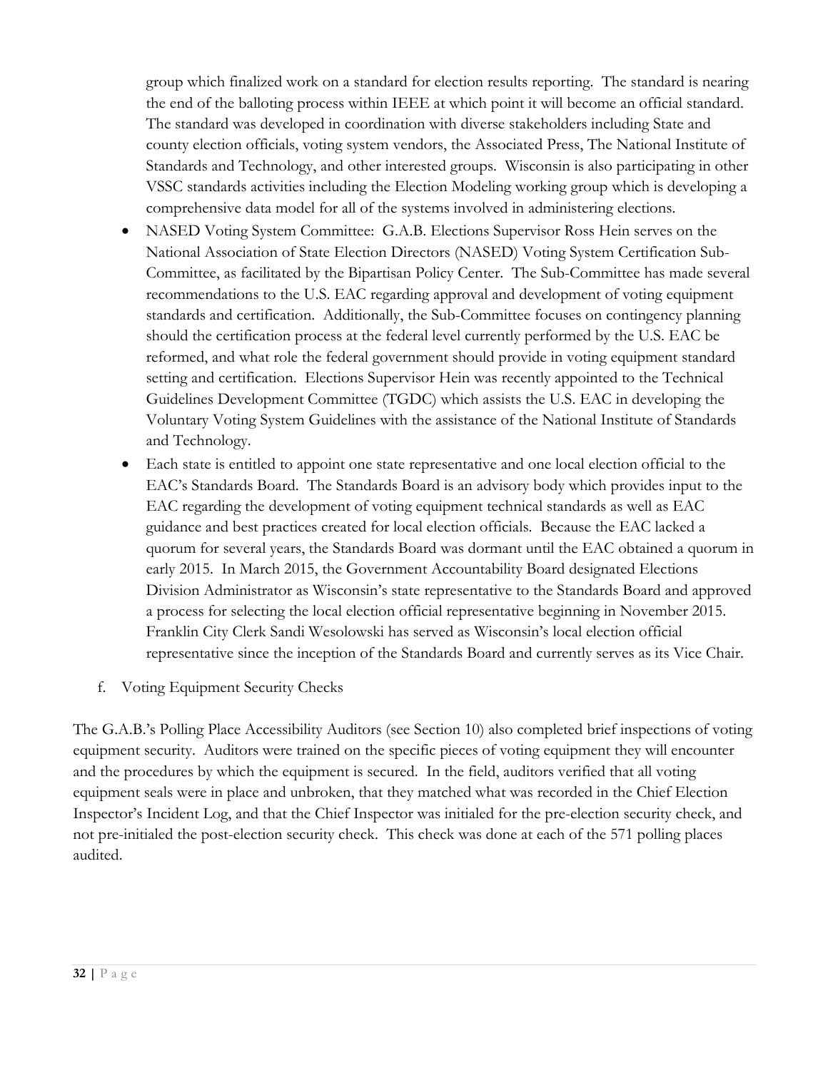group which finalized work on a standard for election results reporting. The standard is nearing the end of the balloting process within IEEE at which point it will become an official standard. The standard was developed in coordination with diverse stakeholders including State and county election officials, voting system vendors, the Associated Press, The National Institute of Standards and Technology, and other interested groups. Wisconsin is also participating in other VSSC standards activities including the Election Modeling working group which is developing a comprehensive data model for all of the systems involved in administering elections.

- NASED Voting System Committee: G.A.B. Elections Supervisor Ross Hein serves on the National Association of State Election Directors (NASED) Voting System Certification Sub-Committee, as facilitated by the Bipartisan Policy Center. The Sub-Committee has made several recommendations to the U.S. EAC regarding approval and development of voting equipment standards and certification. Additionally, the Sub-Committee focuses on contingency planning should the certification process at the federal level currently performed by the U.S. EAC be reformed, and what role the federal government should provide in voting equipment standard setting and certification. Elections Supervisor Hein was recently appointed to the Technical Guidelines Development Committee (TGDC) which assists the U.S. EAC in developing the Voluntary Voting System Guidelines with the assistance of the National Institute of Standards and Technology.
- Each state is entitled to appoint one state representative and one local election official to the EAC's Standards Board. The Standards Board is an advisory body which provides input to the EAC regarding the development of voting equipment technical standards as well as EAC guidance and best practices created for local election officials. Because the EAC lacked a quorum for several years, the Standards Board was dormant until the EAC obtained a quorum in early 2015. In March 2015, the Government Accountability Board designated Elections Division Administrator as Wisconsin's state representative to the Standards Board and approved a process for selecting the local election official representative beginning in November 2015. Franklin City Clerk Sandi Wesolowski has served as Wisconsin's local election official representative since the inception of the Standards Board and currently serves as its Vice Chair.

f. Voting Equipment Security Checks

The G.A.B.'s Polling Place Accessibility Auditors (see Section 10) also completed brief inspections of voting equipment security. Auditors were trained on the specific pieces of voting equipment they will encounter and the procedures by which the equipment is secured. In the field, auditors verified that all voting equipment seals were in place and unbroken, that they matched what was recorded in the Chief Election Inspector's Incident Log, and that the Chief Inspector was initialed for the pre-election security check, and not pre-initialed the post-election security check. This check was done at each of the 571 polling places audited.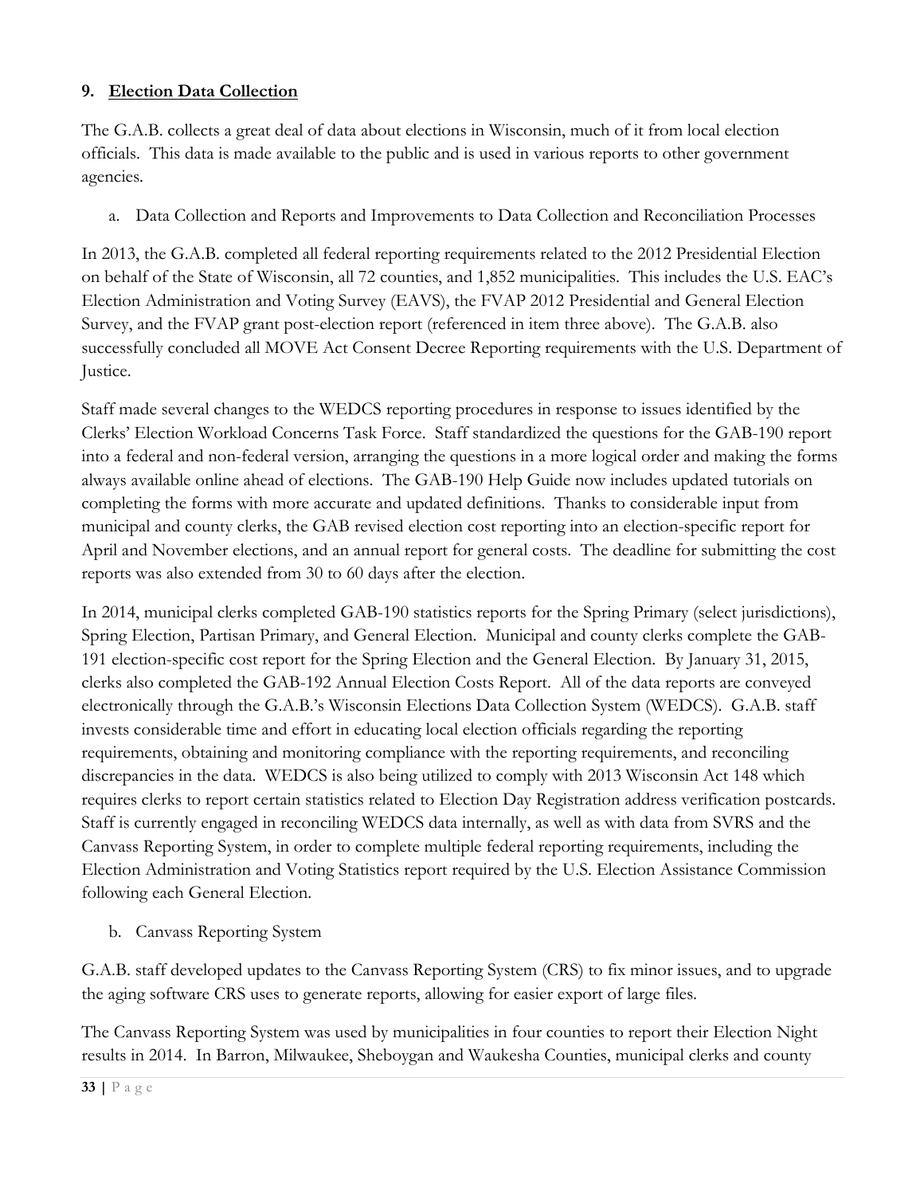## 9. Election Data Collection

The G.A.B. collects a great deal of data about elections in Wisconsin, much of it from local election officials. This data is made available to the public and is used in various reports to other government agencies.

a. Data Collection and Reports and Improvements to Data Collection and Reconciliation Processes

In 2013, the G.A.B. completed all federal reporting requirements related to the 2012 Presidential Election on behalf of the State of Wisconsin, all 72 counties, and 1,852 municipalities. This includes the U.S. EAC's Election Administration and Voting Survey (EAVS), the FVAP 2012 Presidential and General Election Survey, and the FVAP grant post-election report (referenced in item three above). The G.A.B. also successfully concluded all MOVE Act Consent Decree Reporting requirements with the U.S. Department of Justice.

Staff made several changes to the WEDCS reporting procedures in response to issues identified by the Clerks' Election Workload Concerns Task Force. Staff standardized the questions for the GAB-190 report into a federal and non-federal version, arranging the questions in a more logical order and making the forms always available online ahead of elections. The GAB-190 Help Guide now includes updated tutorials on completing the forms with more accurate and updated definitions. Thanks to considerable input from municipal and county clerks, the GAB revised election cost reporting into an election-specific report for April and November elections, and an annual report for general costs. The deadline for submitting the cost reports was also extended from 30 to 60 days after the election.

In 2014, municipal clerks completed GAB-190 statistics reports for the Spring Primary (select jurisdictions), Spring Election, Partisan Primary, and General Election. Municipal and county clerks complete the GAB-191 election-specific cost report for the Spring Election and the General Election. By January 31, 2015, clerks also completed the GAB-192 Annual Election Costs Report. All of the data reports are conveyed electronically through the G.A.B.'s Wisconsin Elections Data Collection System (WEDCS). G.A.B. staff invests considerable time and effort in educating local election officials regarding the reporting requirements, obtaining and monitoring compliance with the reporting requirements, and reconciling discrepancies in the data. WEDCS is also being utilized to comply with 2013 Wisconsin Act 148 which requires clerks to report certain statistics related to Election Day Registration address verification postcards. Staff is currently engaged in reconciling WEDCS data internally, as well as with data from SVRS and the Canvass Reporting System, in order to complete multiple federal reporting requirements, including the Election Administration and Voting Statistics report required by the U.S. Election Assistance Commission following each General Election.

b. Canvass Reporting System

G.A.B. staff developed updates to the Canvass Reporting System (CRS) to fix minor issues, and to upgrade the aging software CRS uses to generate reports, allowing for easier export of large files.

The Canvass Reporting System was used by municipalities in four counties to report their Election Night results in 2014. In Barron, Milwaukee, Sheboygan and Waukesha Counties, municipal clerks and county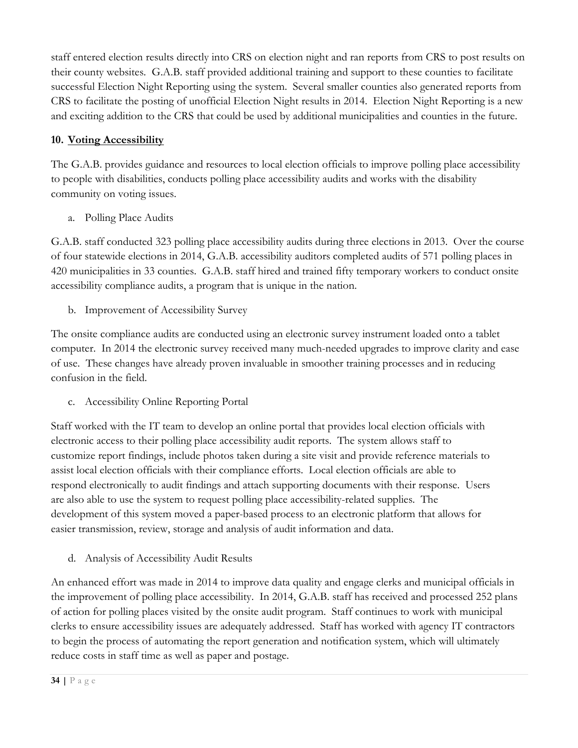staff entered election results directly into CRS on election night and ran reports from CRS to post results on their county websites. G.A.B. staff provided additional training and support to these counties to facilitate successful Election Night Reporting using the system. Several smaller counties also generated reports from CRS to facilitate the posting of unofficial Election Night results in 2014. Election Night Reporting is a new and exciting addition to the CRS that could be used by additional municipalities and counties in the future.

## 10. Voting Accessibility

The G.A.B. provides guidance and resources to local election officials to improve polling place accessibility to people with disabilities, conducts polling place accessibility audits and works with the disability community on voting issues.

a. Polling Place Audits

G.A.B. staff conducted 323 polling place accessibility audits during three elections in 2013. Over the course of four statewide elections in 2014, G.A.B. accessibility auditors completed audits of 571 polling places in 420 municipalities in 33 counties. G.A.B. staff hired and trained fifty temporary workers to conduct onsite accessibility compliance audits, a program that is unique in the nation.

b. Improvement of Accessibility Survey

The onsite compliance audits are conducted using an electronic survey instrument loaded onto a tablet computer. In 2014 the electronic survey received many much-needed upgrades to improve clarity and ease of use. These changes have already proven invaluable in smoother training processes and in reducing confusion in the field.

c. Accessibility Online Reporting Portal

Staff worked with the IT team to develop an online portal that provides local election officials with electronic access to their polling place accessibility audit reports. The system allows staff to customize report findings, include photos taken during a site visit and provide reference materials to assist local election officials with their compliance efforts. Local election officials are able to respond electronically to audit findings and attach supporting documents with their response. Users are also able to use the system to request polling place accessibility-related supplies. The development of this system moved a paper-based process to an electronic platform that allows for easier transmission, review, storage and analysis of audit information and data.

d. Analysis of Accessibility Audit Results

An enhanced effort was made in 2014 to improve data quality and engage clerks and municipal officials in the improvement of polling place accessibility. In 2014, G.A.B. staff has received and processed 252 plans of action for polling places visited by the onsite audit program. Staff continues to work with municipal clerks to ensure accessibility issues are adequately addressed. Staff has worked with agency IT contractors to begin the process of automating the report generation and notification system, which will ultimately reduce costs in staff time as well as paper and postage.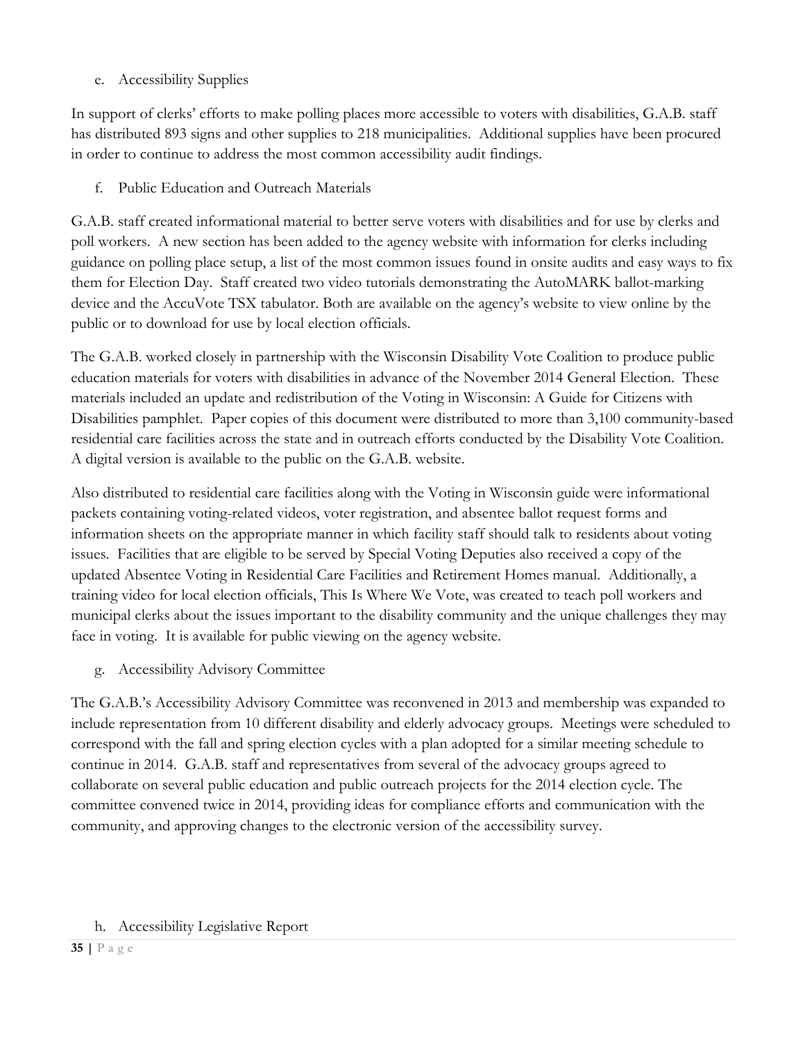e. Accessibility Supplies

In support of clerks' efforts to make polling places more accessible to voters with disabilities, G.A.B. staff has distributed 893 signs and other supplies to 218 municipalities. Additional supplies have been procured in order to continue to address the most common accessibility audit findings.

f. Public Education and Outreach Materials

G.A.B. staff created informational material to better serve voters with disabilities and for use by clerks and poll workers. A new section has been added to the agency website with information for clerks including guidance on polling place setup, a list of the most common issues found in onsite audits and easy ways to fix them for Election Day. Staff created two video tutorials demonstrating the AutoMARK ballot-marking device and the AccuVote TSX tabulator. Both are available on the agency's website to view online by the public or to download for use by local election officials.

The G.A.B. worked closely in partnership with the Wisconsin Disability Vote Coalition to produce public education materials for voters with disabilities in advance of the November 2014 General Election. These materials included an update and redistribution of the Voting in Wisconsin: A Guide for Citizens with Disabilities pamphlet. Paper copies of this document were distributed to more than 3,100 community-based residential care facilities across the state and in outreach efforts conducted by the Disability Vote Coalition. A digital version is available to the public on the G.A.B. website.

Also distributed to residential care facilities along with the Voting in Wisconsin guide were informational packets containing voting-related videos, voter registration, and absentee ballot request forms and information sheets on the appropriate manner in which facility staff should talk to residents about voting issues. Facilities that are eligible to be served by Special Voting Deputies also received a copy of the updated Absentee Voting in Residential Care Facilities and Retirement Homes manual. Additionally, a training video for local election officials, This Is Where We Vote, was created to teach poll workers and municipal clerks about the issues important to the disability community and the unique challenges they may face in voting. It is available for public viewing on the agency website.

g. Accessibility Advisory Committee

The G.A.B.'s Accessibility Advisory Committee was reconvened in 2013 and membership was expanded to include representation from 10 different disability and elderly advocacy groups. Meetings were scheduled to correspond with the fall and spring election cycles with a plan adopted for a similar meeting schedule to continue in 2014. G.A.B. staff and representatives from several of the advocacy groups agreed to collaborate on several public education and public outreach projects for the 2014 election cycle. The committee convened twice in 2014, providing ideas for compliance efforts and communication with the community, and approving changes to the electronic version of the accessibility survey.

h. Accessibility Legislative Report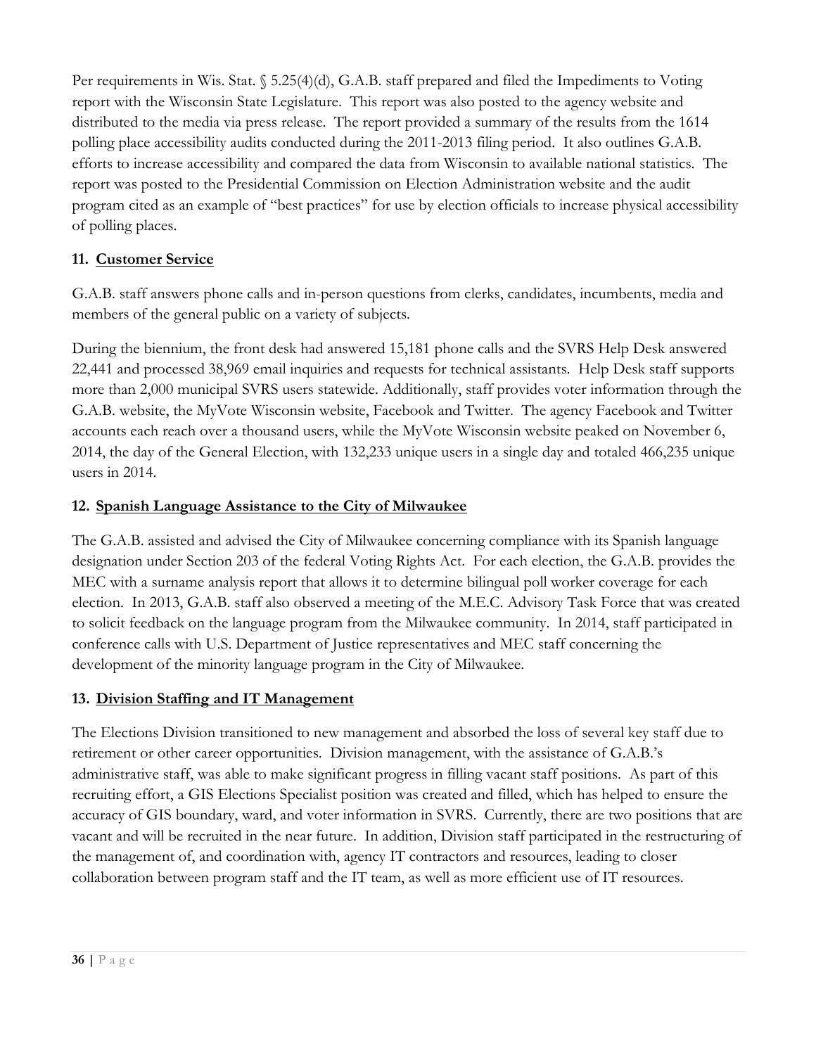Per requirements in Wis. Stat. § 5.25(4)(d), G.A.B. staff prepared and filed the Impediments to Voting report with the Wisconsin State Legislature. This report was also posted to the agency website and distributed to the media via press release. The report provided a summary of the results from the 1614 polling place accessibility audits conducted during the 2011-2013 filing period. It also outlines G.A.B. efforts to increase accessibility and compared the data from Wisconsin to available national statistics. The report was posted to the Presidential Commission on Election Administration website and the audit program cited as an example of "best practices" for use by election officials to increase physical accessibility of polling places.

### 11. <u>Customer Service</u>

G.A.B. staff answers phone calls and in-person questions from clerks, candidates, incumbents, media and members of the general public on a variety of subjects.

During the biennium, the front desk had answered 15,181 phone calls and the SVRS Help Desk answered 22,441 and processed 38,969 email inquiries and requests for technical assistants. Help Desk staff supports more than 2,000 municipal SVRS users statewide. Additionally, staff provides voter information through the G.A.B. website, the MyVote Wisconsin website, Facebook and Twitter. The agency Facebook and Twitter accounts each reach over a thousand users, while the MyVote Wisconsin website peaked on November 6, 2014, the day of the General Election, with 132,233 unique users in a single day and totaled 466,235 unique users in 2014.

### 12. <u>Spanish Language Assistance to the City of Milwaukee</u>

The G.A.B. assisted and advised the City of Milwaukee concerning compliance with its Spanish language designation under Section 203 of the federal Voting Rights Act. For each election, the G.A.B. provides the MEC with a surname analysis report that allows it to determine bilingual poll worker coverage for each election. In 2013, G.A.B. staff also observed a meeting of the M.E.C. Advisory Task Force that was created to solicit feedback on the language program from the Milwaukee community. In 2014, staff participated in conference calls with U.S. Department of Justice representatives and MEC staff concerning the development of the minority language program in the City of Milwaukee.

### 13. <u>Division Staffing and IT Management</u>

The Elections Division transitioned to new management and absorbed the loss of several key staff due to retirement or other career opportunities. Division management, with the assistance of G.A.B.'s administrative staff, was able to make significant progress in filling vacant staff positions. As part of this recruiting effort, a GIS Elections Specialist position was created and filled, which has helped to ensure the accuracy of GIS boundary, ward, and voter information in SVRS. Currently, there are two positions that are vacant and will be recruited in the near future. In addition, Division staff participated in the restructuring of the management of, and coordination with, agency IT contractors and resources, leading to closer collaboration between program staff and the IT team, as well as more efficient use of IT resources.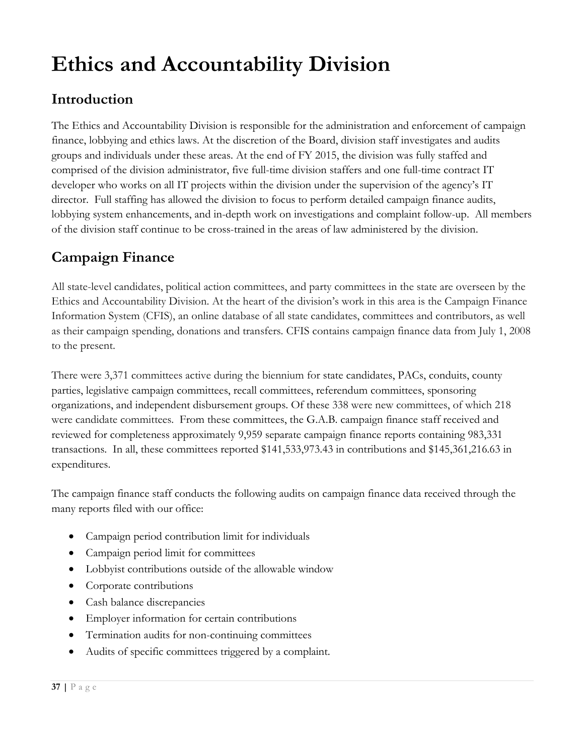# Ethics and Accountability Division

## Introduction

The Ethics and Accountability Division is responsible for the administration and enforcement of campaign finance, lobbying and ethics laws. At the discretion of the Board, division staff investigates and audits groups and individuals under these areas. At the end of FY 2015, the division was fully staffed and comprised of the division administrator, five full-time division staffers and one full-time contract IT developer who works on all IT projects within the division under the supervision of the agency's IT director. Full staffing has allowed the division to focus to perform detailed campaign finance audits, lobbying system enhancements, and in-depth work on investigations and complaint follow-up. All members of the division staff continue to be cross-trained in the areas of law administered by the division.

## Campaign Finance

All state-level candidates, political action committees, and party committees in the state are overseen by the Ethics and Accountability Division. At the heart of the division's work in this area is the Campaign Finance Information System (CFIS), an online database of all state candidates, committees and contributors, as well as their campaign spending, donations and transfers. CFIS contains campaign finance data from July 1, 2008 to the present.

There were 3,371 committees active during the biennium for state candidates, PACs, conduits, county parties, legislative campaign committees, recall committees, referendum committees, sponsoring organizations, and independent disbursement groups. Of these 338 were new committees, of which 218 were candidate committees. From these committees, the G.A.B. campaign finance staff received and reviewed for completeness approximately 9,959 separate campaign finance reports containing 983,331 transactions. In all, these committees reported $141,533,973.43 in contributions and $145,361,216.63 in expenditures.

The campaign finance staff conducts the following audits on campaign finance data received through the many reports filed with our office:

- Campaign period contribution limit for individuals
- Campaign period limit for committees
- Lobbyist contributions outside of the allowable window
- Corporate contributions
- Cash balance discrepancies
- Employer information for certain contributions
- Termination audits for non-continuing committees
- Audits of specific committees triggered by a complaint.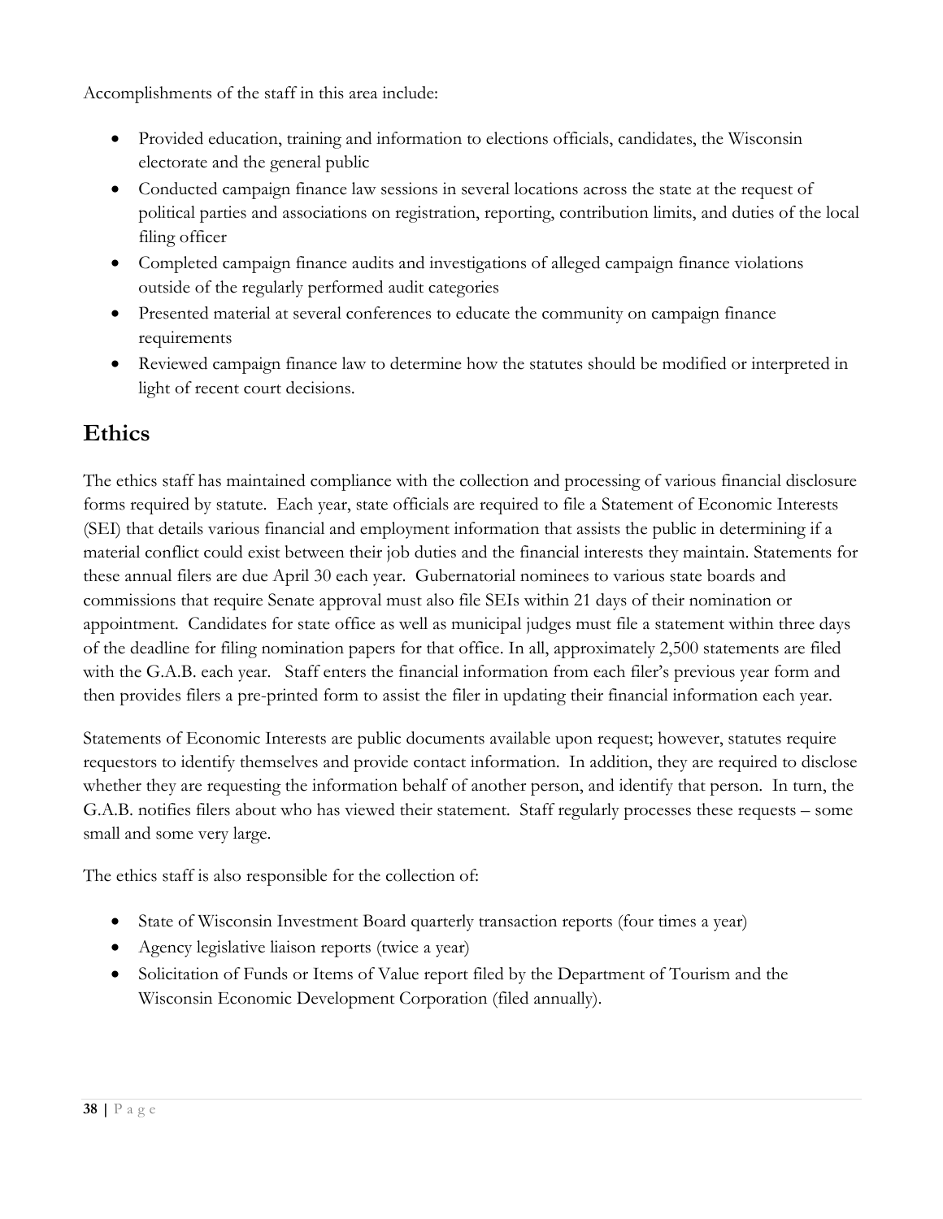Accomplishments of the staff in this area include:

- Provided education, training and information to elections officials, candidates, the Wisconsin electorate and the general public
- Conducted campaign finance law sessions in several locations across the state at the request of political parties and associations on registration, reporting, contribution limits, and duties of the local filing officer
- Completed campaign finance audits and investigations of alleged campaign finance violations outside of the regularly performed audit categories
- Presented material at several conferences to educate the community on campaign finance requirements
- Reviewed campaign finance law to determine how the statutes should be modified or interpreted in light of recent court decisions.

## Ethics

The ethics staff has maintained compliance with the collection and processing of various financial disclosure forms required by statute. Each year, state officials are required to file a Statement of Economic Interests (SEI) that details various financial and employment information that assists the public in determining if a material conflict could exist between their job duties and the financial interests they maintain. Statements for these annual filers are due April 30 each year. Gubernatorial nominees to various state boards and commissions that require Senate approval must also file SEIs within 21 days of their nomination or appointment. Candidates for state office as well as municipal judges must file a statement within three days of the deadline for filing nomination papers for that office. In all, approximately 2,500 statements are filed with the G.A.B. each year. Staff enters the financial information from each filer's previous year form and then provides filers a pre-printed form to assist the filer in updating their financial information each year.

Statements of Economic Interests are public documents available upon request; however, statutes require requestors to identify themselves and provide contact information. In addition, they are required to disclose whether they are requesting the information behalf of another person, and identify that person. In turn, the G.A.B. notifies filers about who has viewed their statement. Staff regularly processes these requests – some small and some very large.

The ethics staff is also responsible for the collection of:

- State of Wisconsin Investment Board quarterly transaction reports (four times a year)
- Agency legislative liaison reports (twice a year)
- Solicitation of Funds or Items of Value report filed by the Department of Tourism and the Wisconsin Economic Development Corporation (filed annually).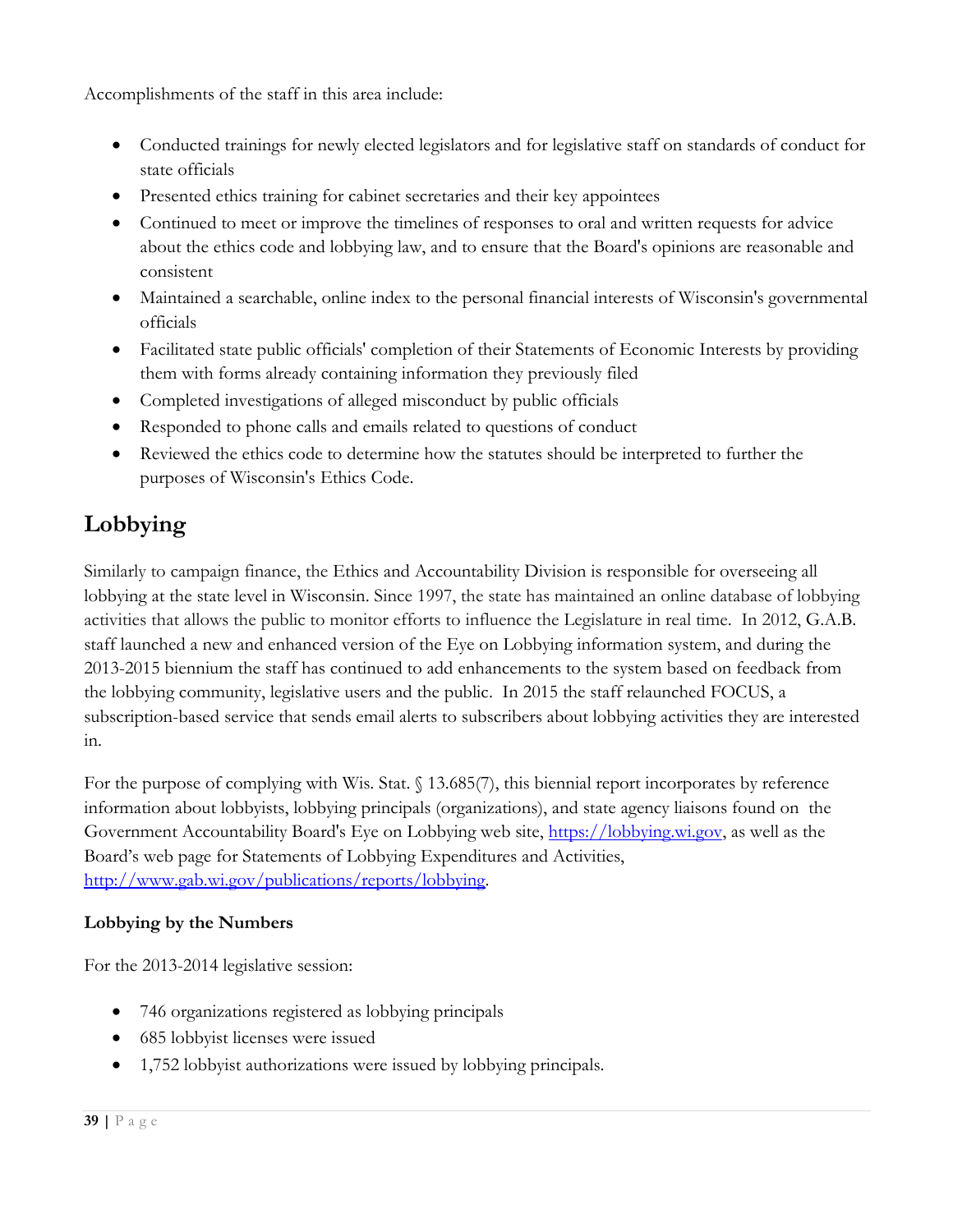Accomplishments of the staff in this area include:

- Conducted trainings for newly elected legislators and for legislative staff on standards of conduct for state officials
- Presented ethics training for cabinet secretaries and their key appointees
- Continued to meet or improve the timelines of responses to oral and written requests for advice about the ethics code and lobbying law, and to ensure that the Board's opinions are reasonable and consistent
- Maintained a searchable, online index to the personal financial interests of Wisconsin's governmental officials
- Facilitated state public officials' completion of their Statements of Economic Interests by providing them with forms already containing information they previously filed
- Completed investigations of alleged misconduct by public officials
- Responded to phone calls and emails related to questions of conduct
- Reviewed the ethics code to determine how the statutes should be interpreted to further the purposes of Wisconsin's Ethics Code.

## Lobbying

Similarly to campaign finance, the Ethics and Accountability Division is responsible for overseeing all lobbying at the state level in Wisconsin. Since 1997, the state has maintained an online database of lobbying activities that allows the public to monitor efforts to influence the Legislature in real time. In 2012, G.A.B. staff launched a new and enhanced version of the Eye on Lobbying information system, and during the 2013-2015 biennium the staff has continued to add enhancements to the system based on feedback from the lobbying community, legislative users and the public. In 2015 the staff relaunched FOCUS, a subscription-based service that sends email alerts to subscribers about lobbying activities they are interested in.

For the purpose of complying with Wis. Stat. § 13.685(7), this biennial report incorporates by reference information about lobbyists, lobbying principals (organizations), and state agency liaisons found on the Government Accountability Board's Eye on Lobbying web site, [https://lobbying.wi.gov](https://lobbying.wi.gov), as well as the Board's web page for Statements of Lobbying Expenditures and Activities, [http://www.gab.wi.gov/publications/reports/lobbying](http://www.gab.wi.gov/publications/reports/lobbying).

**Lobbying by the Numbers**

For the 2013-2014 legislative session:

- 746 organizations registered as lobbying principals
- 685 lobbyist licenses were issued
- 1,752 lobbyist authorizations were issued by lobbying principals.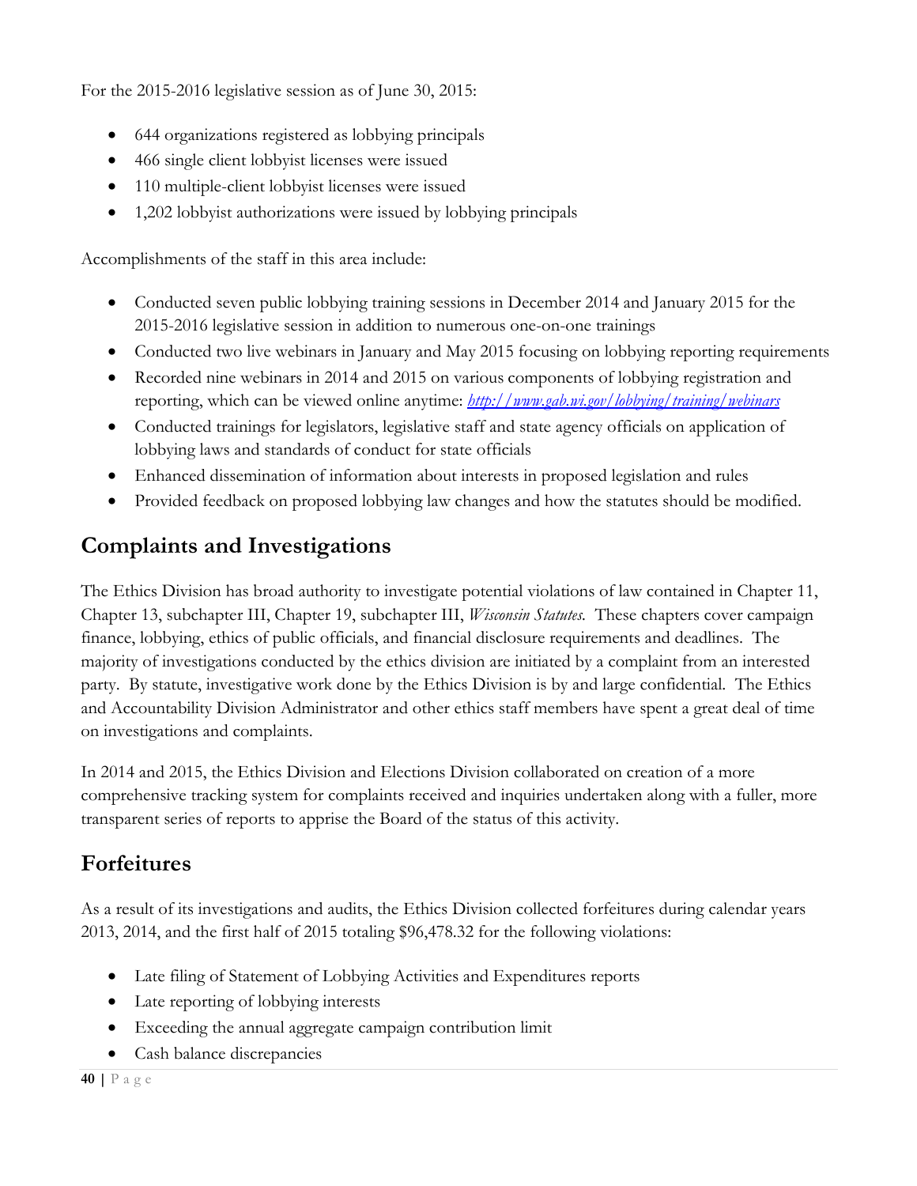For the 2015-2016 legislative session as of June 30, 2015:

- 644 organizations registered as lobbying principals
- 466 single client lobbyist licenses were issued
- 110 multiple-client lobbyist licenses were issued
- 1,202 lobbyist authorizations were issued by lobbying principals

Accomplishments of the staff in this area include:

- Conducted seven public lobbying training sessions in December 2014 and January 2015 for the 2015-2016 legislative session in addition to numerous one-on-one trainings
- Conducted two live webinars in January and May 2015 focusing on lobbying reporting requirements
- Recorded nine webinars in 2014 and 2015 on various components of lobbying registration and reporting, which can be viewed online anytime: *http://www.gab.wi.gov/lobbying/training/webinars*
- Conducted trainings for legislators, legislative staff and state agency officials on application of lobbying laws and standards of conduct for state officials
- Enhanced dissemination of information about interests in proposed legislation and rules
- Provided feedback on proposed lobbying law changes and how the statutes should be modified.

## Complaints and Investigations

The Ethics Division has broad authority to investigate potential violations of law contained in Chapter 11, Chapter 13, subchapter III, Chapter 19, subchapter III, *Wisconsin Statutes.* These chapters cover campaign finance, lobbying, ethics of public officials, and financial disclosure requirements and deadlines. The majority of investigations conducted by the ethics division are initiated by a complaint from an interested party. By statute, investigative work done by the Ethics Division is by and large confidential. The Ethics and Accountability Division Administrator and other ethics staff members have spent a great deal of time on investigations and complaints.

In 2014 and 2015, the Ethics Division and Elections Division collaborated on creation of a more comprehensive tracking system for complaints received and inquiries undertaken along with a fuller, more transparent series of reports to apprise the Board of the status of this activity.

## Forfeitures

As a result of its investigations and audits, the Ethics Division collected forfeitures during calendar years 2013, 2014, and the first half of 2015 totaling $96,478.32 for the following violations:

- Late filing of Statement of Lobbying Activities and Expenditures reports
- Late reporting of lobbying interests
- Exceeding the annual aggregate campaign contribution limit
- Cash balance discrepancies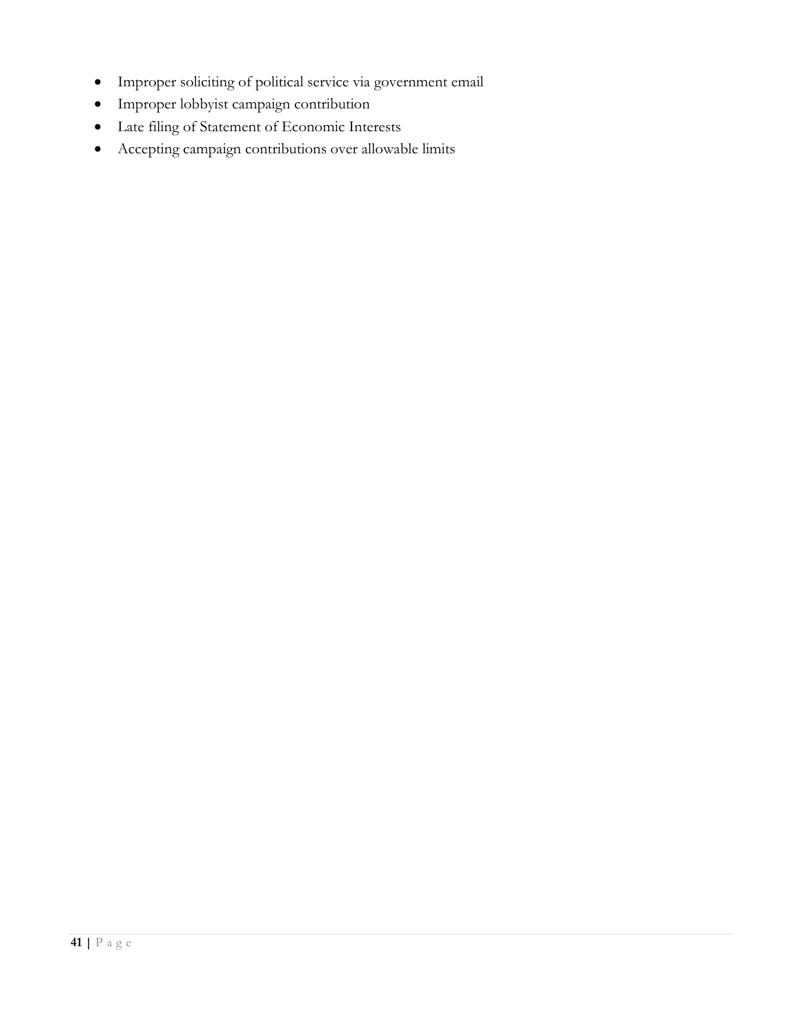- Improper soliciting of political service via government email
- Improper lobbyist campaign contribution
- Late filing of Statement of Economic Interests
- Accepting campaign contributions over allowable limits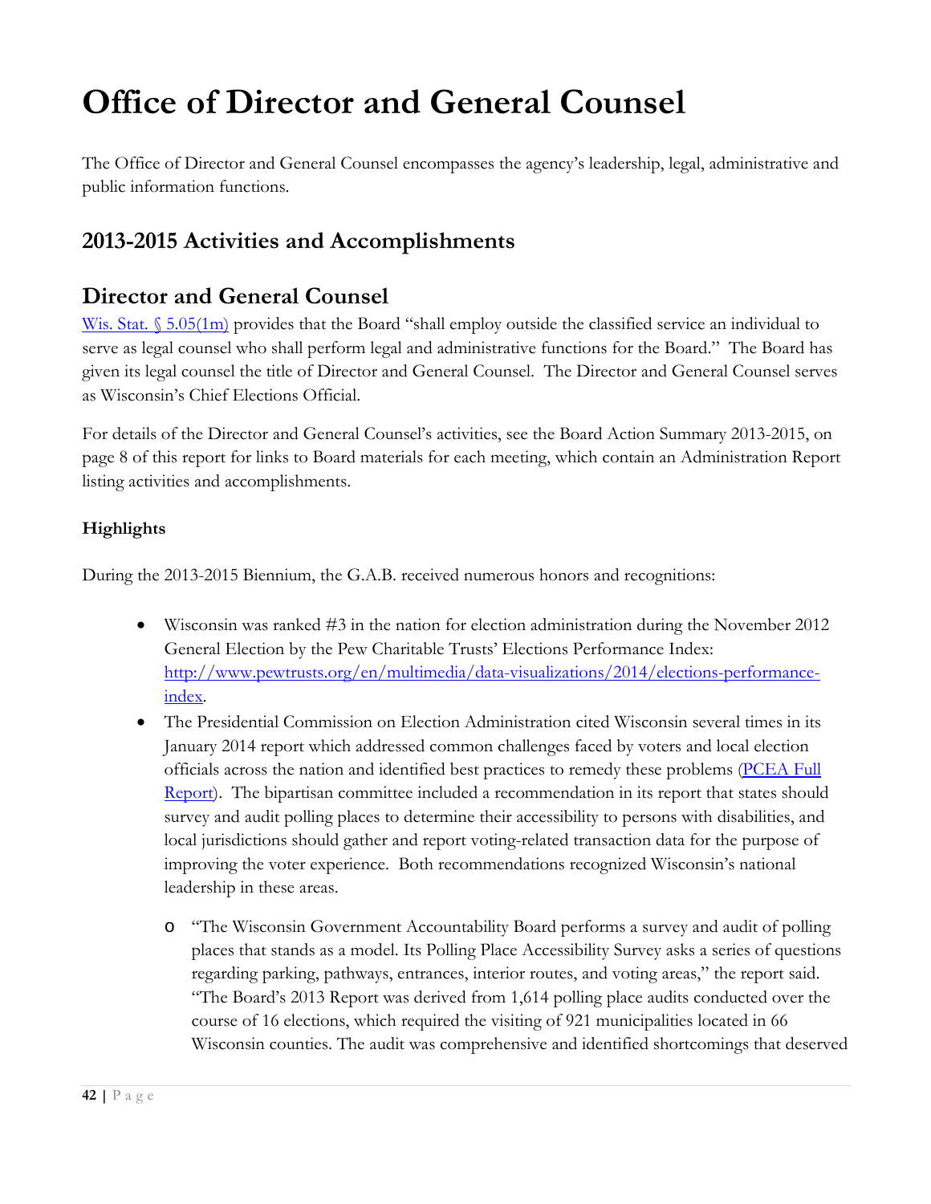# Office of Director and General Counsel

The Office of Director and General Counsel encompasses the agency's leadership, legal, administrative and public information functions.

## 2013-2015 Activities and Accomplishments

## Director and General Counsel

[Wis. Stat. § 5.05(1m)](Wis. Stat. § 5.05(1m)) provides that the Board "shall employ outside the classified service an individual to serve as legal counsel who shall perform legal and administrative functions for the Board." The Board has given its legal counsel the title of Director and General Counsel. The Director and General Counsel serves as Wisconsin's Chief Elections Official.

For details of the Director and General Counsel's activities, see the Board Action Summary 2013-2015, on page 8 of this report for links to Board materials for each meeting, which contain an Administration Report listing activities and accomplishments.

**Highlights**

During the 2013-2015 Biennium, the G.A.B. received numerous honors and recognitions:

- Wisconsin was ranked #3 in the nation for election administration during the November 2012 General Election by the Pew Charitable Trusts' Elections Performance Index: http://www.pewtrusts.org/en/multimedia/data-visualizations/2014/elections-performance-index.
- The Presidential Commission on Election Administration cited Wisconsin several times in its January 2014 report which addressed common challenges faced by voters and local election officials across the nation and identified best practices to remedy these problems (PCEA Full Report). The bipartisan committee included a recommendation in its report that states should survey and audit polling places to determine their accessibility to persons with disabilities, and local jurisdictions should gather and report voting-related transaction data for the purpose of improving the voter experience. Both recommendations recognized Wisconsin's national leadership in these areas.
    - "The Wisconsin Government Accountability Board performs a survey and audit of polling places that stands as a model. Its Polling Place Accessibility Survey asks a series of questions regarding parking, pathways, entrances, interior routes, and voting areas," the report said. "The Board's 2013 Report was derived from 1,614 polling place audits conducted over the course of 16 elections, which required the visiting of 921 municipalities located in 66 Wisconsin counties. The audit was comprehensive and identified shortcomings that deserved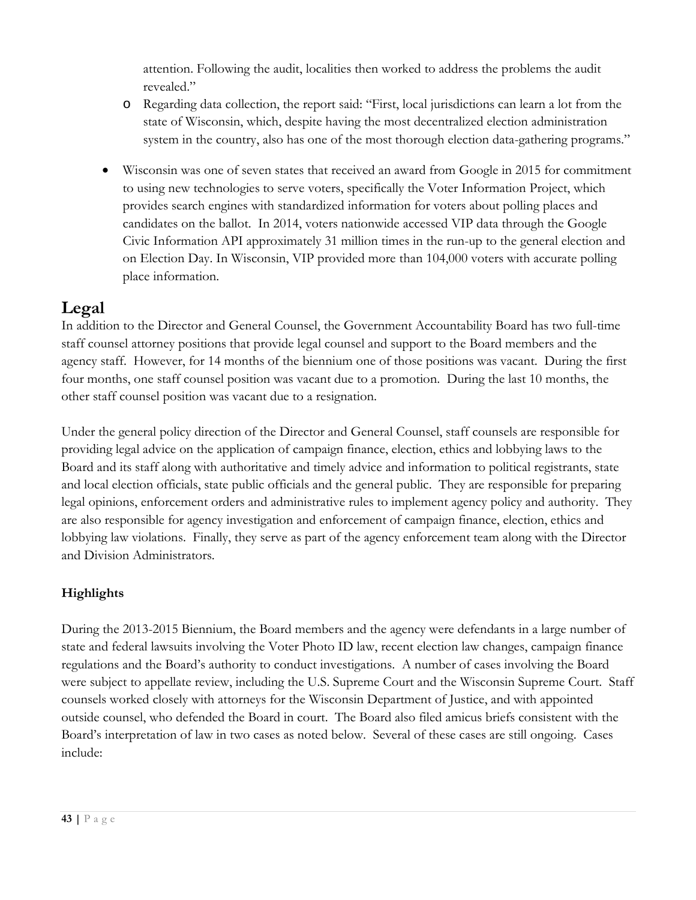attention. Following the audit, localities then worked to address the problems the audit revealed."

  - Regarding data collection, the report said: "First, local jurisdictions can learn a lot from the state of Wisconsin, which, despite having the most decentralized election administration system in the country, also has one of the most thorough election data-gathering programs."

- Wisconsin was one of seven states that received an award from Google in 2015 for commitment to using new technologies to serve voters, specifically the Voter Information Project, which provides search engines with standardized information for voters about polling places and candidates on the ballot. In 2014, voters nationwide accessed VIP data through the Google Civic Information API approximately 31 million times in the run-up to the general election and on Election Day. In Wisconsin, VIP provided more than 104,000 voters with accurate polling place information.

## Legal

In addition to the Director and General Counsel, the Government Accountability Board has two full-time staff counsel attorney positions that provide legal counsel and support to the Board members and the agency staff. However, for 14 months of the biennium one of those positions was vacant. During the first four months, one staff counsel position was vacant due to a promotion. During the last 10 months, the other staff counsel position was vacant due to a resignation.

Under the general policy direction of the Director and General Counsel, staff counsels are responsible for providing legal advice on the application of campaign finance, election, ethics and lobbying laws to the Board and its staff along with authoritative and timely advice and information to political registrants, state and local election officials, state public officials and the general public. They are responsible for preparing legal opinions, enforcement orders and administrative rules to implement agency policy and authority. They are also responsible for agency investigation and enforcement of campaign finance, election, ethics and lobbying law violations. Finally, they serve as part of the agency enforcement team along with the Director and Division Administrators.

### Highlights

During the 2013-2015 Biennium, the Board members and the agency were defendants in a large number of state and federal lawsuits involving the Voter Photo ID law, recent election law changes, campaign finance regulations and the Board's authority to conduct investigations. A number of cases involving the Board were subject to appellate review, including the U.S. Supreme Court and the Wisconsin Supreme Court. Staff counsels worked closely with attorneys for the Wisconsin Department of Justice, and with appointed outside counsel, who defended the Board in court. The Board also filed amicus briefs consistent with the Board's interpretation of law in two cases as noted below. Several of these cases are still ongoing. Cases include: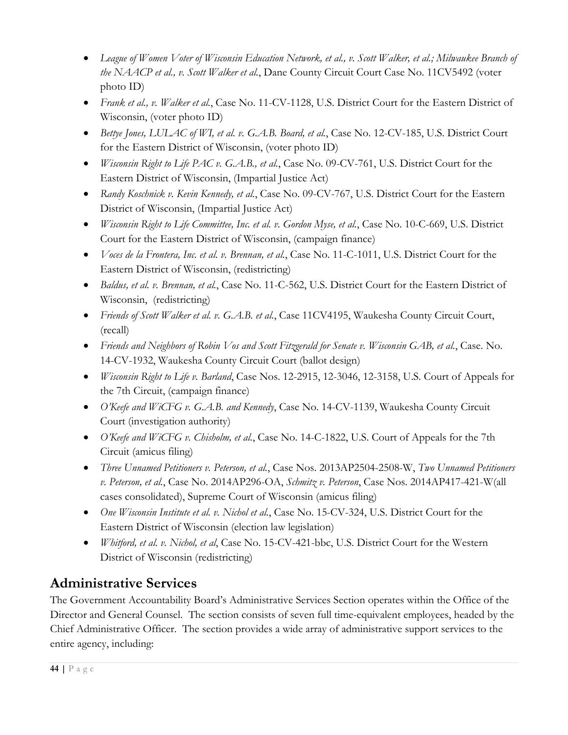- *League of Women Voter of Wisconsin Education Network, et al., v. Scott Walker, et al.; Milwaukee Branch of the NAACP et al., v. Scott Walker et al.*, Dane County Circuit Court Case No. 11CV5492 (voter photo ID)
- *Frank et al., v. Walker et al.*, Case No. 11-CV-1128, U.S. District Court for the Eastern District of Wisconsin, (voter photo ID)
- *Bettye Jones, LULAC of WI, et al. v. G.A.B. Board, et al.*, Case No. 12-CV-185, U.S. District Court for the Eastern District of Wisconsin, (voter photo ID)
- *Wisconsin Right to Life PAC v. G.A.B., et al.*, Case No. 09-CV-761, U.S. District Court for the Eastern District of Wisconsin, (Impartial Justice Act)
- *Randy Koschnick v. Kevin Kennedy, et al.*, Case No. 09-CV-767, U.S. District Court for the Eastern District of Wisconsin, (Impartial Justice Act)
- *Wisconsin Right to Life Committee, Inc. et al. v. Gordon Myse, et al.*, Case No. 10-C-669, U.S. District Court for the Eastern District of Wisconsin, (campaign finance)
- *Voces de la Frontera, Inc. et al. v. Brennan, et al.*, Case No. 11-C-1011, U.S. District Court for the Eastern District of Wisconsin, (redistricting)
- *Baldus, et al. v. Brennan, et al.*, Case No. 11-C-562, U.S. District Court for the Eastern District of Wisconsin, (redistricting)
- *Friends of Scott Walker et al. v. G.A.B. et al.*, Case 11CV4195, Waukesha County Circuit Court, (recall)
- *Friends and Neighbors of Robin Vos and Scott Fitzgerald for Senate v. Wisconsin GAB, et al.*, Case. No. 14-CV-1932, Waukesha County Circuit Court (ballot design)
- *Wisconsin Right to Life v. Barland*, Case Nos. 12-2915, 12-3046, 12-3158, U.S. Court of Appeals for the 7th Circuit, (campaign finance)
- *O'Keefe and WiCFG v. G.A.B. and Kennedy*, Case No. 14-CV-1139, Waukesha County Circuit Court (investigation authority)
- *O'Keefe and WiCFG v. Chisholm, et al.*, Case No. 14-C-1822, U.S. Court of Appeals for the 7th Circuit (amicus filing)
- *Three Unnamed Petitioners v. Peterson, et al.*, Case Nos. 2013AP2504-2508-W, *Two Unnamed Petitioners v. Peterson, et al.*, Case No. 2014AP296-OA, *Schmitz v. Peterson*, Case Nos. 2014AP417-421-W(all cases consolidated), Supreme Court of Wisconsin (amicus filing)
- *One Wisconsin Institute et al. v. Nichol et al.*, Case No. 15-CV-324, U.S. District Court for the Eastern District of Wisconsin (election law legislation)
- *Whitford, et al. v. Nichol, et al*, Case No. 15-CV-421-bbc, U.S. District Court for the Western District of Wisconsin (redistricting)

## Administrative Services

The Government Accountability Board's Administrative Services Section operates within the Office of the Director and General Counsel. The section consists of seven full time-equivalent employees, headed by the Chief Administrative Officer. The section provides a wide array of administrative support services to the entire agency, including: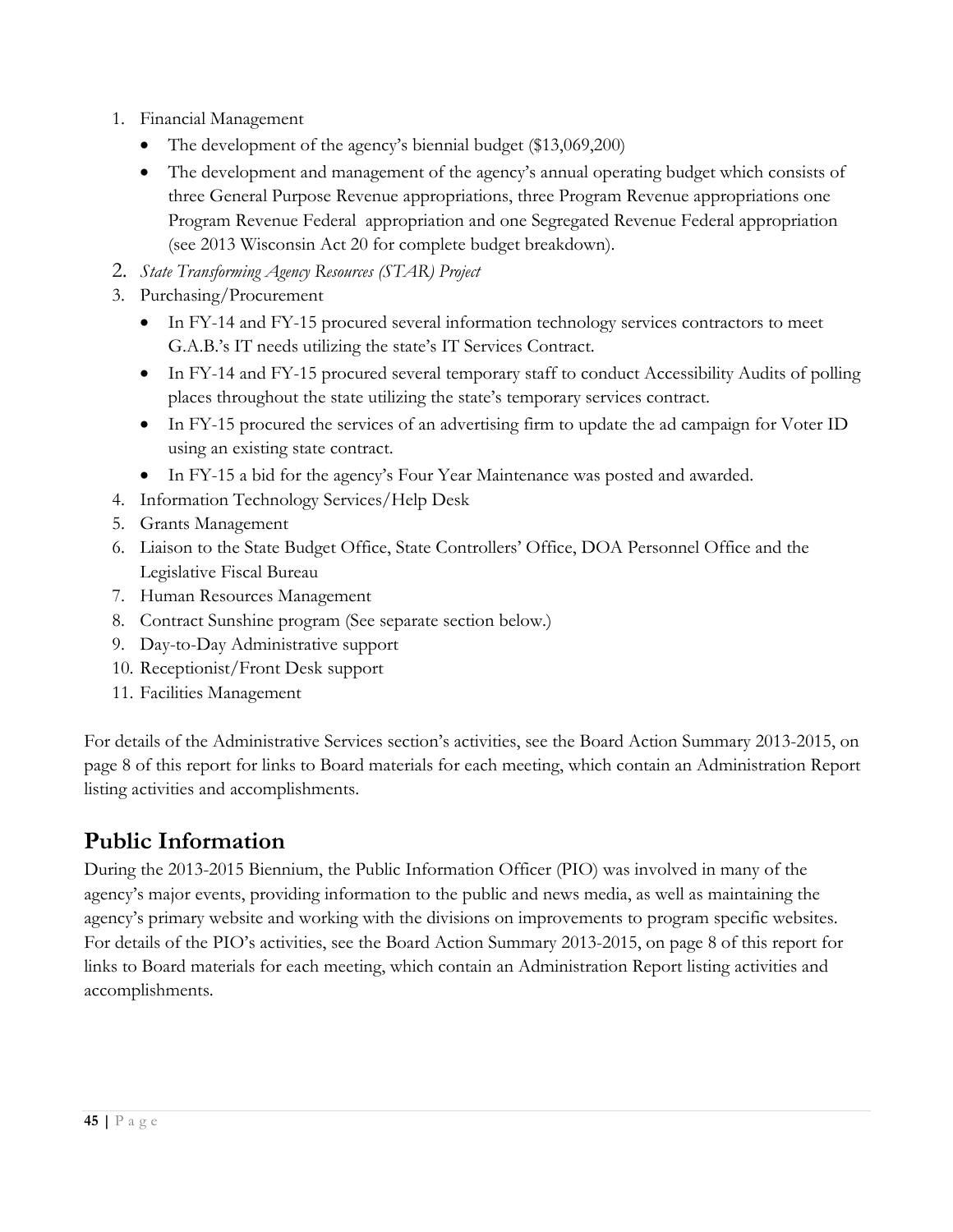1. Financial Management
   - The development of the agency's biennial budget ($13,069,200)
   - The development and management of the agency's annual operating budget which consists of three General Purpose Revenue appropriations, three Program Revenue appropriations one Program Revenue Federal appropriation and one Segregated Revenue Federal appropriation (see 2013 Wisconsin Act 20 for complete budget breakdown).
2. *State Transforming Agency Resources (STAR) Project*
3. Purchasing/Procurement
   - In FY-14 and FY-15 procured several information technology services contractors to meet G.A.B.'s IT needs utilizing the state's IT Services Contract.
   - In FY-14 and FY-15 procured several temporary staff to conduct Accessibility Audits of polling places throughout the state utilizing the state's temporary services contract.
   - In FY-15 procured the services of an advertising firm to update the ad campaign for Voter ID using an existing state contract.
   - In FY-15 a bid for the agency's Four Year Maintenance was posted and awarded.
4. Information Technology Services/Help Desk
5. Grants Management
6. Liaison to the State Budget Office, State Controllers' Office, DOA Personnel Office and the Legislative Fiscal Bureau
7. Human Resources Management
8. Contract Sunshine program (See separate section below.)
9. Day-to-Day Administrative support
10. Receptionist/Front Desk support
11. Facilities Management

For details of the Administrative Services section's activities, see the Board Action Summary 2013-2015, on page 8 of this report for links to Board materials for each meeting, which contain an Administration Report listing activities and accomplishments.

## Public Information

During the 2013-2015 Biennium, the Public Information Officer (PIO) was involved in many of the agency's major events, providing information to the public and news media, as well as maintaining the agency's primary website and working with the divisions on improvements to program specific websites. For details of the PIO's activities, see the Board Action Summary 2013-2015, on page 8 of this report for links to Board materials for each meeting, which contain an Administration Report listing activities and accomplishments.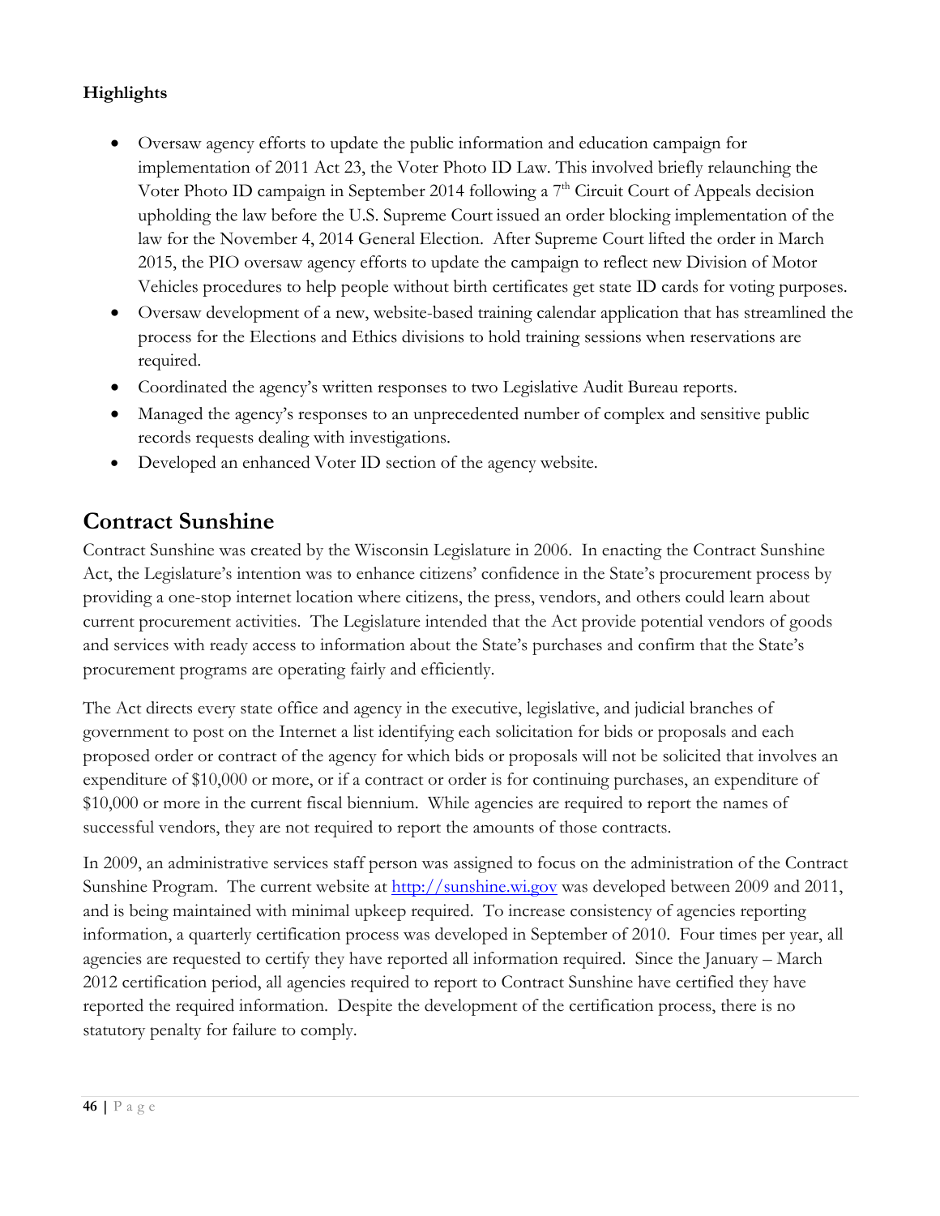**Highlights**

- Oversaw agency efforts to update the public information and education campaign for implementation of 2011 Act 23, the Voter Photo ID Law. This involved briefly relaunching the Voter Photo ID campaign in September 2014 following a 7th Circuit Court of Appeals decision upholding the law before the U.S. Supreme Court issued an order blocking implementation of the law for the November 4, 2014 General Election. After Supreme Court lifted the order in March 2015, the PIO oversaw agency efforts to update the campaign to reflect new Division of Motor Vehicles procedures to help people without birth certificates get state ID cards for voting purposes.
- Oversaw development of a new, website-based training calendar application that has streamlined the process for the Elections and Ethics divisions to hold training sessions when reservations are required.
- Coordinated the agency's written responses to two Legislative Audit Bureau reports.
- Managed the agency's responses to an unprecedented number of complex and sensitive public records requests dealing with investigations.
- Developed an enhanced Voter ID section of the agency website.

## Contract Sunshine

Contract Sunshine was created by the Wisconsin Legislature in 2006. In enacting the Contract Sunshine Act, the Legislature's intention was to enhance citizens' confidence in the State's procurement process by providing a one-stop internet location where citizens, the press, vendors, and others could learn about current procurement activities. The Legislature intended that the Act provide potential vendors of goods and services with ready access to information about the State's purchases and confirm that the State's procurement programs are operating fairly and efficiently.

The Act directs every state office and agency in the executive, legislative, and judicial branches of government to post on the Internet a list identifying each solicitation for bids or proposals and each proposed order or contract of the agency for which bids or proposals will not be solicited that involves an expenditure of $10,000 or more, or if a contract or order is for continuing purchases, an expenditure of $10,000 or more in the current fiscal biennium. While agencies are required to report the names of successful vendors, they are not required to report the amounts of those contracts.

In 2009, an administrative services staff person was assigned to focus on the administration of the Contract Sunshine Program. The current website at http://sunshine.wi.gov was developed between 2009 and 2011, and is being maintained with minimal upkeep required. To increase consistency of agencies reporting information, a quarterly certification process was developed in September of 2010. Four times per year, all agencies are requested to certify they have reported all information required. Since the January – March 2012 certification period, all agencies required to report to Contract Sunshine have certified they have reported the required information. Despite the development of the certification process, there is no statutory penalty for failure to comply.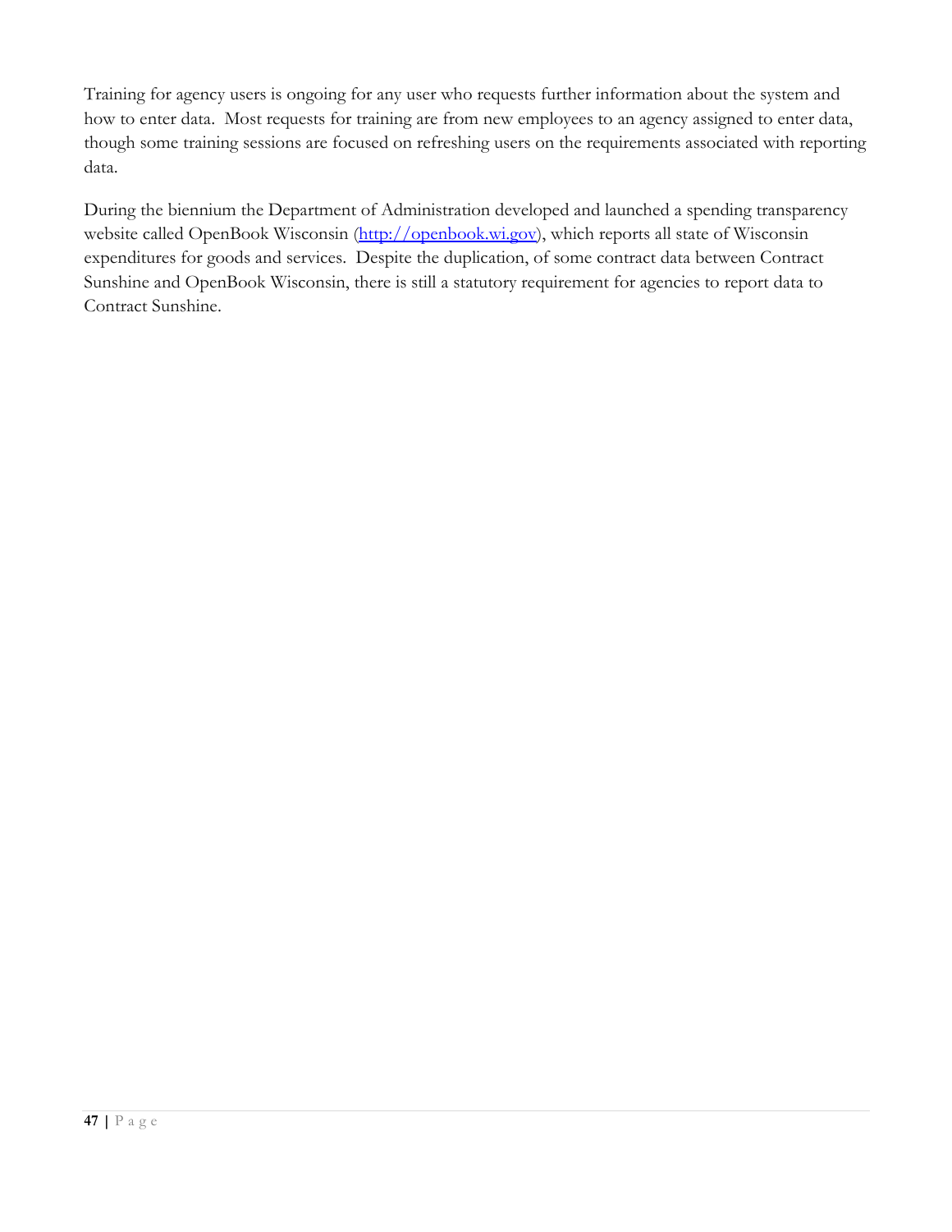Training for agency users is ongoing for any user who requests further information about the system and how to enter data. Most requests for training are from new employees to an agency assigned to enter data, though some training sessions are focused on refreshing users on the requirements associated with reporting data.

During the biennium the Department of Administration developed and launched a spending transparency website called OpenBook Wisconsin (http://openbook.wi.gov), which reports all state of Wisconsin expenditures for goods and services. Despite the duplication, of some contract data between Contract Sunshine and OpenBook Wisconsin, there is still a statutory requirement for agencies to report data to Contract Sunshine.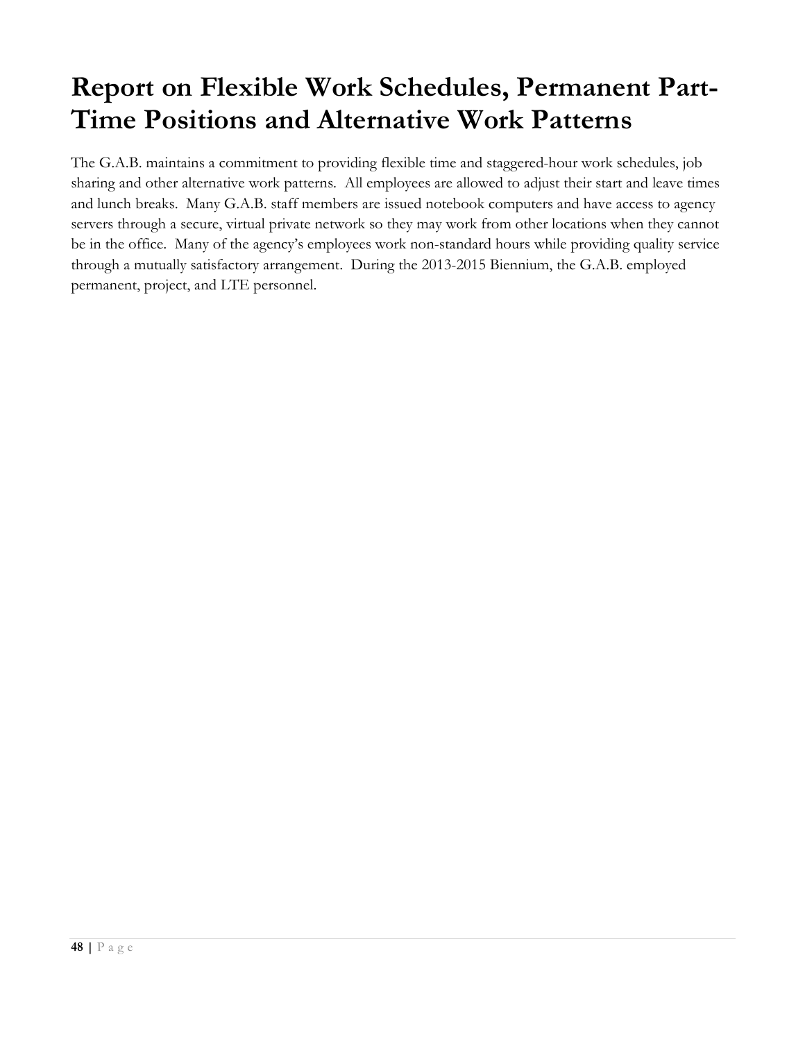# Report on Flexible Work Schedules, Permanent Part-Time Positions and Alternative Work Patterns

The G.A.B. maintains a commitment to providing flexible time and staggered-hour work schedules, job sharing and other alternative work patterns. All employees are allowed to adjust their start and leave times and lunch breaks. Many G.A.B. staff members are issued notebook computers and have access to agency servers through a secure, virtual private network so they may work from other locations when they cannot be in the office. Many of the agency's employees work non-standard hours while providing quality service through a mutually satisfactory arrangement. During the 2013-2015 Biennium, the G.A.B. employed permanent, project, and LTE personnel.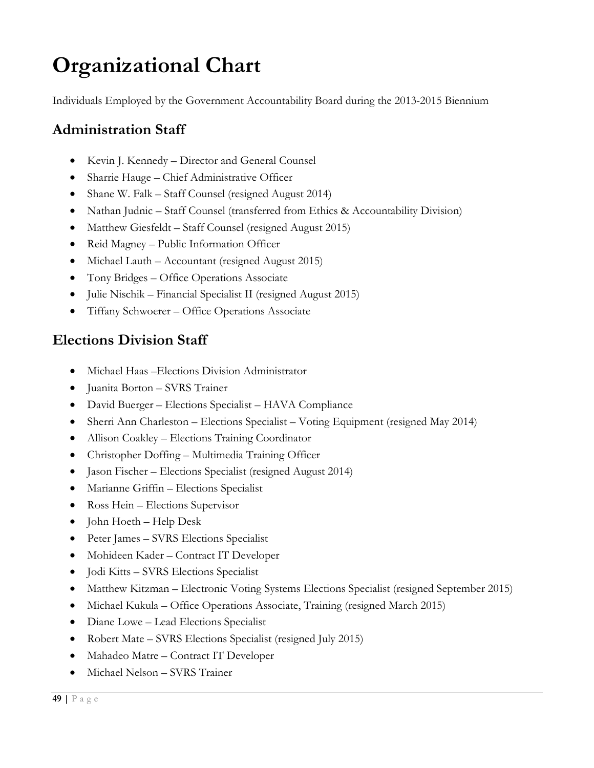# Organizational Chart

Individuals Employed by the Government Accountability Board during the 2013-2015 Biennium

## Administration Staff

- Kevin J. Kennedy – Director and General Counsel
- Sharrie Hauge – Chief Administrative Officer
- Shane W. Falk – Staff Counsel (resigned August 2014)
- Nathan Judnic – Staff Counsel (transferred from Ethics & Accountability Division)
- Matthew Giesfeldt – Staff Counsel (resigned August 2015)
- Reid Magney – Public Information Officer
- Michael Lauth – Accountant (resigned August 2015)
- Tony Bridges – Office Operations Associate
- Julie Nischik – Financial Specialist II (resigned August 2015)
- Tiffany Schwoerer – Office Operations Associate

## Elections Division Staff

- Michael Haas –Elections Division Administrator
- Juanita Borton – SVRS Trainer
- David Buerger – Elections Specialist – HAVA Compliance
- Sherri Ann Charleston – Elections Specialist – Voting Equipment (resigned May 2014)
- Allison Coakley – Elections Training Coordinator
- Christopher Doffing – Multimedia Training Officer
- Jason Fischer – Elections Specialist (resigned August 2014)
- Marianne Griffin – Elections Specialist
- Ross Hein – Elections Supervisor
- John Hoeth – Help Desk
- Peter James – SVRS Elections Specialist
- Mohideen Kader – Contract IT Developer
- Jodi Kitts – SVRS Elections Specialist
- Matthew Kitzman – Electronic Voting Systems Elections Specialist (resigned September 2015)
- Michael Kukula – Office Operations Associate, Training (resigned March 2015)
- Diane Lowe – Lead Elections Specialist
- Robert Mate – SVRS Elections Specialist (resigned July 2015)
- Mahadeo Matre – Contract IT Developer
- Michael Nelson – SVRS Trainer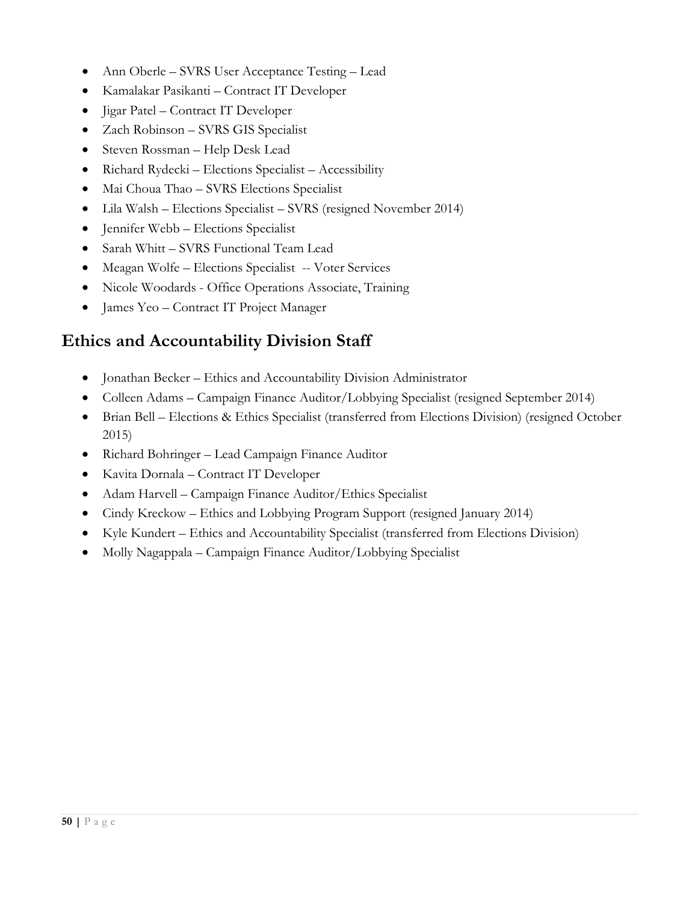- Ann Oberle – SVRS User Acceptance Testing – Lead
- Kamalakar Pasikanti – Contract IT Developer
- Jigar Patel – Contract IT Developer
- Zach Robinson – SVRS GIS Specialist
- Steven Rossman – Help Desk Lead
- Richard Rydecki – Elections Specialist – Accessibility
- Mai Choua Thao – SVRS Elections Specialist
- Lila Walsh – Elections Specialist – SVRS (resigned November 2014)
- Jennifer Webb – Elections Specialist
- Sarah Whitt – SVRS Functional Team Lead
- Meagan Wolfe – Elections Specialist -- Voter Services
- Nicole Woodards - Office Operations Associate, Training
- James Yeo – Contract IT Project Manager

## Ethics and Accountability Division Staff

- Jonathan Becker – Ethics and Accountability Division Administrator
- Colleen Adams – Campaign Finance Auditor/Lobbying Specialist (resigned September 2014)
- Brian Bell – Elections & Ethics Specialist (transferred from Elections Division) (resigned October 2015)
- Richard Bohringer – Lead Campaign Finance Auditor
- Kavita Dornala – Contract IT Developer
- Adam Harvell – Campaign Finance Auditor/Ethics Specialist
- Cindy Kreckow – Ethics and Lobbying Program Support (resigned January 2014)
- Kyle Kundert – Ethics and Accountability Specialist (transferred from Elections Division)
- Molly Nagappala – Campaign Finance Auditor/Lobbying Specialist